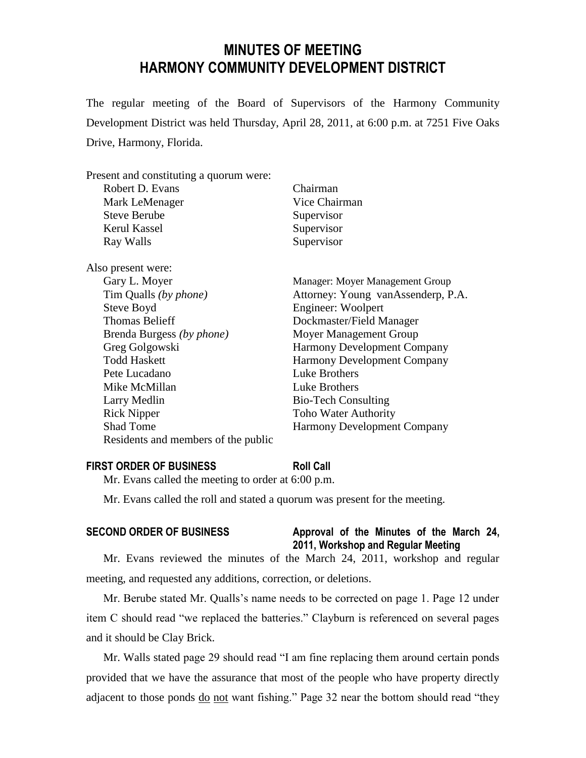# MINUTES OF MEETING
# HARMONY COMMUNITY DEVELOPMENT DISTRICT

The regular meeting of the Board of Supervisors of the Harmony Community Development District was held Thursday, April 28, 2011, at 6:00 p.m. at 7251 Five Oaks Drive, Harmony, Florida.

Present and constituting a quorum were:

| | |
|---|---|
| Robert D. Evans | Chairman |
| Mark LeMenager | Vice Chairman |
| Steve Berube | Supervisor |
| Kerul Kassel | Supervisor |
| Ray Walls | Supervisor |

Also present were:

| | |
|---|---|
| Gary L. Moyer | Manager: Moyer Management Group |
| Tim Qualls *(by phone)* | Attorney: Young vanAssenderp, P.A. |
| Steve Boyd | Engineer: Woolpert |
| Thomas Belieff | Dockmaster/Field Manager |
| Brenda Burgess *(by phone)* | Moyer Management Group |
| Greg Golgowski | Harmony Development Company |
| Todd Haskett | Harmony Development Company |
| Pete Lucadano | Luke Brothers |
| Mike McMillan | Luke Brothers |
| Larry Medlin | Bio-Tech Consulting |
| Rick Nipper | Toho Water Authority |
| Shad Tome | Harmony Development Company |
| Residents and members of the public | |

**FIRST ORDER OF BUSINESS** **Roll Call**

Mr. Evans called the meeting to order at 6:00 p.m.

Mr. Evans called the roll and stated a quorum was present for the meeting.

**SECOND ORDER OF BUSINESS** **Approval of the Minutes of the March 24, 2011, Workshop and Regular Meeting**

Mr. Evans reviewed the minutes of the March 24, 2011, workshop and regular meeting, and requested any additions, correction, or deletions.

Mr. Berube stated Mr. Qualls's name needs to be corrected on page 1. Page 12 under item C should read "we replaced the batteries." Clayburn is referenced on several pages and it should be Clay Brick.

Mr. Walls stated page 29 should read "I am fine replacing them around certain ponds provided that we have the assurance that most of the people who have property directly adjacent to those ponds do not want fishing." Page 32 near the bottom should read "they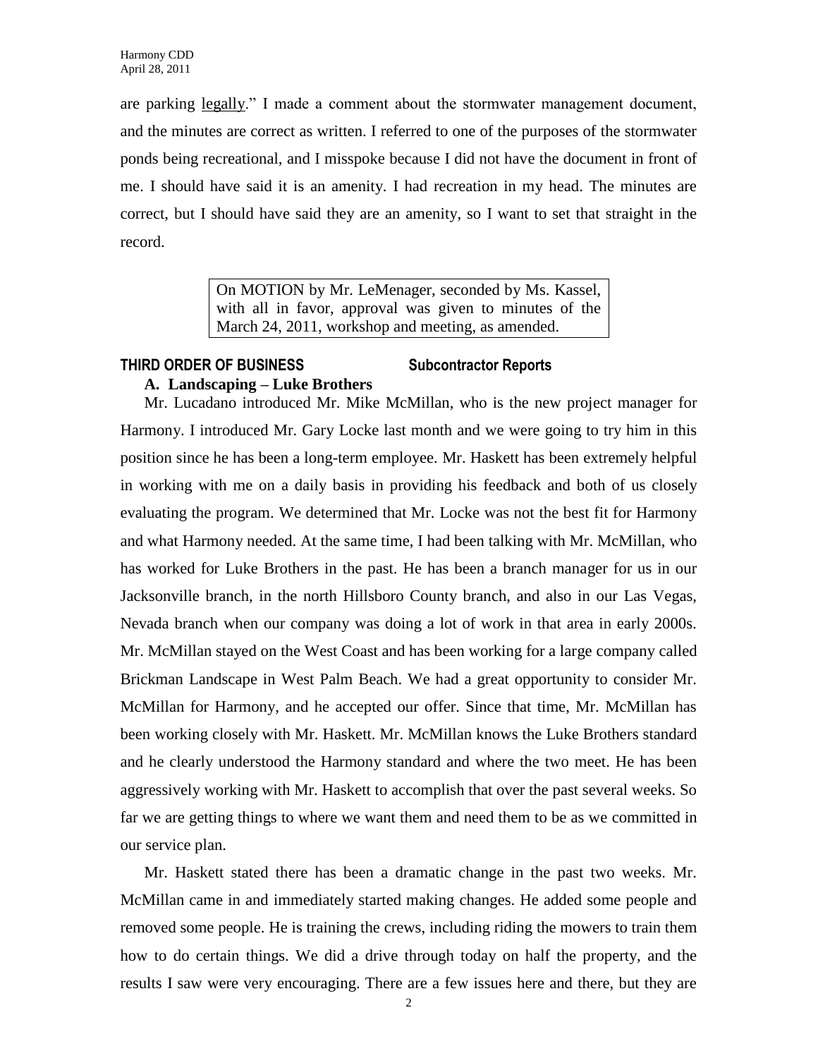are parking <u>legally</u>." I made a comment about the stormwater management document, and the minutes are correct as written. I referred to one of the purposes of the stormwater ponds being recreational, and I misspoke because I did not have the document in front of me. I should have said it is an amenity. I had recreation in my head. The minutes are correct, but I should have said they are an amenity, so I want to set that straight in the record.

> On MOTION by Mr. LeMenager, seconded by Ms. Kassel, with all in favor, approval was given to minutes of the March 24, 2011, workshop and meeting, as amended.

**THIRD ORDER OF BUSINESS Subcontractor Reports**

**A. Landscaping – Luke Brothers**

Mr. Lucadano introduced Mr. Mike McMillan, who is the new project manager for Harmony. I introduced Mr. Gary Locke last month and we were going to try him in this position since he has been a long-term employee. Mr. Haskett has been extremely helpful in working with me on a daily basis in providing his feedback and both of us closely evaluating the program. We determined that Mr. Locke was not the best fit for Harmony and what Harmony needed. At the same time, I had been talking with Mr. McMillan, who has worked for Luke Brothers in the past. He has been a branch manager for us in our Jacksonville branch, in the north Hillsboro County branch, and also in our Las Vegas, Nevada branch when our company was doing a lot of work in that area in early 2000s. Mr. McMillan stayed on the West Coast and has been working for a large company called Brickman Landscape in West Palm Beach. We had a great opportunity to consider Mr. McMillan for Harmony, and he accepted our offer. Since that time, Mr. McMillan has been working closely with Mr. Haskett. Mr. McMillan knows the Luke Brothers standard and he clearly understood the Harmony standard and where the two meet. He has been aggressively working with Mr. Haskett to accomplish that over the past several weeks. So far we are getting things to where we want them and need them to be as we committed in our service plan.

Mr. Haskett stated there has been a dramatic change in the past two weeks. Mr. McMillan came in and immediately started making changes. He added some people and removed some people. He is training the crews, including riding the mowers to train them how to do certain things. We did a drive through today on half the property, and the results I saw were very encouraging. There are a few issues here and there, but they are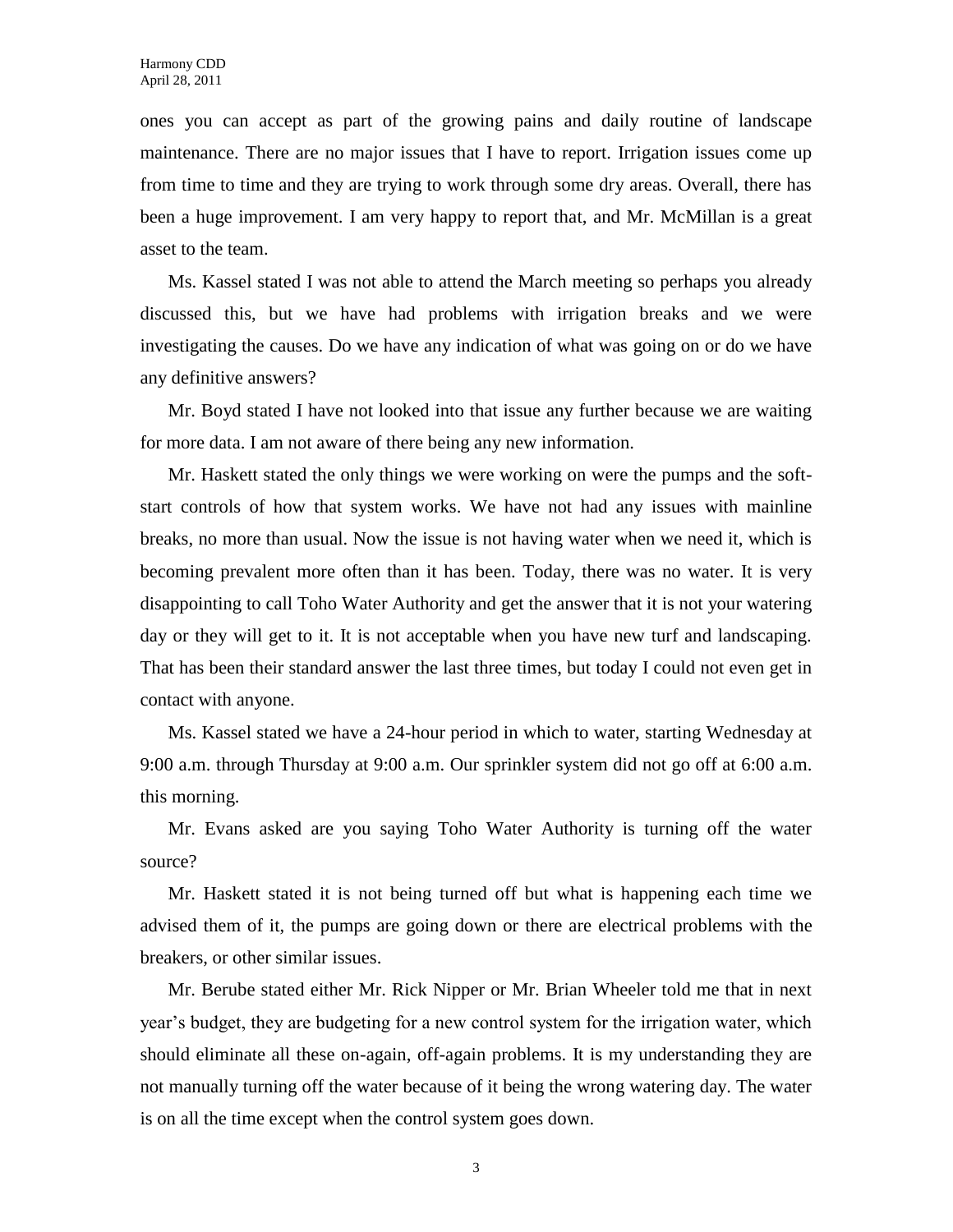ones you can accept as part of the growing pains and daily routine of landscape maintenance. There are no major issues that I have to report. Irrigation issues come up from time to time and they are trying to work through some dry areas. Overall, there has been a huge improvement. I am very happy to report that, and Mr. McMillan is a great asset to the team.

Ms. Kassel stated I was not able to attend the March meeting so perhaps you already discussed this, but we have had problems with irrigation breaks and we were investigating the causes. Do we have any indication of what was going on or do we have any definitive answers?

Mr. Boyd stated I have not looked into that issue any further because we are waiting for more data. I am not aware of there being any new information.

Mr. Haskett stated the only things we were working on were the pumps and the soft-start controls of how that system works. We have not had any issues with mainline breaks, no more than usual. Now the issue is not having water when we need it, which is becoming prevalent more often than it has been. Today, there was no water. It is very disappointing to call Toho Water Authority and get the answer that it is not your watering day or they will get to it. It is not acceptable when you have new turf and landscaping. That has been their standard answer the last three times, but today I could not even get in contact with anyone.

Ms. Kassel stated we have a 24-hour period in which to water, starting Wednesday at 9:00 a.m. through Thursday at 9:00 a.m. Our sprinkler system did not go off at 6:00 a.m. this morning.

Mr. Evans asked are you saying Toho Water Authority is turning off the water source?

Mr. Haskett stated it is not being turned off but what is happening each time we advised them of it, the pumps are going down or there are electrical problems with the breakers, or other similar issues.

Mr. Berube stated either Mr. Rick Nipper or Mr. Brian Wheeler told me that in next year's budget, they are budgeting for a new control system for the irrigation water, which should eliminate all these on-again, off-again problems. It is my understanding they are not manually turning off the water because of it being the wrong watering day. The water is on all the time except when the control system goes down.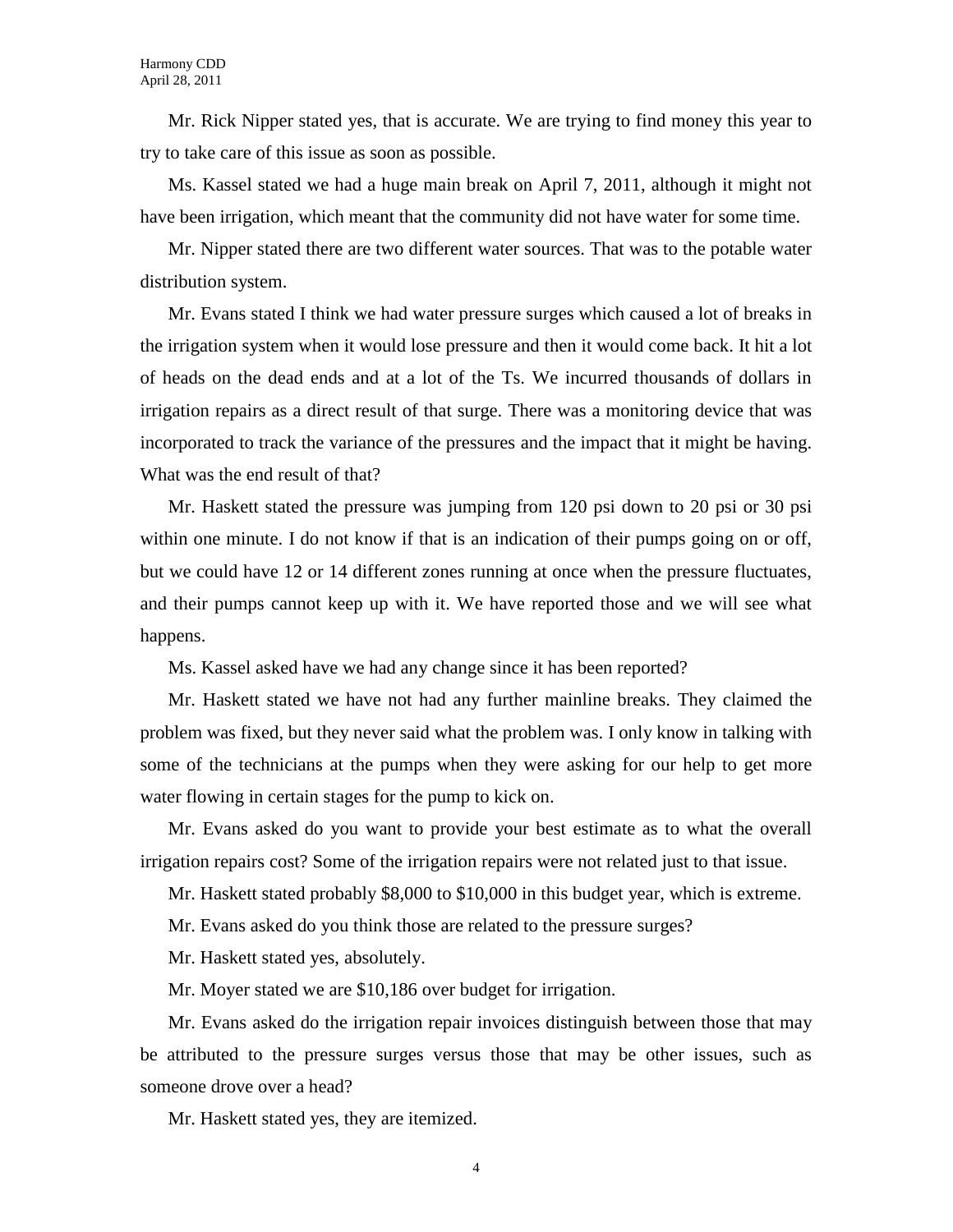Mr. Rick Nipper stated yes, that is accurate. We are trying to find money this year to try to take care of this issue as soon as possible.

Ms. Kassel stated we had a huge main break on April 7, 2011, although it might not have been irrigation, which meant that the community did not have water for some time.

Mr. Nipper stated there are two different water sources. That was to the potable water distribution system.

Mr. Evans stated I think we had water pressure surges which caused a lot of breaks in the irrigation system when it would lose pressure and then it would come back. It hit a lot of heads on the dead ends and at a lot of the Ts. We incurred thousands of dollars in irrigation repairs as a direct result of that surge. There was a monitoring device that was incorporated to track the variance of the pressures and the impact that it might be having. What was the end result of that?

Mr. Haskett stated the pressure was jumping from 120 psi down to 20 psi or 30 psi within one minute. I do not know if that is an indication of their pumps going on or off, but we could have 12 or 14 different zones running at once when the pressure fluctuates, and their pumps cannot keep up with it. We have reported those and we will see what happens.

Ms. Kassel asked have we had any change since it has been reported?

Mr. Haskett stated we have not had any further mainline breaks. They claimed the problem was fixed, but they never said what the problem was. I only know in talking with some of the technicians at the pumps when they were asking for our help to get more water flowing in certain stages for the pump to kick on.

Mr. Evans asked do you want to provide your best estimate as to what the overall irrigation repairs cost? Some of the irrigation repairs were not related just to that issue.

Mr. Haskett stated probably $8,000 to $10,000 in this budget year, which is extreme.

Mr. Evans asked do you think those are related to the pressure surges?

Mr. Haskett stated yes, absolutely.

Mr. Moyer stated we are $10,186 over budget for irrigation.

Mr. Evans asked do the irrigation repair invoices distinguish between those that may be attributed to the pressure surges versus those that may be other issues, such as someone drove over a head?

Mr. Haskett stated yes, they are itemized.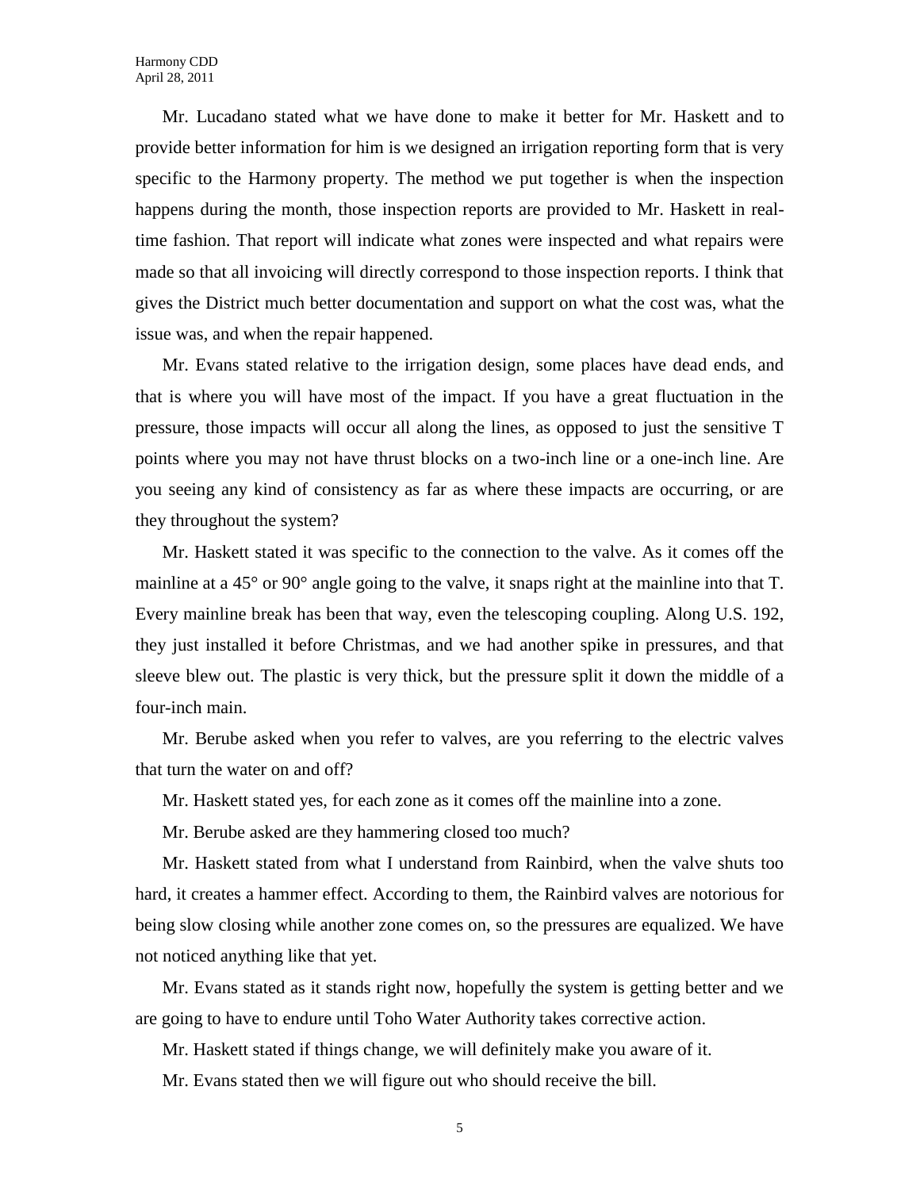Mr. Lucadano stated what we have done to make it better for Mr. Haskett and to provide better information for him is we designed an irrigation reporting form that is very specific to the Harmony property. The method we put together is when the inspection happens during the month, those inspection reports are provided to Mr. Haskett in real-time fashion. That report will indicate what zones were inspected and what repairs were made so that all invoicing will directly correspond to those inspection reports. I think that gives the District much better documentation and support on what the cost was, what the issue was, and when the repair happened.

Mr. Evans stated relative to the irrigation design, some places have dead ends, and that is where you will have most of the impact. If you have a great fluctuation in the pressure, those impacts will occur all along the lines, as opposed to just the sensitive T points where you may not have thrust blocks on a two-inch line or a one-inch line. Are you seeing any kind of consistency as far as where these impacts are occurring, or are they throughout the system?

Mr. Haskett stated it was specific to the connection to the valve. As it comes off the mainline at a 45° or 90° angle going to the valve, it snaps right at the mainline into that T. Every mainline break has been that way, even the telescoping coupling. Along U.S. 192, they just installed it before Christmas, and we had another spike in pressures, and that sleeve blew out. The plastic is very thick, but the pressure split it down the middle of a four-inch main.

Mr. Berube asked when you refer to valves, are you referring to the electric valves that turn the water on and off?

Mr. Haskett stated yes, for each zone as it comes off the mainline into a zone.

Mr. Berube asked are they hammering closed too much?

Mr. Haskett stated from what I understand from Rainbird, when the valve shuts too hard, it creates a hammer effect. According to them, the Rainbird valves are notorious for being slow closing while another zone comes on, so the pressures are equalized. We have not noticed anything like that yet.

Mr. Evans stated as it stands right now, hopefully the system is getting better and we are going to have to endure until Toho Water Authority takes corrective action.

Mr. Haskett stated if things change, we will definitely make you aware of it.

Mr. Evans stated then we will figure out who should receive the bill.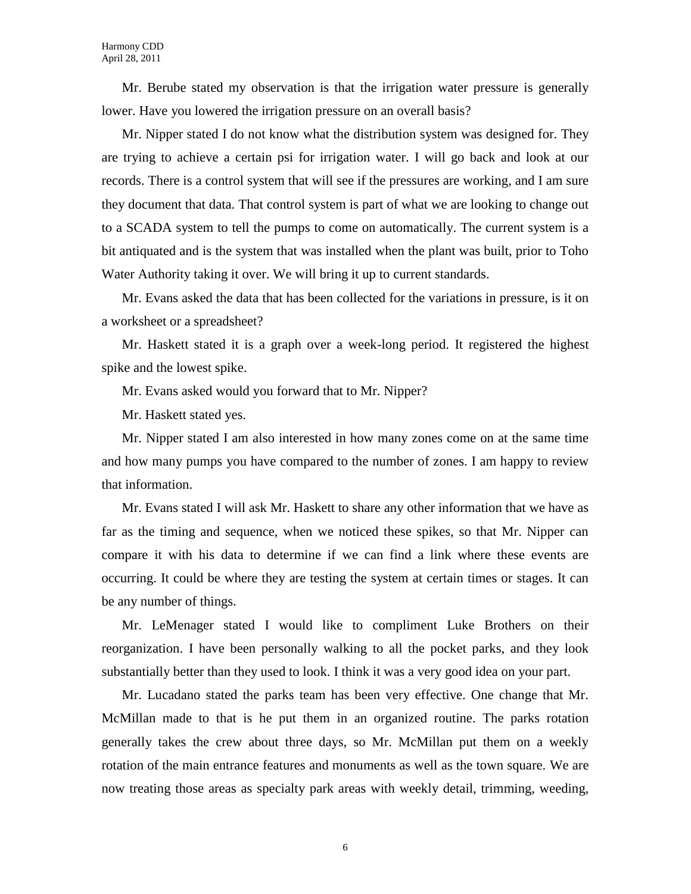Mr. Berube stated my observation is that the irrigation water pressure is generally lower. Have you lowered the irrigation pressure on an overall basis?

Mr. Nipper stated I do not know what the distribution system was designed for. They are trying to achieve a certain psi for irrigation water. I will go back and look at our records. There is a control system that will see if the pressures are working, and I am sure they document that data. That control system is part of what we are looking to change out to a SCADA system to tell the pumps to come on automatically. The current system is a bit antiquated and is the system that was installed when the plant was built, prior to Toho Water Authority taking it over. We will bring it up to current standards.

Mr. Evans asked the data that has been collected for the variations in pressure, is it on a worksheet or a spreadsheet?

Mr. Haskett stated it is a graph over a week-long period. It registered the highest spike and the lowest spike.

Mr. Evans asked would you forward that to Mr. Nipper?

Mr. Haskett stated yes.

Mr. Nipper stated I am also interested in how many zones come on at the same time and how many pumps you have compared to the number of zones. I am happy to review that information.

Mr. Evans stated I will ask Mr. Haskett to share any other information that we have as far as the timing and sequence, when we noticed these spikes, so that Mr. Nipper can compare it with his data to determine if we can find a link where these events are occurring. It could be where they are testing the system at certain times or stages. It can be any number of things.

Mr. LeMenager stated I would like to compliment Luke Brothers on their reorganization. I have been personally walking to all the pocket parks, and they look substantially better than they used to look. I think it was a very good idea on your part.

Mr. Lucadano stated the parks team has been very effective. One change that Mr. McMillan made to that is he put them in an organized routine. The parks rotation generally takes the crew about three days, so Mr. McMillan put them on a weekly rotation of the main entrance features and monuments as well as the town square. We are now treating those areas as specialty park areas with weekly detail, trimming, weeding,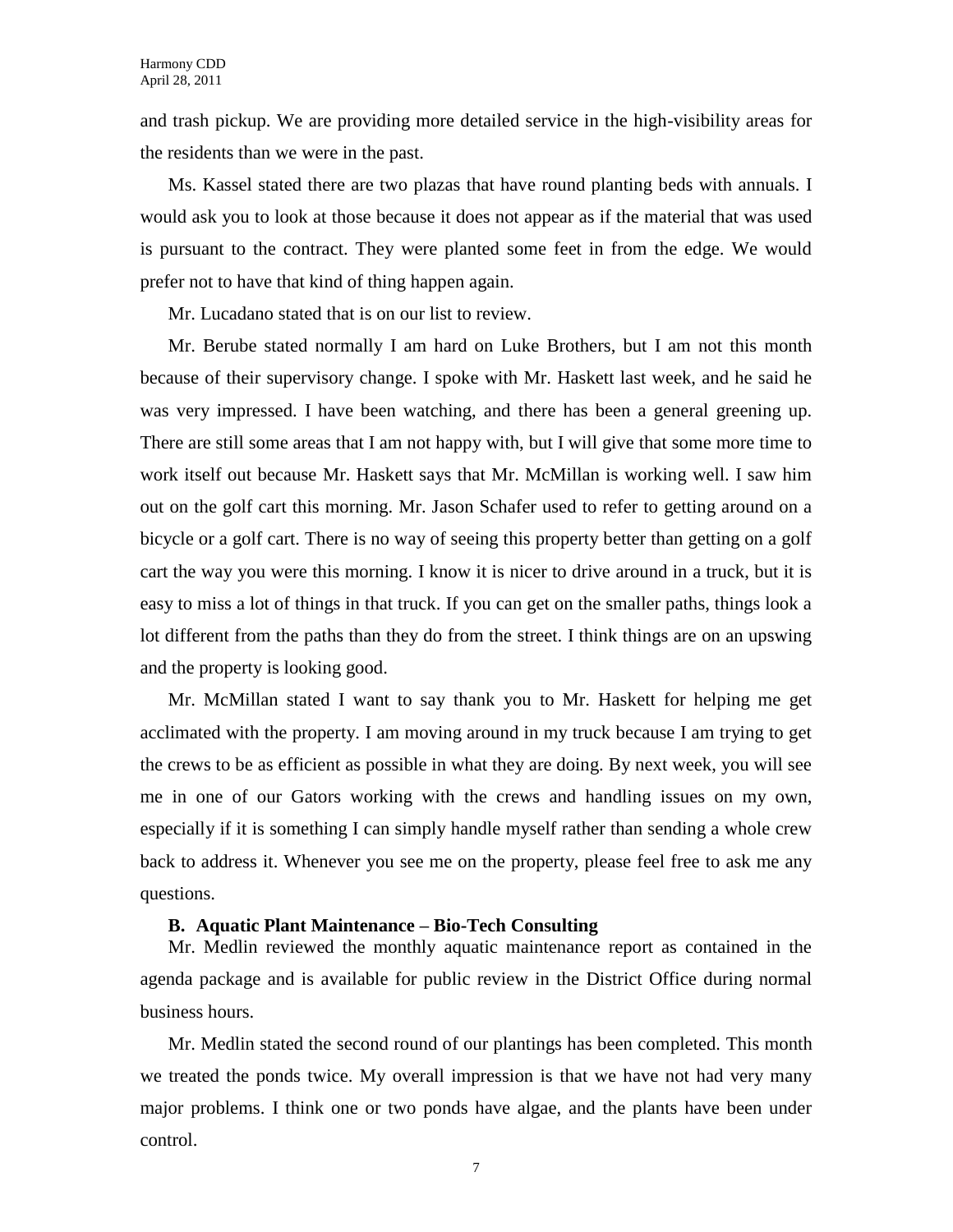and trash pickup. We are providing more detailed service in the high-visibility areas for the residents than we were in the past.

Ms. Kassel stated there are two plazas that have round planting beds with annuals. I would ask you to look at those because it does not appear as if the material that was used is pursuant to the contract. They were planted some feet in from the edge. We would prefer not to have that kind of thing happen again.

Mr. Lucadano stated that is on our list to review.

Mr. Berube stated normally I am hard on Luke Brothers, but I am not this month because of their supervisory change. I spoke with Mr. Haskett last week, and he said he was very impressed. I have been watching, and there has been a general greening up. There are still some areas that I am not happy with, but I will give that some more time to work itself out because Mr. Haskett says that Mr. McMillan is working well. I saw him out on the golf cart this morning. Mr. Jason Schafer used to refer to getting around on a bicycle or a golf cart. There is no way of seeing this property better than getting on a golf cart the way you were this morning. I know it is nicer to drive around in a truck, but it is easy to miss a lot of things in that truck. If you can get on the smaller paths, things look a lot different from the paths than they do from the street. I think things are on an upswing and the property is looking good.

Mr. McMillan stated I want to say thank you to Mr. Haskett for helping me get acclimated with the property. I am moving around in my truck because I am trying to get the crews to be as efficient as possible in what they are doing. By next week, you will see me in one of our Gators working with the crews and handling issues on my own, especially if it is something I can simply handle myself rather than sending a whole crew back to address it. Whenever you see me on the property, please feel free to ask me any questions.

**B. Aquatic Plant Maintenance – Bio-Tech Consulting**

Mr. Medlin reviewed the monthly aquatic maintenance report as contained in the agenda package and is available for public review in the District Office during normal business hours.

Mr. Medlin stated the second round of our plantings has been completed. This month we treated the ponds twice. My overall impression is that we have not had very many major problems. I think one or two ponds have algae, and the plants have been under control.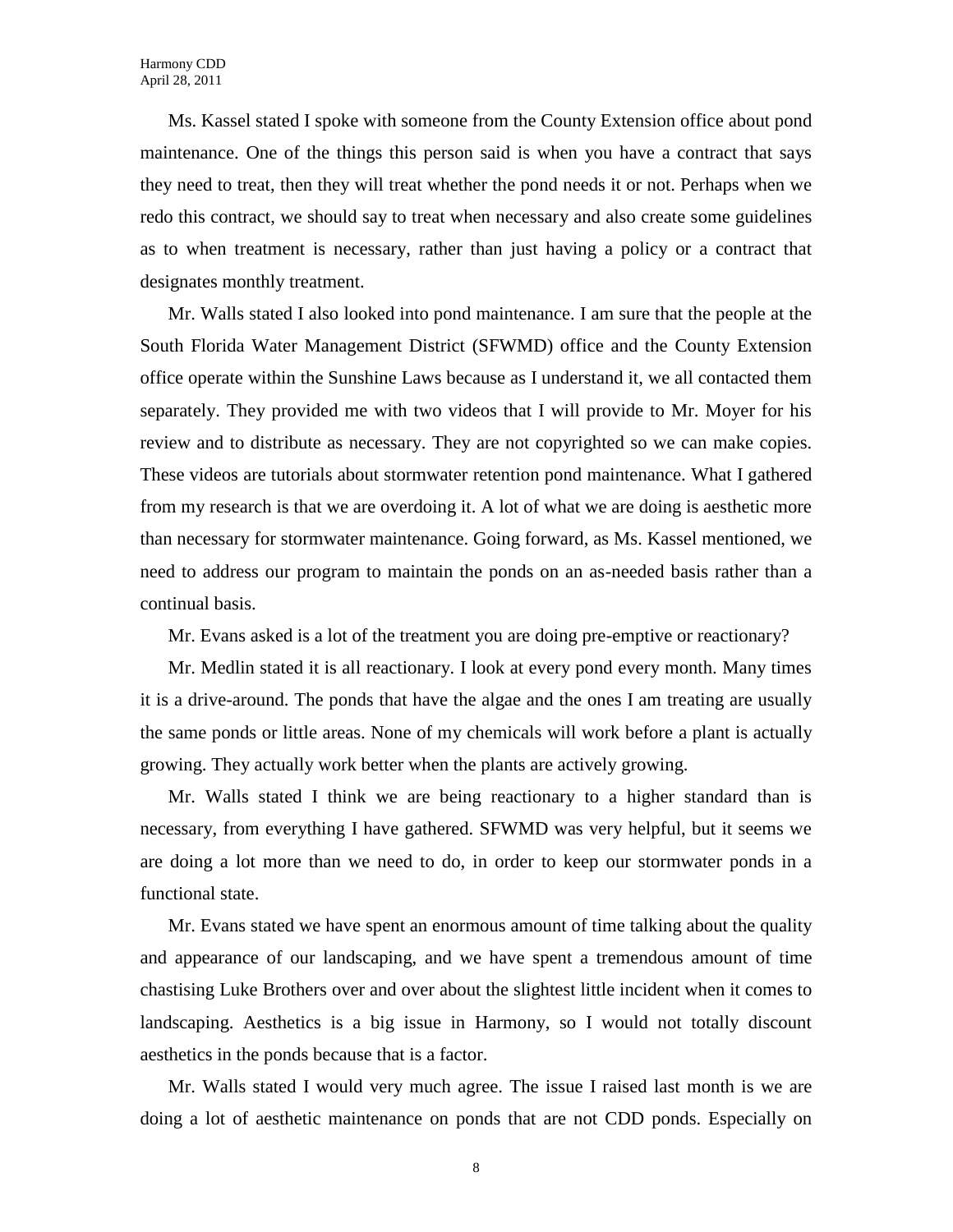Ms. Kassel stated I spoke with someone from the County Extension office about pond maintenance. One of the things this person said is when you have a contract that says they need to treat, then they will treat whether the pond needs it or not. Perhaps when we redo this contract, we should say to treat when necessary and also create some guidelines as to when treatment is necessary, rather than just having a policy or a contract that designates monthly treatment.

Mr. Walls stated I also looked into pond maintenance. I am sure that the people at the South Florida Water Management District (SFWMD) office and the County Extension office operate within the Sunshine Laws because as I understand it, we all contacted them separately. They provided me with two videos that I will provide to Mr. Moyer for his review and to distribute as necessary. They are not copyrighted so we can make copies. These videos are tutorials about stormwater retention pond maintenance. What I gathered from my research is that we are overdoing it. A lot of what we are doing is aesthetic more than necessary for stormwater maintenance. Going forward, as Ms. Kassel mentioned, we need to address our program to maintain the ponds on an as-needed basis rather than a continual basis.

Mr. Evans asked is a lot of the treatment you are doing pre-emptive or reactionary?

Mr. Medlin stated it is all reactionary. I look at every pond every month. Many times it is a drive-around. The ponds that have the algae and the ones I am treating are usually the same ponds or little areas. None of my chemicals will work before a plant is actually growing. They actually work better when the plants are actively growing.

Mr. Walls stated I think we are being reactionary to a higher standard than is necessary, from everything I have gathered. SFWMD was very helpful, but it seems we are doing a lot more than we need to do, in order to keep our stormwater ponds in a functional state.

Mr. Evans stated we have spent an enormous amount of time talking about the quality and appearance of our landscaping, and we have spent a tremendous amount of time chastising Luke Brothers over and over about the slightest little incident when it comes to landscaping. Aesthetics is a big issue in Harmony, so I would not totally discount aesthetics in the ponds because that is a factor.

Mr. Walls stated I would very much agree. The issue I raised last month is we are doing a lot of aesthetic maintenance on ponds that are not CDD ponds. Especially on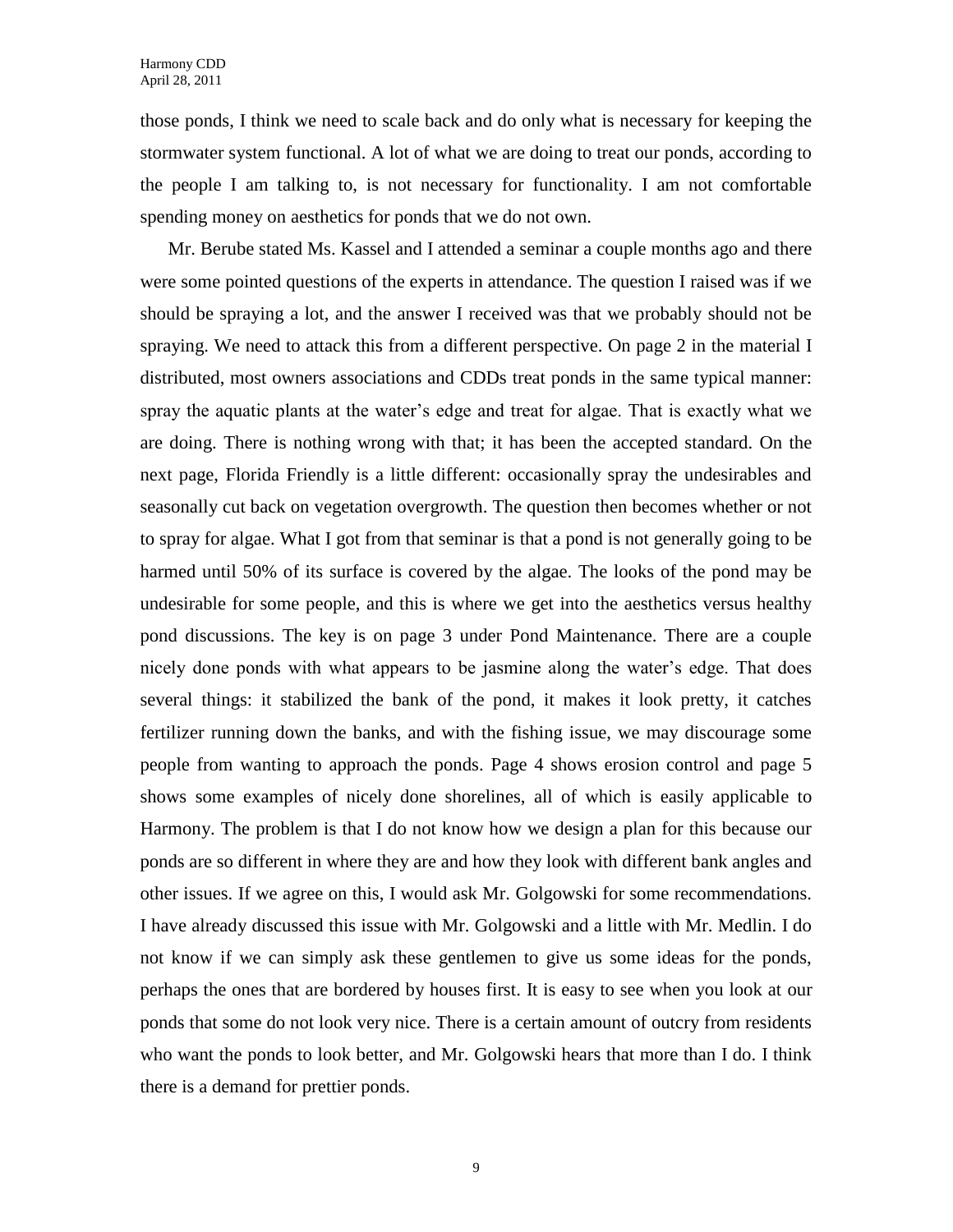those ponds, I think we need to scale back and do only what is necessary for keeping the stormwater system functional. A lot of what we are doing to treat our ponds, according to the people I am talking to, is not necessary for functionality. I am not comfortable spending money on aesthetics for ponds that we do not own.

Mr. Berube stated Ms. Kassel and I attended a seminar a couple months ago and there were some pointed questions of the experts in attendance. The question I raised was if we should be spraying a lot, and the answer I received was that we probably should not be spraying. We need to attack this from a different perspective. On page 2 in the material I distributed, most owners associations and CDDs treat ponds in the same typical manner: spray the aquatic plants at the water's edge and treat for algae. That is exactly what we are doing. There is nothing wrong with that; it has been the accepted standard. On the next page, Florida Friendly is a little different: occasionally spray the undesirables and seasonally cut back on vegetation overgrowth. The question then becomes whether or not to spray for algae. What I got from that seminar is that a pond is not generally going to be harmed until 50% of its surface is covered by the algae. The looks of the pond may be undesirable for some people, and this is where we get into the aesthetics versus healthy pond discussions. The key is on page 3 under Pond Maintenance. There are a couple nicely done ponds with what appears to be jasmine along the water's edge. That does several things: it stabilized the bank of the pond, it makes it look pretty, it catches fertilizer running down the banks, and with the fishing issue, we may discourage some people from wanting to approach the ponds. Page 4 shows erosion control and page 5 shows some examples of nicely done shorelines, all of which is easily applicable to Harmony. The problem is that I do not know how we design a plan for this because our ponds are so different in where they are and how they look with different bank angles and other issues. If we agree on this, I would ask Mr. Golgowski for some recommendations. I have already discussed this issue with Mr. Golgowski and a little with Mr. Medlin. I do not know if we can simply ask these gentlemen to give us some ideas for the ponds, perhaps the ones that are bordered by houses first. It is easy to see when you look at our ponds that some do not look very nice. There is a certain amount of outcry from residents who want the ponds to look better, and Mr. Golgowski hears that more than I do. I think there is a demand for prettier ponds.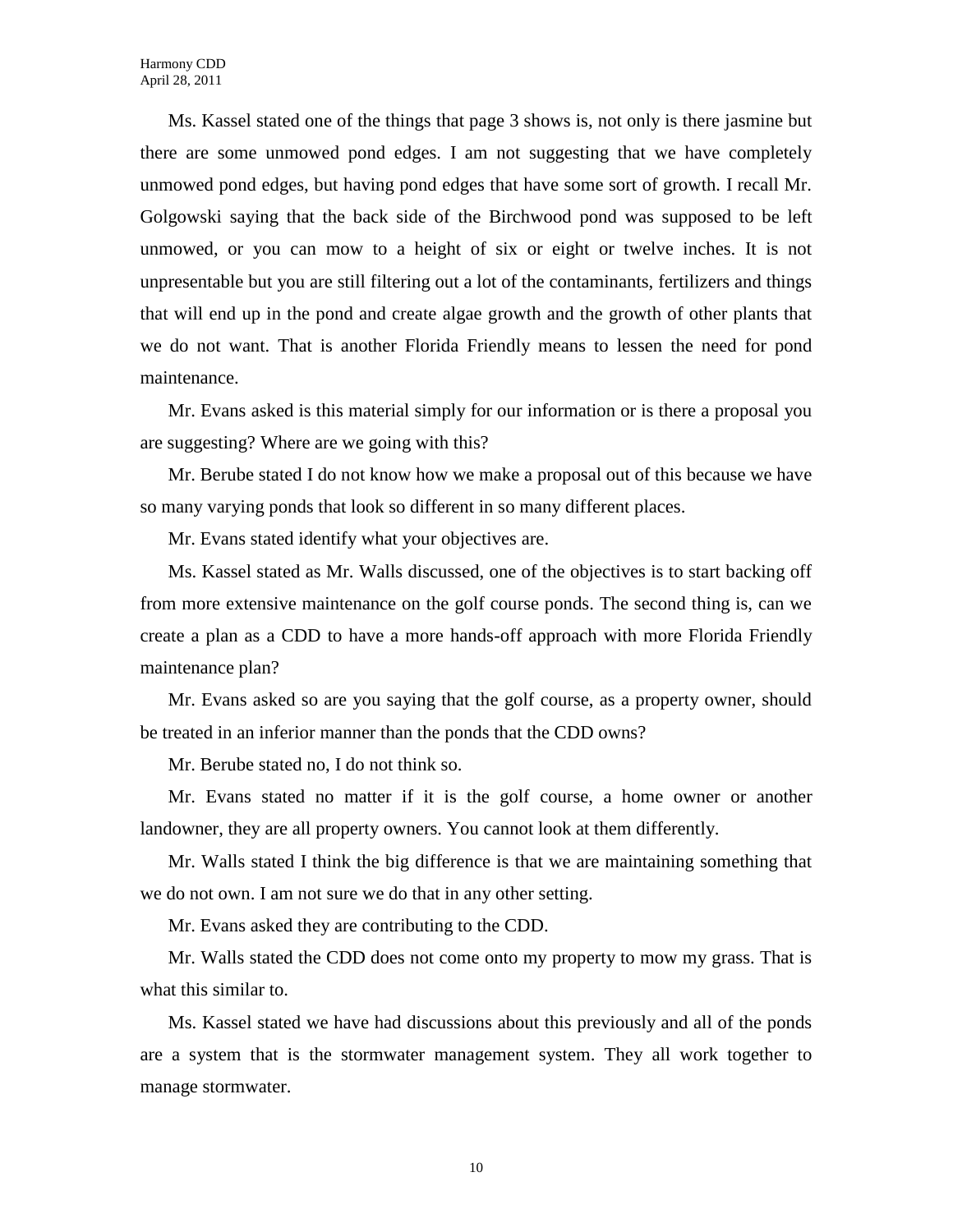Ms. Kassel stated one of the things that page 3 shows is, not only is there jasmine but there are some unmowed pond edges. I am not suggesting that we have completely unmowed pond edges, but having pond edges that have some sort of growth. I recall Mr. Golgowski saying that the back side of the Birchwood pond was supposed to be left unmowed, or you can mow to a height of six or eight or twelve inches. It is not unpresentable but you are still filtering out a lot of the contaminants, fertilizers and things that will end up in the pond and create algae growth and the growth of other plants that we do not want. That is another Florida Friendly means to lessen the need for pond maintenance.

Mr. Evans asked is this material simply for our information or is there a proposal you are suggesting? Where are we going with this?

Mr. Berube stated I do not know how we make a proposal out of this because we have so many varying ponds that look so different in so many different places.

Mr. Evans stated identify what your objectives are.

Ms. Kassel stated as Mr. Walls discussed, one of the objectives is to start backing off from more extensive maintenance on the golf course ponds. The second thing is, can we create a plan as a CDD to have a more hands-off approach with more Florida Friendly maintenance plan?

Mr. Evans asked so are you saying that the golf course, as a property owner, should be treated in an inferior manner than the ponds that the CDD owns?

Mr. Berube stated no, I do not think so.

Mr. Evans stated no matter if it is the golf course, a home owner or another landowner, they are all property owners. You cannot look at them differently.

Mr. Walls stated I think the big difference is that we are maintaining something that we do not own. I am not sure we do that in any other setting.

Mr. Evans asked they are contributing to the CDD.

Mr. Walls stated the CDD does not come onto my property to mow my grass. That is what this similar to.

Ms. Kassel stated we have had discussions about this previously and all of the ponds are a system that is the stormwater management system. They all work together to manage stormwater.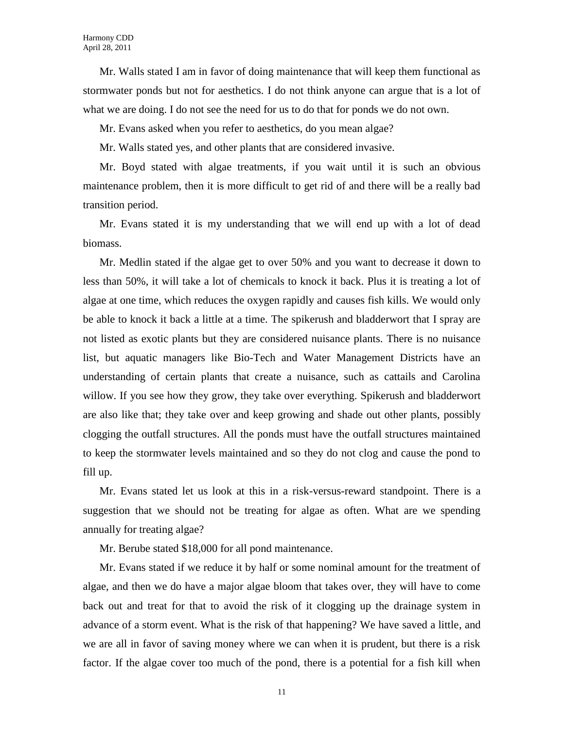Mr. Walls stated I am in favor of doing maintenance that will keep them functional as stormwater ponds but not for aesthetics. I do not think anyone can argue that is a lot of what we are doing. I do not see the need for us to do that for ponds we do not own.

Mr. Evans asked when you refer to aesthetics, do you mean algae?

Mr. Walls stated yes, and other plants that are considered invasive.

Mr. Boyd stated with algae treatments, if you wait until it is such an obvious maintenance problem, then it is more difficult to get rid of and there will be a really bad transition period.

Mr. Evans stated it is my understanding that we will end up with a lot of dead biomass.

Mr. Medlin stated if the algae get to over 50% and you want to decrease it down to less than 50%, it will take a lot of chemicals to knock it back. Plus it is treating a lot of algae at one time, which reduces the oxygen rapidly and causes fish kills. We would only be able to knock it back a little at a time. The spikerush and bladderwort that I spray are not listed as exotic plants but they are considered nuisance plants. There is no nuisance list, but aquatic managers like Bio-Tech and Water Management Districts have an understanding of certain plants that create a nuisance, such as cattails and Carolina willow. If you see how they grow, they take over everything. Spikerush and bladderwort are also like that; they take over and keep growing and shade out other plants, possibly clogging the outfall structures. All the ponds must have the outfall structures maintained to keep the stormwater levels maintained and so they do not clog and cause the pond to fill up.

Mr. Evans stated let us look at this in a risk-versus-reward standpoint. There is a suggestion that we should not be treating for algae as often. What are we spending annually for treating algae?

Mr. Berube stated $18,000 for all pond maintenance.

Mr. Evans stated if we reduce it by half or some nominal amount for the treatment of algae, and then we do have a major algae bloom that takes over, they will have to come back out and treat for that to avoid the risk of it clogging up the drainage system in advance of a storm event. What is the risk of that happening? We have saved a little, and we are all in favor of saving money where we can when it is prudent, but there is a risk factor. If the algae cover too much of the pond, there is a potential for a fish kill when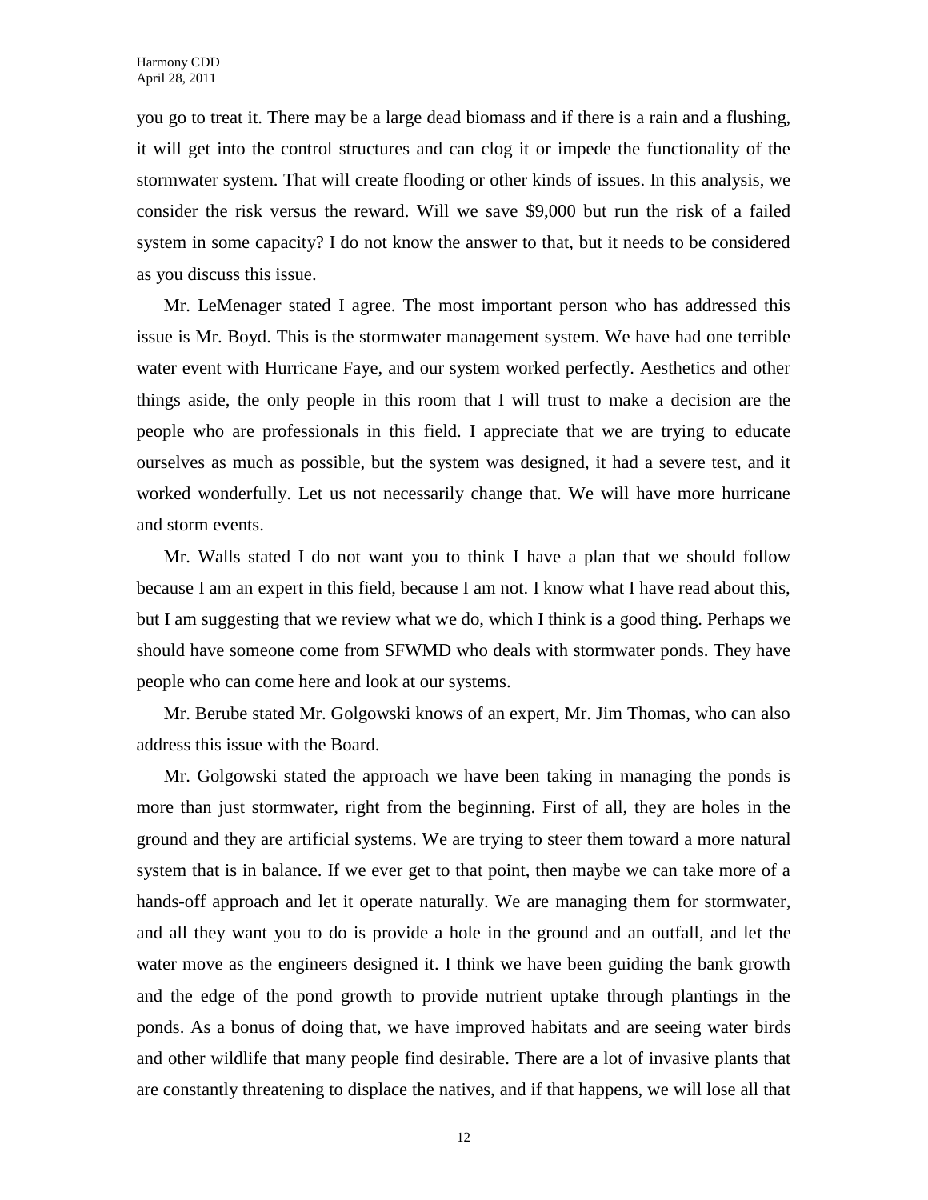you go to treat it. There may be a large dead biomass and if there is a rain and a flushing, it will get into the control structures and can clog it or impede the functionality of the stormwater system. That will create flooding or other kinds of issues. In this analysis, we consider the risk versus the reward. Will we save $9,000 but run the risk of a failed system in some capacity? I do not know the answer to that, but it needs to be considered as you discuss this issue.

Mr. LeMenager stated I agree. The most important person who has addressed this issue is Mr. Boyd. This is the stormwater management system. We have had one terrible water event with Hurricane Faye, and our system worked perfectly. Aesthetics and other things aside, the only people in this room that I will trust to make a decision are the people who are professionals in this field. I appreciate that we are trying to educate ourselves as much as possible, but the system was designed, it had a severe test, and it worked wonderfully. Let us not necessarily change that. We will have more hurricane and storm events.

Mr. Walls stated I do not want you to think I have a plan that we should follow because I am an expert in this field, because I am not. I know what I have read about this, but I am suggesting that we review what we do, which I think is a good thing. Perhaps we should have someone come from SFWMD who deals with stormwater ponds. They have people who can come here and look at our systems.

Mr. Berube stated Mr. Golgowski knows of an expert, Mr. Jim Thomas, who can also address this issue with the Board.

Mr. Golgowski stated the approach we have been taking in managing the ponds is more than just stormwater, right from the beginning. First of all, they are holes in the ground and they are artificial systems. We are trying to steer them toward a more natural system that is in balance. If we ever get to that point, then maybe we can take more of a hands-off approach and let it operate naturally. We are managing them for stormwater, and all they want you to do is provide a hole in the ground and an outfall, and let the water move as the engineers designed it. I think we have been guiding the bank growth and the edge of the pond growth to provide nutrient uptake through plantings in the ponds. As a bonus of doing that, we have improved habitats and are seeing water birds and other wildlife that many people find desirable. There are a lot of invasive plants that are constantly threatening to displace the natives, and if that happens, we will lose all that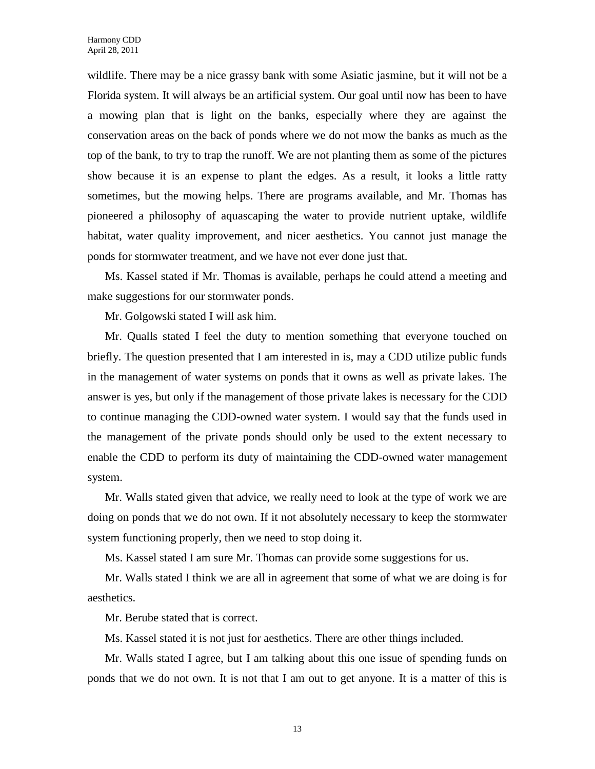wildlife. There may be a nice grassy bank with some Asiatic jasmine, but it will not be a Florida system. It will always be an artificial system. Our goal until now has been to have a mowing plan that is light on the banks, especially where they are against the conservation areas on the back of ponds where we do not mow the banks as much as the top of the bank, to try to trap the runoff. We are not planting them as some of the pictures show because it is an expense to plant the edges. As a result, it looks a little ratty sometimes, but the mowing helps. There are programs available, and Mr. Thomas has pioneered a philosophy of aquascaping the water to provide nutrient uptake, wildlife habitat, water quality improvement, and nicer aesthetics. You cannot just manage the ponds for stormwater treatment, and we have not ever done just that.

Ms. Kassel stated if Mr. Thomas is available, perhaps he could attend a meeting and make suggestions for our stormwater ponds.

Mr. Golgowski stated I will ask him.

Mr. Qualls stated I feel the duty to mention something that everyone touched on briefly. The question presented that I am interested in is, may a CDD utilize public funds in the management of water systems on ponds that it owns as well as private lakes. The answer is yes, but only if the management of those private lakes is necessary for the CDD to continue managing the CDD-owned water system. I would say that the funds used in the management of the private ponds should only be used to the extent necessary to enable the CDD to perform its duty of maintaining the CDD-owned water management system.

Mr. Walls stated given that advice, we really need to look at the type of work we are doing on ponds that we do not own. If it not absolutely necessary to keep the stormwater system functioning properly, then we need to stop doing it.

Ms. Kassel stated I am sure Mr. Thomas can provide some suggestions for us.

Mr. Walls stated I think we are all in agreement that some of what we are doing is for aesthetics.

Mr. Berube stated that is correct.

Ms. Kassel stated it is not just for aesthetics. There are other things included.

Mr. Walls stated I agree, but I am talking about this one issue of spending funds on ponds that we do not own. It is not that I am out to get anyone. It is a matter of this is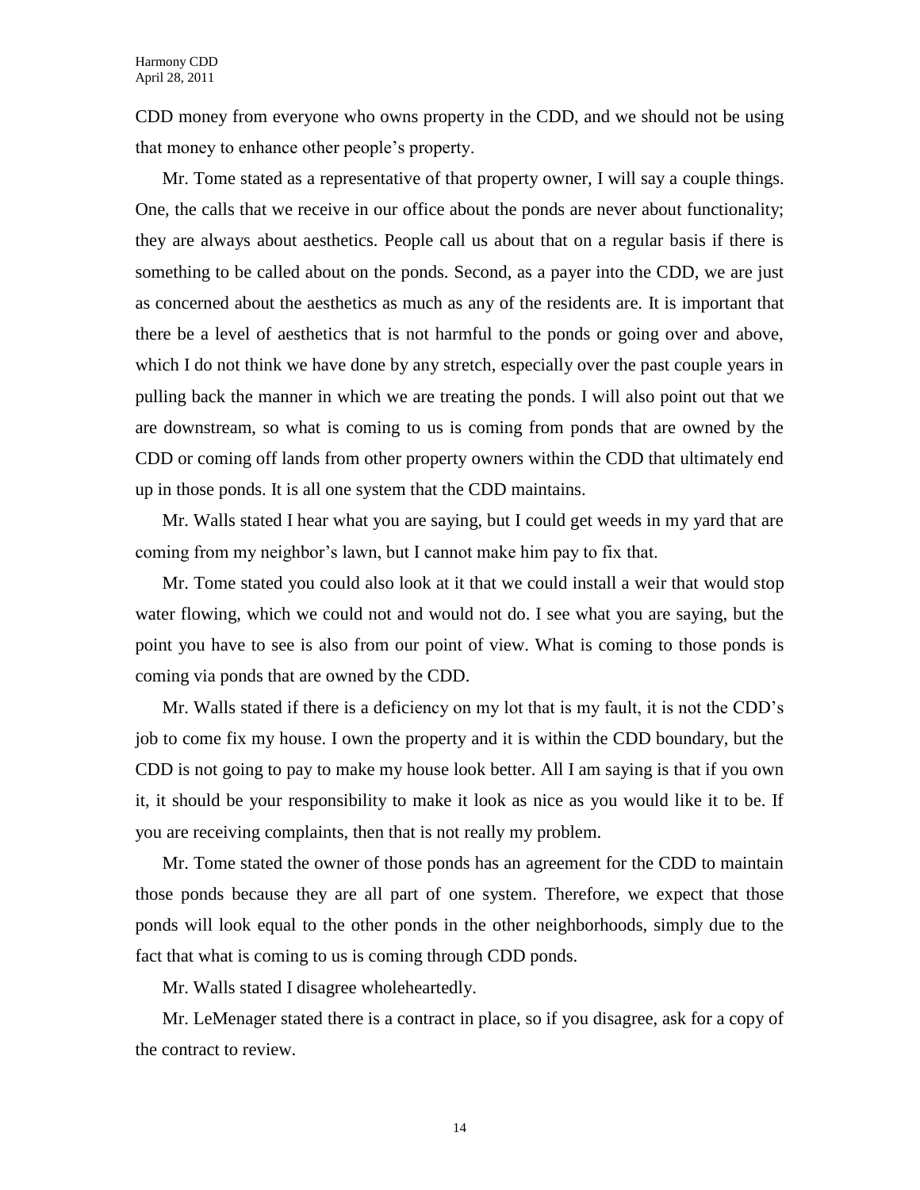CDD money from everyone who owns property in the CDD, and we should not be using that money to enhance other people's property.

Mr. Tome stated as a representative of that property owner, I will say a couple things. One, the calls that we receive in our office about the ponds are never about functionality; they are always about aesthetics. People call us about that on a regular basis if there is something to be called about on the ponds. Second, as a payer into the CDD, we are just as concerned about the aesthetics as much as any of the residents are. It is important that there be a level of aesthetics that is not harmful to the ponds or going over and above, which I do not think we have done by any stretch, especially over the past couple years in pulling back the manner in which we are treating the ponds. I will also point out that we are downstream, so what is coming to us is coming from ponds that are owned by the CDD or coming off lands from other property owners within the CDD that ultimately end up in those ponds. It is all one system that the CDD maintains.

Mr. Walls stated I hear what you are saying, but I could get weeds in my yard that are coming from my neighbor's lawn, but I cannot make him pay to fix that.

Mr. Tome stated you could also look at it that we could install a weir that would stop water flowing, which we could not and would not do. I see what you are saying, but the point you have to see is also from our point of view. What is coming to those ponds is coming via ponds that are owned by the CDD.

Mr. Walls stated if there is a deficiency on my lot that is my fault, it is not the CDD's job to come fix my house. I own the property and it is within the CDD boundary, but the CDD is not going to pay to make my house look better. All I am saying is that if you own it, it should be your responsibility to make it look as nice as you would like it to be. If you are receiving complaints, then that is not really my problem.

Mr. Tome stated the owner of those ponds has an agreement for the CDD to maintain those ponds because they are all part of one system. Therefore, we expect that those ponds will look equal to the other ponds in the other neighborhoods, simply due to the fact that what is coming to us is coming through CDD ponds.

Mr. Walls stated I disagree wholeheartedly.

Mr. LeMenager stated there is a contract in place, so if you disagree, ask for a copy of the contract to review.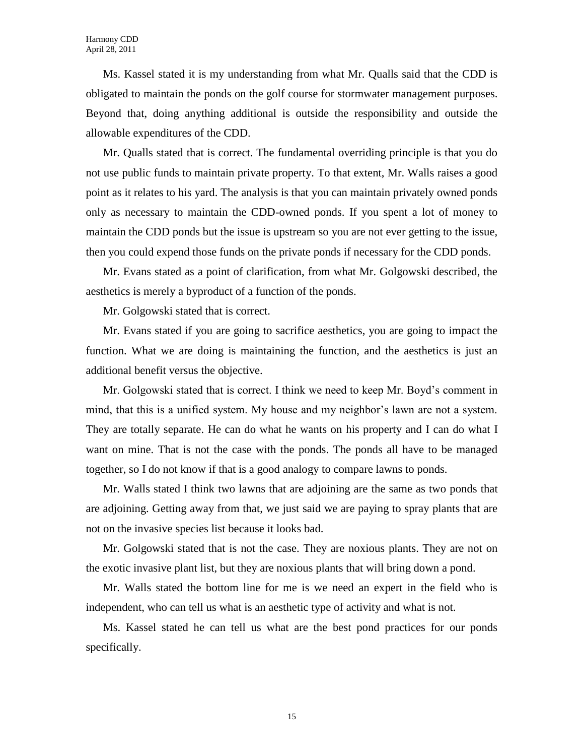Ms. Kassel stated it is my understanding from what Mr. Qualls said that the CDD is obligated to maintain the ponds on the golf course for stormwater management purposes. Beyond that, doing anything additional is outside the responsibility and outside the allowable expenditures of the CDD.

Mr. Qualls stated that is correct. The fundamental overriding principle is that you do not use public funds to maintain private property. To that extent, Mr. Walls raises a good point as it relates to his yard. The analysis is that you can maintain privately owned ponds only as necessary to maintain the CDD-owned ponds. If you spent a lot of money to maintain the CDD ponds but the issue is upstream so you are not ever getting to the issue, then you could expend those funds on the private ponds if necessary for the CDD ponds.

Mr. Evans stated as a point of clarification, from what Mr. Golgowski described, the aesthetics is merely a byproduct of a function of the ponds.

Mr. Golgowski stated that is correct.

Mr. Evans stated if you are going to sacrifice aesthetics, you are going to impact the function. What we are doing is maintaining the function, and the aesthetics is just an additional benefit versus the objective.

Mr. Golgowski stated that is correct. I think we need to keep Mr. Boyd's comment in mind, that this is a unified system. My house and my neighbor's lawn are not a system. They are totally separate. He can do what he wants on his property and I can do what I want on mine. That is not the case with the ponds. The ponds all have to be managed together, so I do not know if that is a good analogy to compare lawns to ponds.

Mr. Walls stated I think two lawns that are adjoining are the same as two ponds that are adjoining. Getting away from that, we just said we are paying to spray plants that are not on the invasive species list because it looks bad.

Mr. Golgowski stated that is not the case. They are noxious plants. They are not on the exotic invasive plant list, but they are noxious plants that will bring down a pond.

Mr. Walls stated the bottom line for me is we need an expert in the field who is independent, who can tell us what is an aesthetic type of activity and what is not.

Ms. Kassel stated he can tell us what are the best pond practices for our ponds specifically.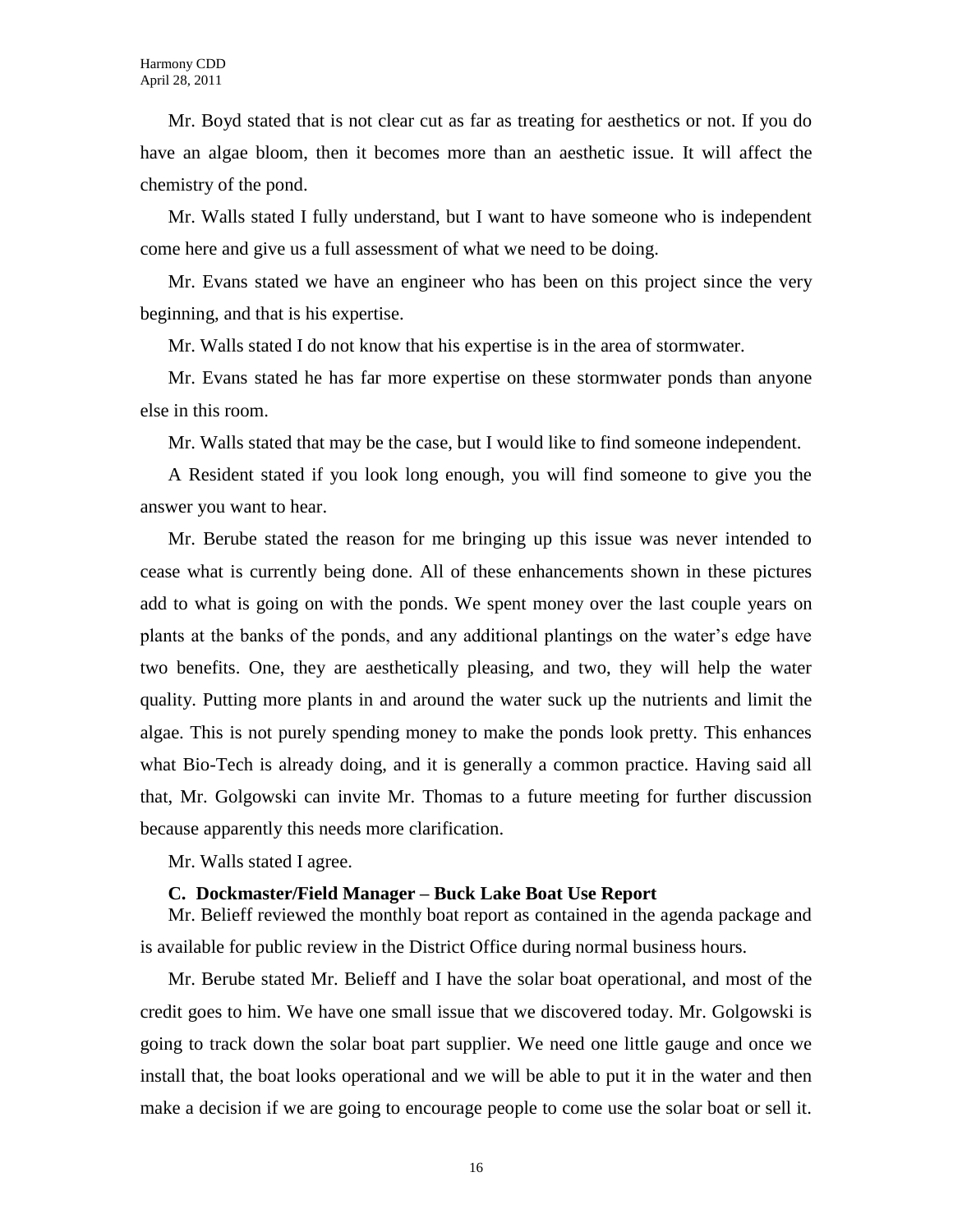Mr. Boyd stated that is not clear cut as far as treating for aesthetics or not. If you do have an algae bloom, then it becomes more than an aesthetic issue. It will affect the chemistry of the pond.

Mr. Walls stated I fully understand, but I want to have someone who is independent come here and give us a full assessment of what we need to be doing.

Mr. Evans stated we have an engineer who has been on this project since the very beginning, and that is his expertise.

Mr. Walls stated I do not know that his expertise is in the area of stormwater.

Mr. Evans stated he has far more expertise on these stormwater ponds than anyone else in this room.

Mr. Walls stated that may be the case, but I would like to find someone independent.

A Resident stated if you look long enough, you will find someone to give you the answer you want to hear.

Mr. Berube stated the reason for me bringing up this issue was never intended to cease what is currently being done. All of these enhancements shown in these pictures add to what is going on with the ponds. We spent money over the last couple years on plants at the banks of the ponds, and any additional plantings on the water's edge have two benefits. One, they are aesthetically pleasing, and two, they will help the water quality. Putting more plants in and around the water suck up the nutrients and limit the algae. This is not purely spending money to make the ponds look pretty. This enhances what Bio-Tech is already doing, and it is generally a common practice. Having said all that, Mr. Golgowski can invite Mr. Thomas to a future meeting for further discussion because apparently this needs more clarification.

Mr. Walls stated I agree.

**C. Dockmaster/Field Manager – Buck Lake Boat Use Report**

Mr. Belieff reviewed the monthly boat report as contained in the agenda package and is available for public review in the District Office during normal business hours.

Mr. Berube stated Mr. Belieff and I have the solar boat operational, and most of the credit goes to him. We have one small issue that we discovered today. Mr. Golgowski is going to track down the solar boat part supplier. We need one little gauge and once we install that, the boat looks operational and we will be able to put it in the water and then make a decision if we are going to encourage people to come use the solar boat or sell it.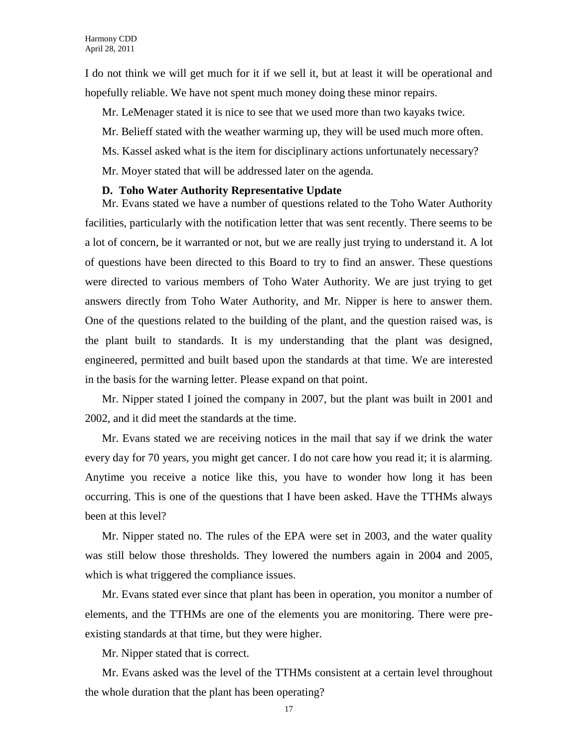I do not think we will get much for it if we sell it, but at least it will be operational and hopefully reliable. We have not spent much money doing these minor repairs.

Mr. LeMenager stated it is nice to see that we used more than two kayaks twice.

Mr. Belieff stated with the weather warming up, they will be used much more often.

Ms. Kassel asked what is the item for disciplinary actions unfortunately necessary?

Mr. Moyer stated that will be addressed later on the agenda.

**D. Toho Water Authority Representative Update**

Mr. Evans stated we have a number of questions related to the Toho Water Authority facilities, particularly with the notification letter that was sent recently. There seems to be a lot of concern, be it warranted or not, but we are really just trying to understand it. A lot of questions have been directed to this Board to try to find an answer. These questions were directed to various members of Toho Water Authority. We are just trying to get answers directly from Toho Water Authority, and Mr. Nipper is here to answer them. One of the questions related to the building of the plant, and the question raised was, is the plant built to standards. It is my understanding that the plant was designed, engineered, permitted and built based upon the standards at that time. We are interested in the basis for the warning letter. Please expand on that point.

Mr. Nipper stated I joined the company in 2007, but the plant was built in 2001 and 2002, and it did meet the standards at the time.

Mr. Evans stated we are receiving notices in the mail that say if we drink the water every day for 70 years, you might get cancer. I do not care how you read it; it is alarming. Anytime you receive a notice like this, you have to wonder how long it has been occurring. This is one of the questions that I have been asked. Have the TTHMs always been at this level?

Mr. Nipper stated no. The rules of the EPA were set in 2003, and the water quality was still below those thresholds. They lowered the numbers again in 2004 and 2005, which is what triggered the compliance issues.

Mr. Evans stated ever since that plant has been in operation, you monitor a number of elements, and the TTHMs are one of the elements you are monitoring. There were pre-existing standards at that time, but they were higher.

Mr. Nipper stated that is correct.

Mr. Evans asked was the level of the TTHMs consistent at a certain level throughout the whole duration that the plant has been operating?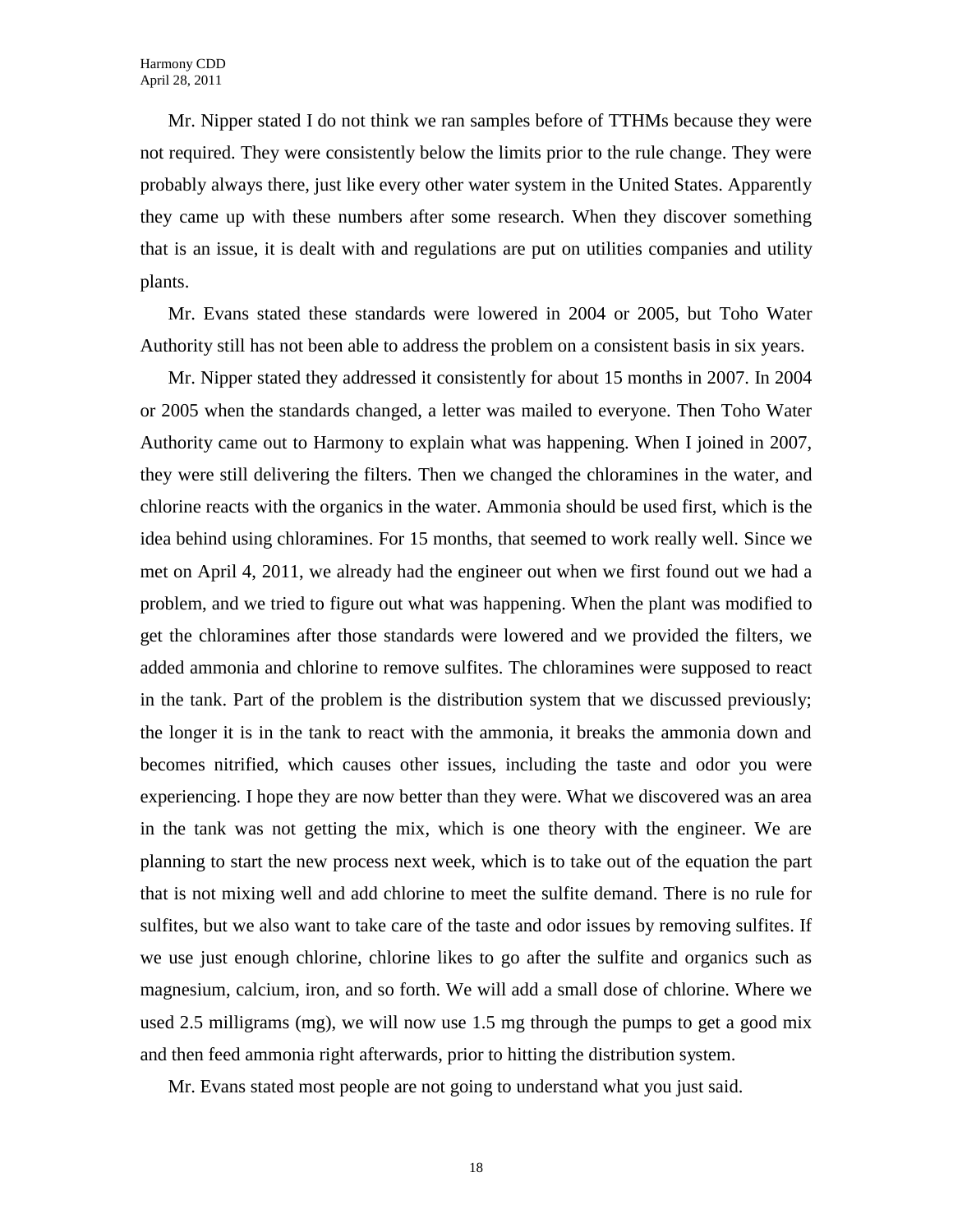Mr. Nipper stated I do not think we ran samples before of TTHMs because they were not required. They were consistently below the limits prior to the rule change. They were probably always there, just like every other water system in the United States. Apparently they came up with these numbers after some research. When they discover something that is an issue, it is dealt with and regulations are put on utilities companies and utility plants.

Mr. Evans stated these standards were lowered in 2004 or 2005, but Toho Water Authority still has not been able to address the problem on a consistent basis in six years.

Mr. Nipper stated they addressed it consistently for about 15 months in 2007. In 2004 or 2005 when the standards changed, a letter was mailed to everyone. Then Toho Water Authority came out to Harmony to explain what was happening. When I joined in 2007, they were still delivering the filters. Then we changed the chloramines in the water, and chlorine reacts with the organics in the water. Ammonia should be used first, which is the idea behind using chloramines. For 15 months, that seemed to work really well. Since we met on April 4, 2011, we already had the engineer out when we first found out we had a problem, and we tried to figure out what was happening. When the plant was modified to get the chloramines after those standards were lowered and we provided the filters, we added ammonia and chlorine to remove sulfites. The chloramines were supposed to react in the tank. Part of the problem is the distribution system that we discussed previously; the longer it is in the tank to react with the ammonia, it breaks the ammonia down and becomes nitrified, which causes other issues, including the taste and odor you were experiencing. I hope they are now better than they were. What we discovered was an area in the tank was not getting the mix, which is one theory with the engineer. We are planning to start the new process next week, which is to take out of the equation the part that is not mixing well and add chlorine to meet the sulfite demand. There is no rule for sulfites, but we also want to take care of the taste and odor issues by removing sulfites. If we use just enough chlorine, chlorine likes to go after the sulfite and organics such as magnesium, calcium, iron, and so forth. We will add a small dose of chlorine. Where we used 2.5 milligrams (mg), we will now use 1.5 mg through the pumps to get a good mix and then feed ammonia right afterwards, prior to hitting the distribution system.

Mr. Evans stated most people are not going to understand what you just said.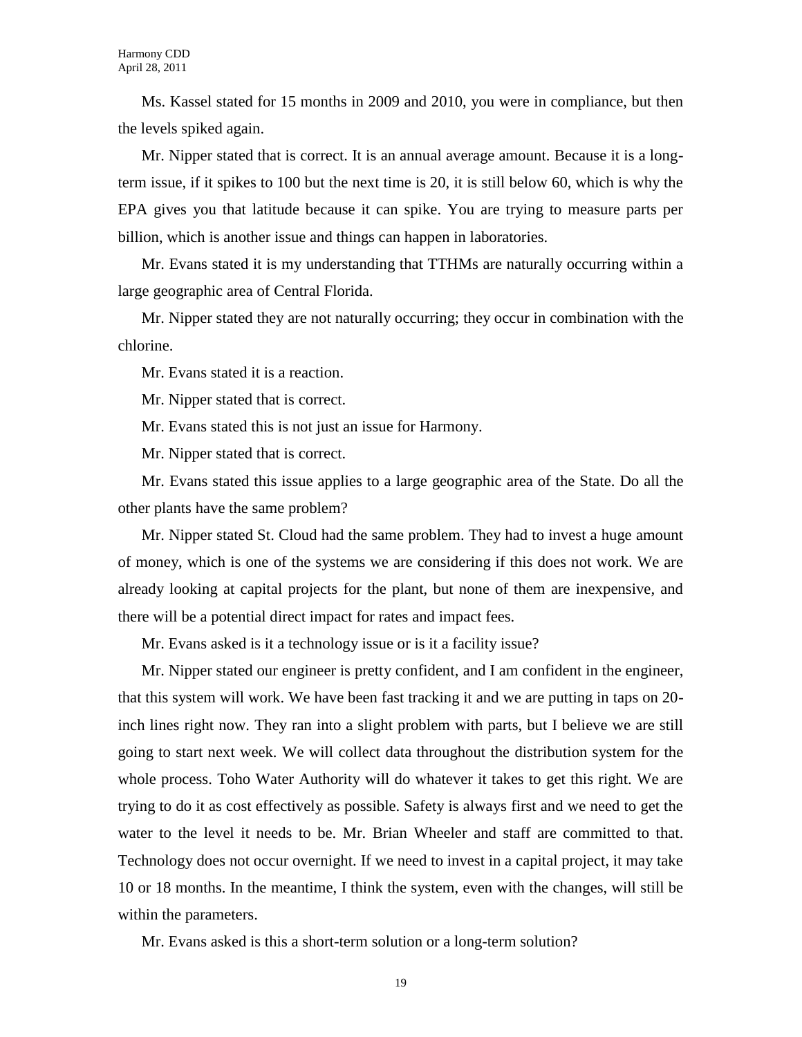Ms. Kassel stated for 15 months in 2009 and 2010, you were in compliance, but then the levels spiked again.

Mr. Nipper stated that is correct. It is an annual average amount. Because it is a long-term issue, if it spikes to 100 but the next time is 20, it is still below 60, which is why the EPA gives you that latitude because it can spike. You are trying to measure parts per billion, which is another issue and things can happen in laboratories.

Mr. Evans stated it is my understanding that TTHMs are naturally occurring within a large geographic area of Central Florida.

Mr. Nipper stated they are not naturally occurring; they occur in combination with the chlorine.

Mr. Evans stated it is a reaction.

Mr. Nipper stated that is correct.

Mr. Evans stated this is not just an issue for Harmony.

Mr. Nipper stated that is correct.

Mr. Evans stated this issue applies to a large geographic area of the State. Do all the other plants have the same problem?

Mr. Nipper stated St. Cloud had the same problem. They had to invest a huge amount of money, which is one of the systems we are considering if this does not work. We are already looking at capital projects for the plant, but none of them are inexpensive, and there will be a potential direct impact for rates and impact fees.

Mr. Evans asked is it a technology issue or is it a facility issue?

Mr. Nipper stated our engineer is pretty confident, and I am confident in the engineer, that this system will work. We have been fast tracking it and we are putting in taps on 20-inch lines right now. They ran into a slight problem with parts, but I believe we are still going to start next week. We will collect data throughout the distribution system for the whole process. Toho Water Authority will do whatever it takes to get this right. We are trying to do it as cost effectively as possible. Safety is always first and we need to get the water to the level it needs to be. Mr. Brian Wheeler and staff are committed to that. Technology does not occur overnight. If we need to invest in a capital project, it may take 10 or 18 months. In the meantime, I think the system, even with the changes, will still be within the parameters.

Mr. Evans asked is this a short-term solution or a long-term solution?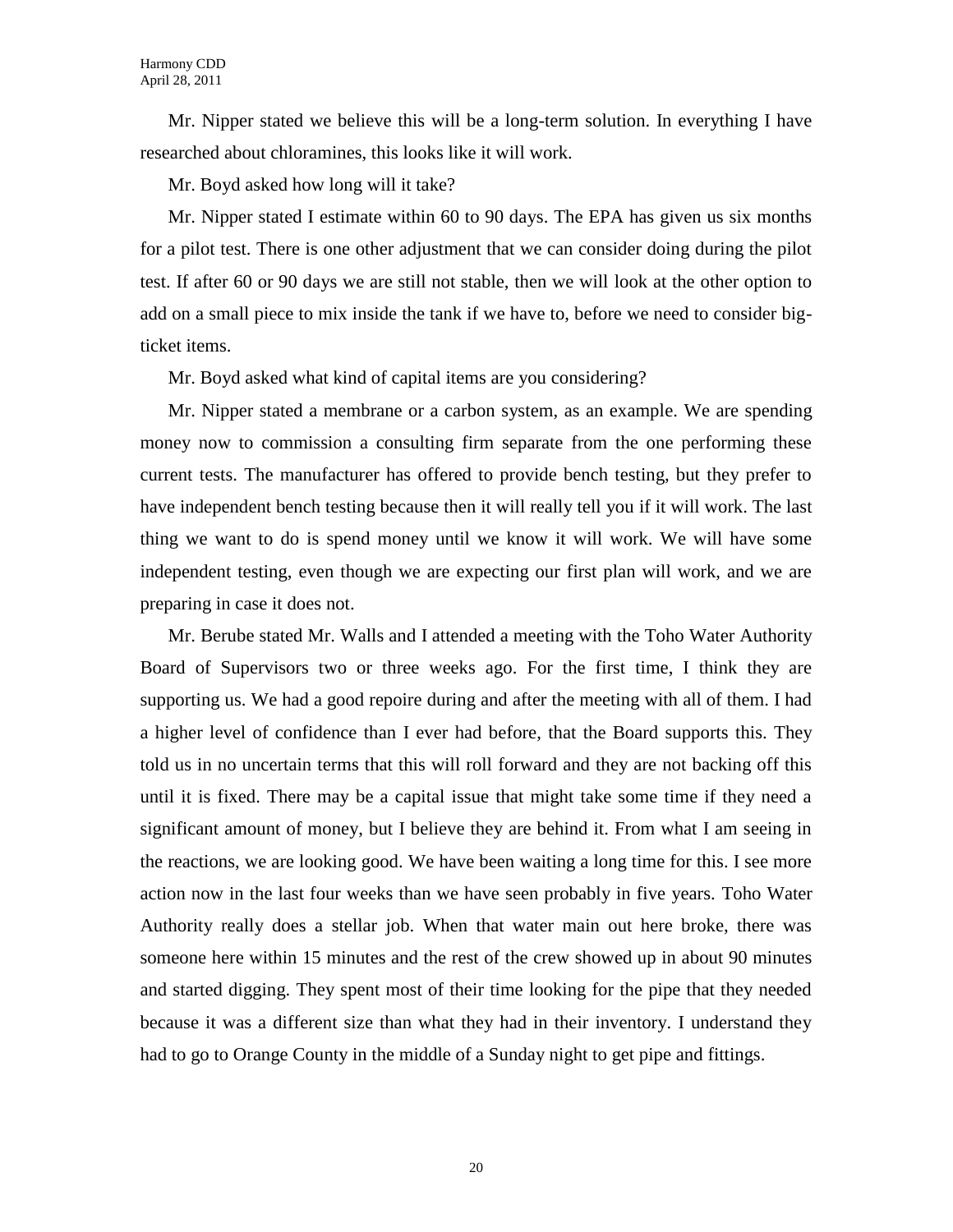Mr. Nipper stated we believe this will be a long-term solution. In everything I have researched about chloramines, this looks like it will work.

Mr. Boyd asked how long will it take?

Mr. Nipper stated I estimate within 60 to 90 days. The EPA has given us six months for a pilot test. There is one other adjustment that we can consider doing during the pilot test. If after 60 or 90 days we are still not stable, then we will look at the other option to add on a small piece to mix inside the tank if we have to, before we need to consider big-ticket items.

Mr. Boyd asked what kind of capital items are you considering?

Mr. Nipper stated a membrane or a carbon system, as an example. We are spending money now to commission a consulting firm separate from the one performing these current tests. The manufacturer has offered to provide bench testing, but they prefer to have independent bench testing because then it will really tell you if it will work. The last thing we want to do is spend money until we know it will work. We will have some independent testing, even though we are expecting our first plan will work, and we are preparing in case it does not.

Mr. Berube stated Mr. Walls and I attended a meeting with the Toho Water Authority Board of Supervisors two or three weeks ago. For the first time, I think they are supporting us. We had a good repoire during and after the meeting with all of them. I had a higher level of confidence than I ever had before, that the Board supports this. They told us in no uncertain terms that this will roll forward and they are not backing off this until it is fixed. There may be a capital issue that might take some time if they need a significant amount of money, but I believe they are behind it. From what I am seeing in the reactions, we are looking good. We have been waiting a long time for this. I see more action now in the last four weeks than we have seen probably in five years. Toho Water Authority really does a stellar job. When that water main out here broke, there was someone here within 15 minutes and the rest of the crew showed up in about 90 minutes and started digging. They spent most of their time looking for the pipe that they needed because it was a different size than what they had in their inventory. I understand they had to go to Orange County in the middle of a Sunday night to get pipe and fittings.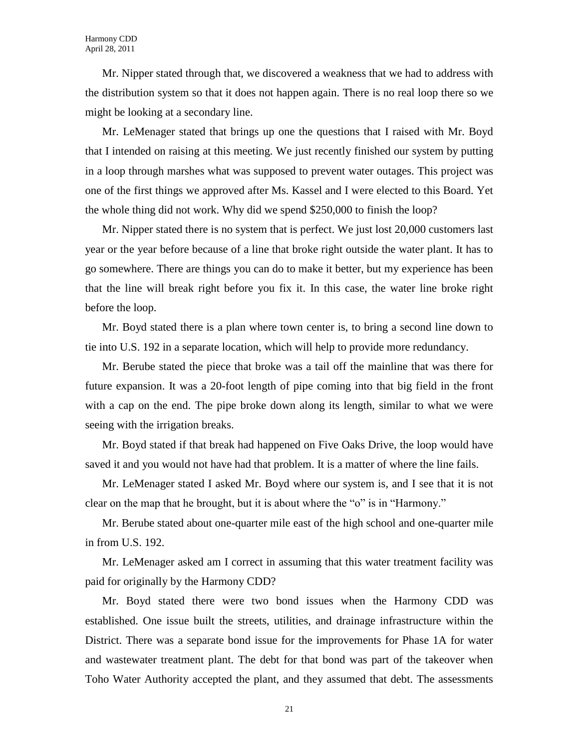Mr. Nipper stated through that, we discovered a weakness that we had to address with the distribution system so that it does not happen again. There is no real loop there so we might be looking at a secondary line.

Mr. LeMenager stated that brings up one the questions that I raised with Mr. Boyd that I intended on raising at this meeting. We just recently finished our system by putting in a loop through marshes what was supposed to prevent water outages. This project was one of the first things we approved after Ms. Kassel and I were elected to this Board. Yet the whole thing did not work. Why did we spend $250,000 to finish the loop?

Mr. Nipper stated there is no system that is perfect. We just lost 20,000 customers last year or the year before because of a line that broke right outside the water plant. It has to go somewhere. There are things you can do to make it better, but my experience has been that the line will break right before you fix it. In this case, the water line broke right before the loop.

Mr. Boyd stated there is a plan where town center is, to bring a second line down to tie into U.S. 192 in a separate location, which will help to provide more redundancy.

Mr. Berube stated the piece that broke was a tail off the mainline that was there for future expansion. It was a 20-foot length of pipe coming into that big field in the front with a cap on the end. The pipe broke down along its length, similar to what we were seeing with the irrigation breaks.

Mr. Boyd stated if that break had happened on Five Oaks Drive, the loop would have saved it and you would not have had that problem. It is a matter of where the line fails.

Mr. LeMenager stated I asked Mr. Boyd where our system is, and I see that it is not clear on the map that he brought, but it is about where the "o" is in "Harmony."

Mr. Berube stated about one-quarter mile east of the high school and one-quarter mile in from U.S. 192.

Mr. LeMenager asked am I correct in assuming that this water treatment facility was paid for originally by the Harmony CDD?

Mr. Boyd stated there were two bond issues when the Harmony CDD was established. One issue built the streets, utilities, and drainage infrastructure within the District. There was a separate bond issue for the improvements for Phase 1A for water and wastewater treatment plant. The debt for that bond was part of the takeover when Toho Water Authority accepted the plant, and they assumed that debt. The assessments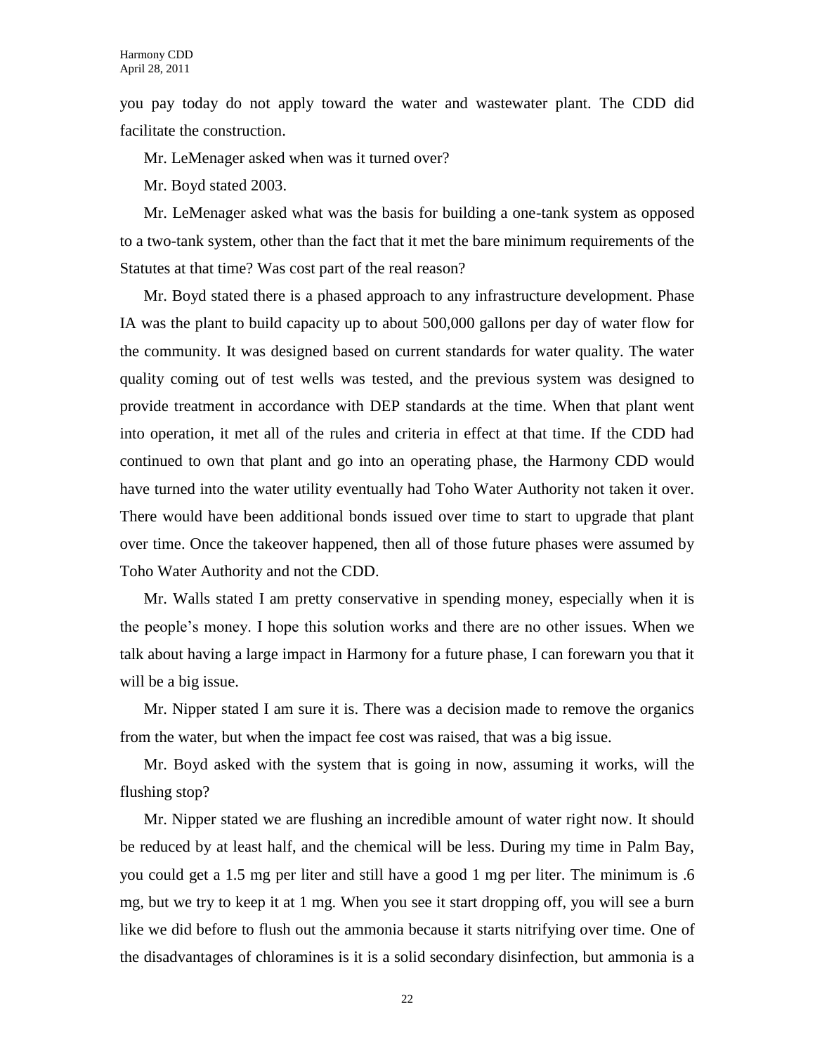you pay today do not apply toward the water and wastewater plant. The CDD did facilitate the construction.

Mr. LeMenager asked when was it turned over?

Mr. Boyd stated 2003.

Mr. LeMenager asked what was the basis for building a one-tank system as opposed to a two-tank system, other than the fact that it met the bare minimum requirements of the Statutes at that time? Was cost part of the real reason?

Mr. Boyd stated there is a phased approach to any infrastructure development. Phase IA was the plant to build capacity up to about 500,000 gallons per day of water flow for the community. It was designed based on current standards for water quality. The water quality coming out of test wells was tested, and the previous system was designed to provide treatment in accordance with DEP standards at the time. When that plant went into operation, it met all of the rules and criteria in effect at that time. If the CDD had continued to own that plant and go into an operating phase, the Harmony CDD would have turned into the water utility eventually had Toho Water Authority not taken it over. There would have been additional bonds issued over time to start to upgrade that plant over time. Once the takeover happened, then all of those future phases were assumed by Toho Water Authority and not the CDD.

Mr. Walls stated I am pretty conservative in spending money, especially when it is the people's money. I hope this solution works and there are no other issues. When we talk about having a large impact in Harmony for a future phase, I can forewarn you that it will be a big issue.

Mr. Nipper stated I am sure it is. There was a decision made to remove the organics from the water, but when the impact fee cost was raised, that was a big issue.

Mr. Boyd asked with the system that is going in now, assuming it works, will the flushing stop?

Mr. Nipper stated we are flushing an incredible amount of water right now. It should be reduced by at least half, and the chemical will be less. During my time in Palm Bay, you could get a 1.5 mg per liter and still have a good 1 mg per liter. The minimum is .6 mg, but we try to keep it at 1 mg. When you see it start dropping off, you will see a burn like we did before to flush out the ammonia because it starts nitrifying over time. One of the disadvantages of chloramines is it is a solid secondary disinfection, but ammonia is a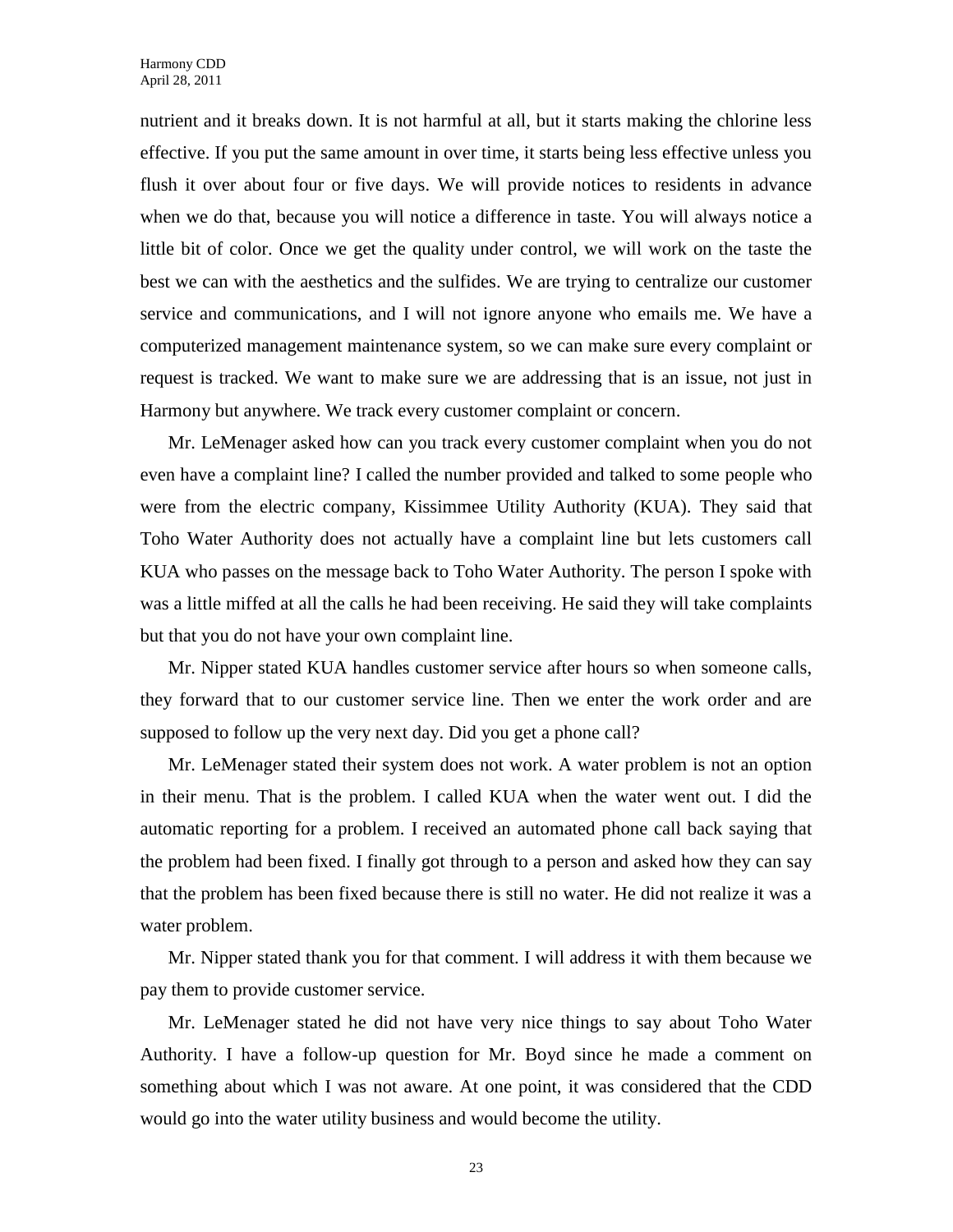nutrient and it breaks down. It is not harmful at all, but it starts making the chlorine less effective. If you put the same amount in over time, it starts being less effective unless you flush it over about four or five days. We will provide notices to residents in advance when we do that, because you will notice a difference in taste. You will always notice a little bit of color. Once we get the quality under control, we will work on the taste the best we can with the aesthetics and the sulfides. We are trying to centralize our customer service and communications, and I will not ignore anyone who emails me. We have a computerized management maintenance system, so we can make sure every complaint or request is tracked. We want to make sure we are addressing that is an issue, not just in Harmony but anywhere. We track every customer complaint or concern.

Mr. LeMenager asked how can you track every customer complaint when you do not even have a complaint line? I called the number provided and talked to some people who were from the electric company, Kissimmee Utility Authority (KUA). They said that Toho Water Authority does not actually have a complaint line but lets customers call KUA who passes on the message back to Toho Water Authority. The person I spoke with was a little miffed at all the calls he had been receiving. He said they will take complaints but that you do not have your own complaint line.

Mr. Nipper stated KUA handles customer service after hours so when someone calls, they forward that to our customer service line. Then we enter the work order and are supposed to follow up the very next day. Did you get a phone call?

Mr. LeMenager stated their system does not work. A water problem is not an option in their menu. That is the problem. I called KUA when the water went out. I did the automatic reporting for a problem. I received an automated phone call back saying that the problem had been fixed. I finally got through to a person and asked how they can say that the problem has been fixed because there is still no water. He did not realize it was a water problem.

Mr. Nipper stated thank you for that comment. I will address it with them because we pay them to provide customer service.

Mr. LeMenager stated he did not have very nice things to say about Toho Water Authority. I have a follow-up question for Mr. Boyd since he made a comment on something about which I was not aware. At one point, it was considered that the CDD would go into the water utility business and would become the utility.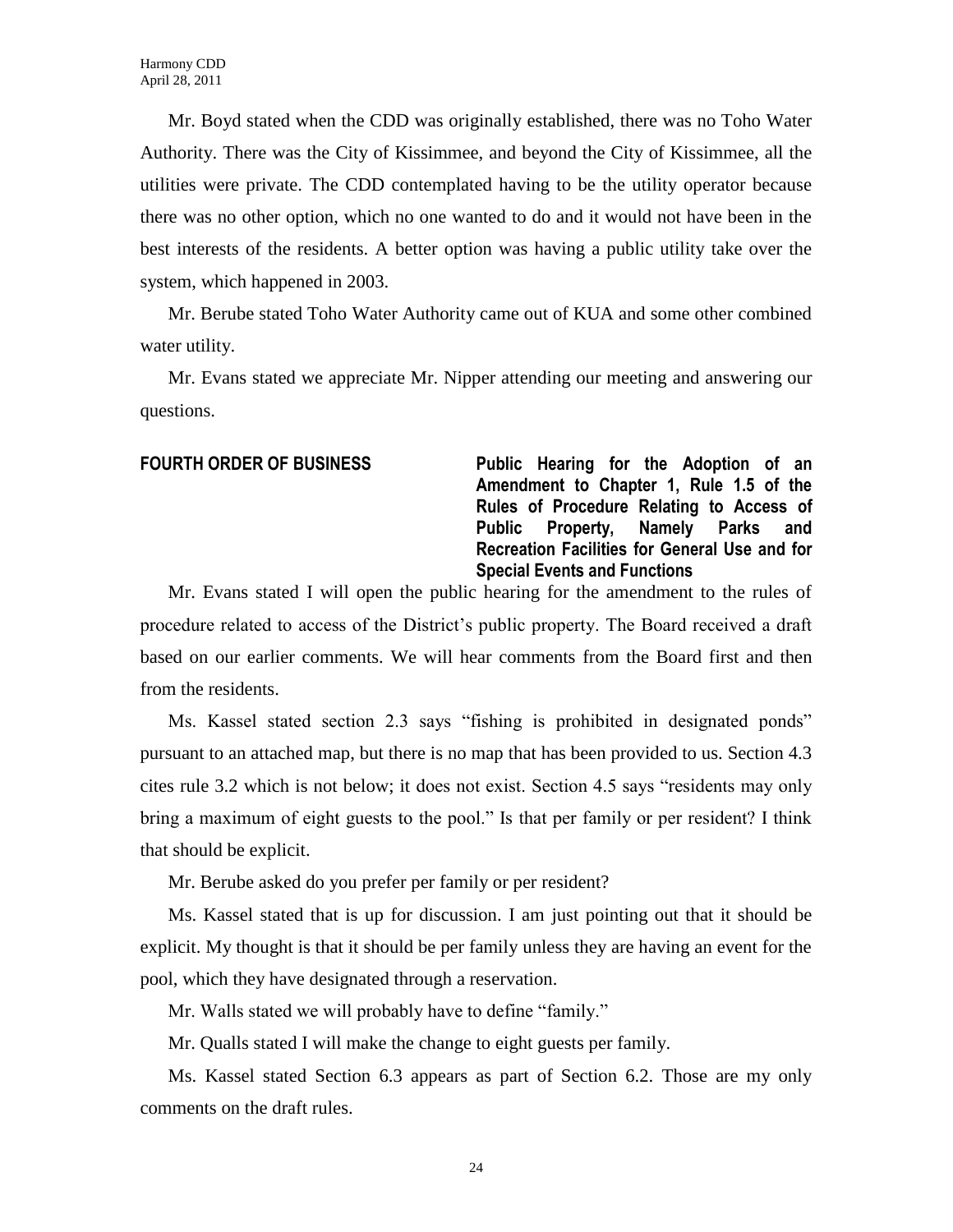Mr. Boyd stated when the CDD was originally established, there was no Toho Water Authority. There was the City of Kissimmee, and beyond the City of Kissimmee, all the utilities were private. The CDD contemplated having to be the utility operator because there was no other option, which no one wanted to do and it would not have been in the best interests of the residents. A better option was having a public utility take over the system, which happened in 2003.

Mr. Berube stated Toho Water Authority came out of KUA and some other combined water utility.

Mr. Evans stated we appreciate Mr. Nipper attending our meeting and answering our questions.

**FOURTH ORDER OF BUSINESS** **Public Hearing for the Adoption of an Amendment to Chapter 1, Rule 1.5 of the Rules of Procedure Relating to Access of Public Property, Namely Parks and Recreation Facilities for General Use and for Special Events and Functions**

Mr. Evans stated I will open the public hearing for the amendment to the rules of procedure related to access of the District's public property. The Board received a draft based on our earlier comments. We will hear comments from the Board first and then from the residents.

Ms. Kassel stated section 2.3 says "fishing is prohibited in designated ponds" pursuant to an attached map, but there is no map that has been provided to us. Section 4.3 cites rule 3.2 which is not below; it does not exist. Section 4.5 says "residents may only bring a maximum of eight guests to the pool." Is that per family or per resident? I think that should be explicit.

Mr. Berube asked do you prefer per family or per resident?

Ms. Kassel stated that is up for discussion. I am just pointing out that it should be explicit. My thought is that it should be per family unless they are having an event for the pool, which they have designated through a reservation.

Mr. Walls stated we will probably have to define "family."

Mr. Qualls stated I will make the change to eight guests per family.

Ms. Kassel stated Section 6.3 appears as part of Section 6.2. Those are my only comments on the draft rules.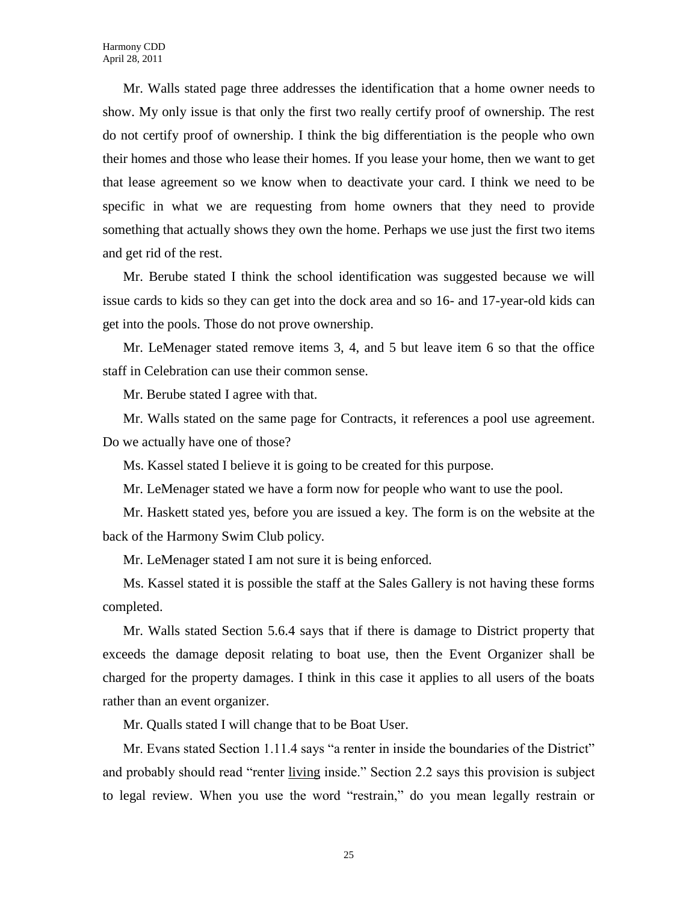Mr. Walls stated page three addresses the identification that a home owner needs to show. My only issue is that only the first two really certify proof of ownership. The rest do not certify proof of ownership. I think the big differentiation is the people who own their homes and those who lease their homes. If you lease your home, then we want to get that lease agreement so we know when to deactivate your card. I think we need to be specific in what we are requesting from home owners that they need to provide something that actually shows they own the home. Perhaps we use just the first two items and get rid of the rest.

Mr. Berube stated I think the school identification was suggested because we will issue cards to kids so they can get into the dock area and so 16- and 17-year-old kids can get into the pools. Those do not prove ownership.

Mr. LeMenager stated remove items 3, 4, and 5 but leave item 6 so that the office staff in Celebration can use their common sense.

Mr. Berube stated I agree with that.

Mr. Walls stated on the same page for Contracts, it references a pool use agreement. Do we actually have one of those?

Ms. Kassel stated I believe it is going to be created for this purpose.

Mr. LeMenager stated we have a form now for people who want to use the pool.

Mr. Haskett stated yes, before you are issued a key. The form is on the website at the back of the Harmony Swim Club policy.

Mr. LeMenager stated I am not sure it is being enforced.

Ms. Kassel stated it is possible the staff at the Sales Gallery is not having these forms completed.

Mr. Walls stated Section 5.6.4 says that if there is damage to District property that exceeds the damage deposit relating to boat use, then the Event Organizer shall be charged for the property damages. I think in this case it applies to all users of the boats rather than an event organizer.

Mr. Qualls stated I will change that to be Boat User.

Mr. Evans stated Section 1.11.4 says "a renter in inside the boundaries of the District" and probably should read "renter <u>living</u> inside." Section 2.2 says this provision is subject to legal review. When you use the word "restrain," do you mean legally restrain or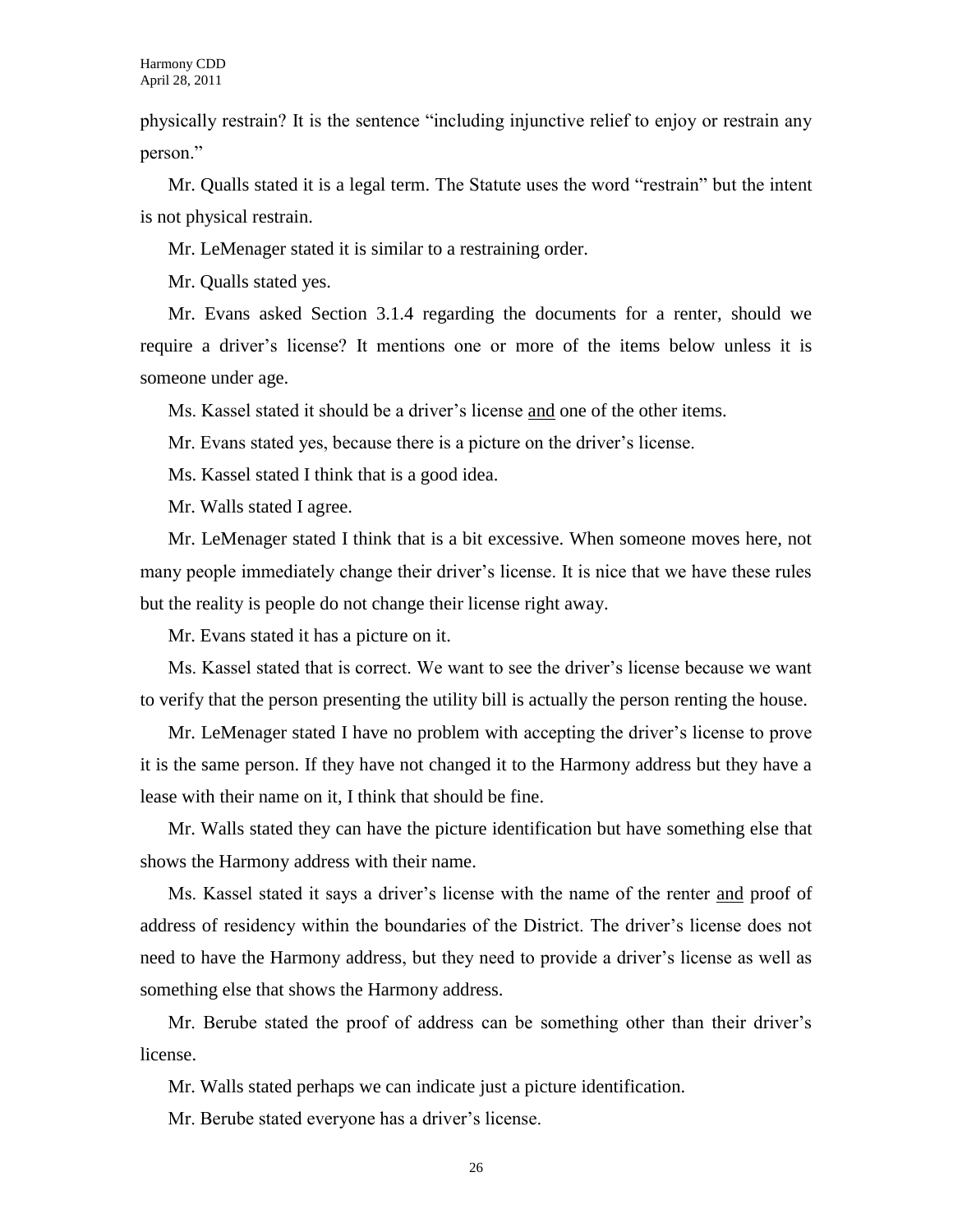physically restrain? It is the sentence "including injunctive relief to enjoy or restrain any person."

Mr. Qualls stated it is a legal term. The Statute uses the word "restrain" but the intent is not physical restrain.

Mr. LeMenager stated it is similar to a restraining order.

Mr. Qualls stated yes.

Mr. Evans asked Section 3.1.4 regarding the documents for a renter, should we require a driver's license? It mentions one or more of the items below unless it is someone under age.

Ms. Kassel stated it should be a driver's license <u>and</u> one of the other items.

Mr. Evans stated yes, because there is a picture on the driver's license.

Ms. Kassel stated I think that is a good idea.

Mr. Walls stated I agree.

Mr. LeMenager stated I think that is a bit excessive. When someone moves here, not many people immediately change their driver's license. It is nice that we have these rules but the reality is people do not change their license right away.

Mr. Evans stated it has a picture on it.

Ms. Kassel stated that is correct. We want to see the driver's license because we want to verify that the person presenting the utility bill is actually the person renting the house.

Mr. LeMenager stated I have no problem with accepting the driver's license to prove it is the same person. If they have not changed it to the Harmony address but they have a lease with their name on it, I think that should be fine.

Mr. Walls stated they can have the picture identification but have something else that shows the Harmony address with their name.

Ms. Kassel stated it says a driver's license with the name of the renter <u>and</u> proof of address of residency within the boundaries of the District. The driver's license does not need to have the Harmony address, but they need to provide a driver's license as well as something else that shows the Harmony address.

Mr. Berube stated the proof of address can be something other than their driver's license.

Mr. Walls stated perhaps we can indicate just a picture identification.

Mr. Berube stated everyone has a driver's license.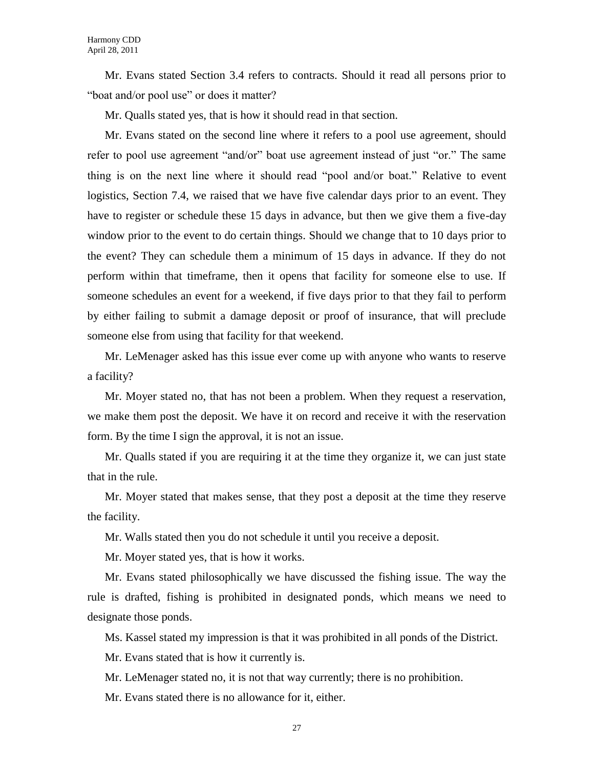Mr. Evans stated Section 3.4 refers to contracts. Should it read all persons prior to "boat and/or pool use" or does it matter?

Mr. Qualls stated yes, that is how it should read in that section.

Mr. Evans stated on the second line where it refers to a pool use agreement, should refer to pool use agreement "and/or" boat use agreement instead of just "or." The same thing is on the next line where it should read "pool and/or boat." Relative to event logistics, Section 7.4, we raised that we have five calendar days prior to an event. They have to register or schedule these 15 days in advance, but then we give them a five-day window prior to the event to do certain things. Should we change that to 10 days prior to the event? They can schedule them a minimum of 15 days in advance. If they do not perform within that timeframe, then it opens that facility for someone else to use. If someone schedules an event for a weekend, if five days prior to that they fail to perform by either failing to submit a damage deposit or proof of insurance, that will preclude someone else from using that facility for that weekend.

Mr. LeMenager asked has this issue ever come up with anyone who wants to reserve a facility?

Mr. Moyer stated no, that has not been a problem. When they request a reservation, we make them post the deposit. We have it on record and receive it with the reservation form. By the time I sign the approval, it is not an issue.

Mr. Qualls stated if you are requiring it at the time they organize it, we can just state that in the rule.

Mr. Moyer stated that makes sense, that they post a deposit at the time they reserve the facility.

Mr. Walls stated then you do not schedule it until you receive a deposit.

Mr. Moyer stated yes, that is how it works.

Mr. Evans stated philosophically we have discussed the fishing issue. The way the rule is drafted, fishing is prohibited in designated ponds, which means we need to designate those ponds.

Ms. Kassel stated my impression is that it was prohibited in all ponds of the District.

Mr. Evans stated that is how it currently is.

Mr. LeMenager stated no, it is not that way currently; there is no prohibition.

Mr. Evans stated there is no allowance for it, either.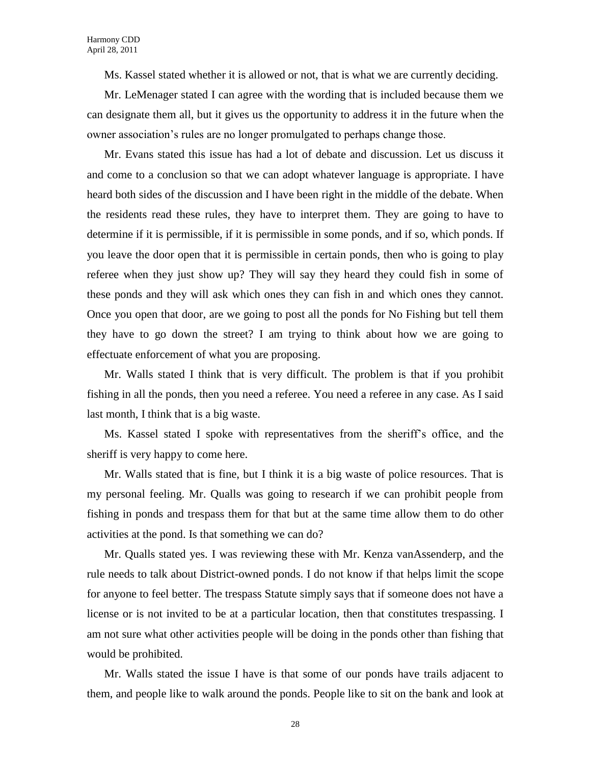Ms. Kassel stated whether it is allowed or not, that is what we are currently deciding.

Mr. LeMenager stated I can agree with the wording that is included because them we can designate them all, but it gives us the opportunity to address it in the future when the owner association's rules are no longer promulgated to perhaps change those.

Mr. Evans stated this issue has had a lot of debate and discussion. Let us discuss it and come to a conclusion so that we can adopt whatever language is appropriate. I have heard both sides of the discussion and I have been right in the middle of the debate. When the residents read these rules, they have to interpret them. They are going to have to determine if it is permissible, if it is permissible in some ponds, and if so, which ponds. If you leave the door open that it is permissible in certain ponds, then who is going to play referee when they just show up? They will say they heard they could fish in some of these ponds and they will ask which ones they can fish in and which ones they cannot. Once you open that door, are we going to post all the ponds for No Fishing but tell them they have to go down the street? I am trying to think about how we are going to effectuate enforcement of what you are proposing.

Mr. Walls stated I think that is very difficult. The problem is that if you prohibit fishing in all the ponds, then you need a referee. You need a referee in any case. As I said last month, I think that is a big waste.

Ms. Kassel stated I spoke with representatives from the sheriff's office, and the sheriff is very happy to come here.

Mr. Walls stated that is fine, but I think it is a big waste of police resources. That is my personal feeling. Mr. Qualls was going to research if we can prohibit people from fishing in ponds and trespass them for that but at the same time allow them to do other activities at the pond. Is that something we can do?

Mr. Qualls stated yes. I was reviewing these with Mr. Kenza vanAssenderp, and the rule needs to talk about District-owned ponds. I do not know if that helps limit the scope for anyone to feel better. The trespass Statute simply says that if someone does not have a license or is not invited to be at a particular location, then that constitutes trespassing. I am not sure what other activities people will be doing in the ponds other than fishing that would be prohibited.

Mr. Walls stated the issue I have is that some of our ponds have trails adjacent to them, and people like to walk around the ponds. People like to sit on the bank and look at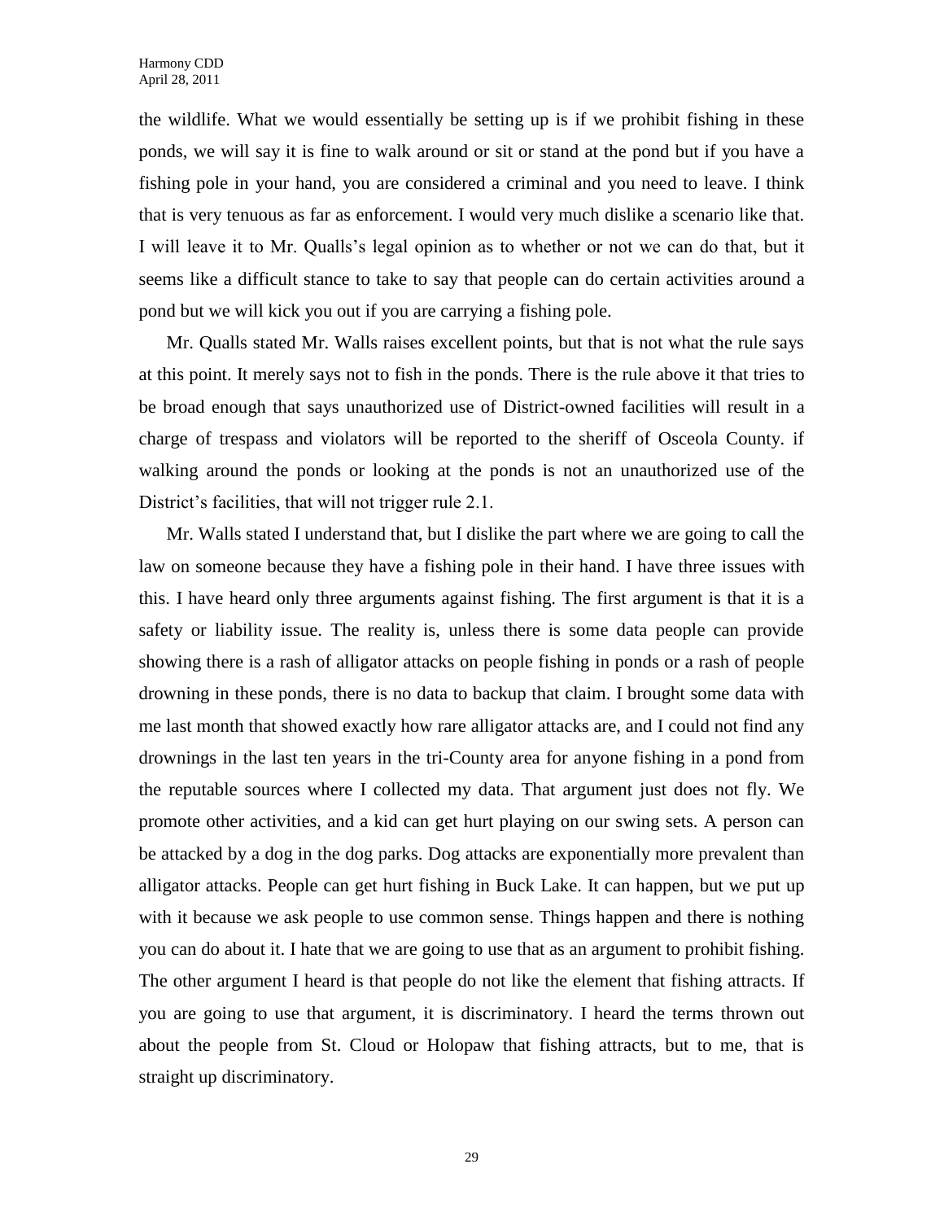the wildlife. What we would essentially be setting up is if we prohibit fishing in these ponds, we will say it is fine to walk around or sit or stand at the pond but if you have a fishing pole in your hand, you are considered a criminal and you need to leave. I think that is very tenuous as far as enforcement. I would very much dislike a scenario like that. I will leave it to Mr. Qualls's legal opinion as to whether or not we can do that, but it seems like a difficult stance to take to say that people can do certain activities around a pond but we will kick you out if you are carrying a fishing pole.

Mr. Qualls stated Mr. Walls raises excellent points, but that is not what the rule says at this point. It merely says not to fish in the ponds. There is the rule above it that tries to be broad enough that says unauthorized use of District-owned facilities will result in a charge of trespass and violators will be reported to the sheriff of Osceola County. if walking around the ponds or looking at the ponds is not an unauthorized use of the District's facilities, that will not trigger rule 2.1.

Mr. Walls stated I understand that, but I dislike the part where we are going to call the law on someone because they have a fishing pole in their hand. I have three issues with this. I have heard only three arguments against fishing. The first argument is that it is a safety or liability issue. The reality is, unless there is some data people can provide showing there is a rash of alligator attacks on people fishing in ponds or a rash of people drowning in these ponds, there is no data to backup that claim. I brought some data with me last month that showed exactly how rare alligator attacks are, and I could not find any drownings in the last ten years in the tri-County area for anyone fishing in a pond from the reputable sources where I collected my data. That argument just does not fly. We promote other activities, and a kid can get hurt playing on our swing sets. A person can be attacked by a dog in the dog parks. Dog attacks are exponentially more prevalent than alligator attacks. People can get hurt fishing in Buck Lake. It can happen, but we put up with it because we ask people to use common sense. Things happen and there is nothing you can do about it. I hate that we are going to use that as an argument to prohibit fishing. The other argument I heard is that people do not like the element that fishing attracts. If you are going to use that argument, it is discriminatory. I heard the terms thrown out about the people from St. Cloud or Holopaw that fishing attracts, but to me, that is straight up discriminatory.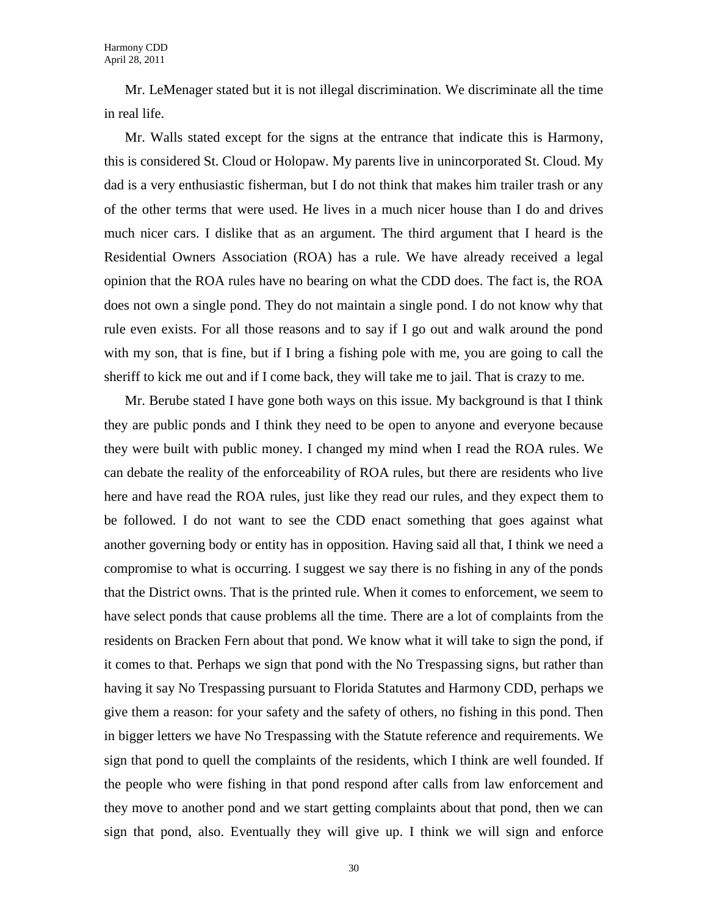Mr. LeMenager stated but it is not illegal discrimination. We discriminate all the time in real life.

Mr. Walls stated except for the signs at the entrance that indicate this is Harmony, this is considered St. Cloud or Holopaw. My parents live in unincorporated St. Cloud. My dad is a very enthusiastic fisherman, but I do not think that makes him trailer trash or any of the other terms that were used. He lives in a much nicer house than I do and drives much nicer cars. I dislike that as an argument. The third argument that I heard is the Residential Owners Association (ROA) has a rule. We have already received a legal opinion that the ROA rules have no bearing on what the CDD does. The fact is, the ROA does not own a single pond. They do not maintain a single pond. I do not know why that rule even exists. For all those reasons and to say if I go out and walk around the pond with my son, that is fine, but if I bring a fishing pole with me, you are going to call the sheriff to kick me out and if I come back, they will take me to jail. That is crazy to me.

Mr. Berube stated I have gone both ways on this issue. My background is that I think they are public ponds and I think they need to be open to anyone and everyone because they were built with public money. I changed my mind when I read the ROA rules. We can debate the reality of the enforceability of ROA rules, but there are residents who live here and have read the ROA rules, just like they read our rules, and they expect them to be followed. I do not want to see the CDD enact something that goes against what another governing body or entity has in opposition. Having said all that, I think we need a compromise to what is occurring. I suggest we say there is no fishing in any of the ponds that the District owns. That is the printed rule. When it comes to enforcement, we seem to have select ponds that cause problems all the time. There are a lot of complaints from the residents on Bracken Fern about that pond. We know what it will take to sign the pond, if it comes to that. Perhaps we sign that pond with the No Trespassing signs, but rather than having it say No Trespassing pursuant to Florida Statutes and Harmony CDD, perhaps we give them a reason: for your safety and the safety of others, no fishing in this pond. Then in bigger letters we have No Trespassing with the Statute reference and requirements. We sign that pond to quell the complaints of the residents, which I think are well founded. If the people who were fishing in that pond respond after calls from law enforcement and they move to another pond and we start getting complaints about that pond, then we can sign that pond, also. Eventually they will give up. I think we will sign and enforce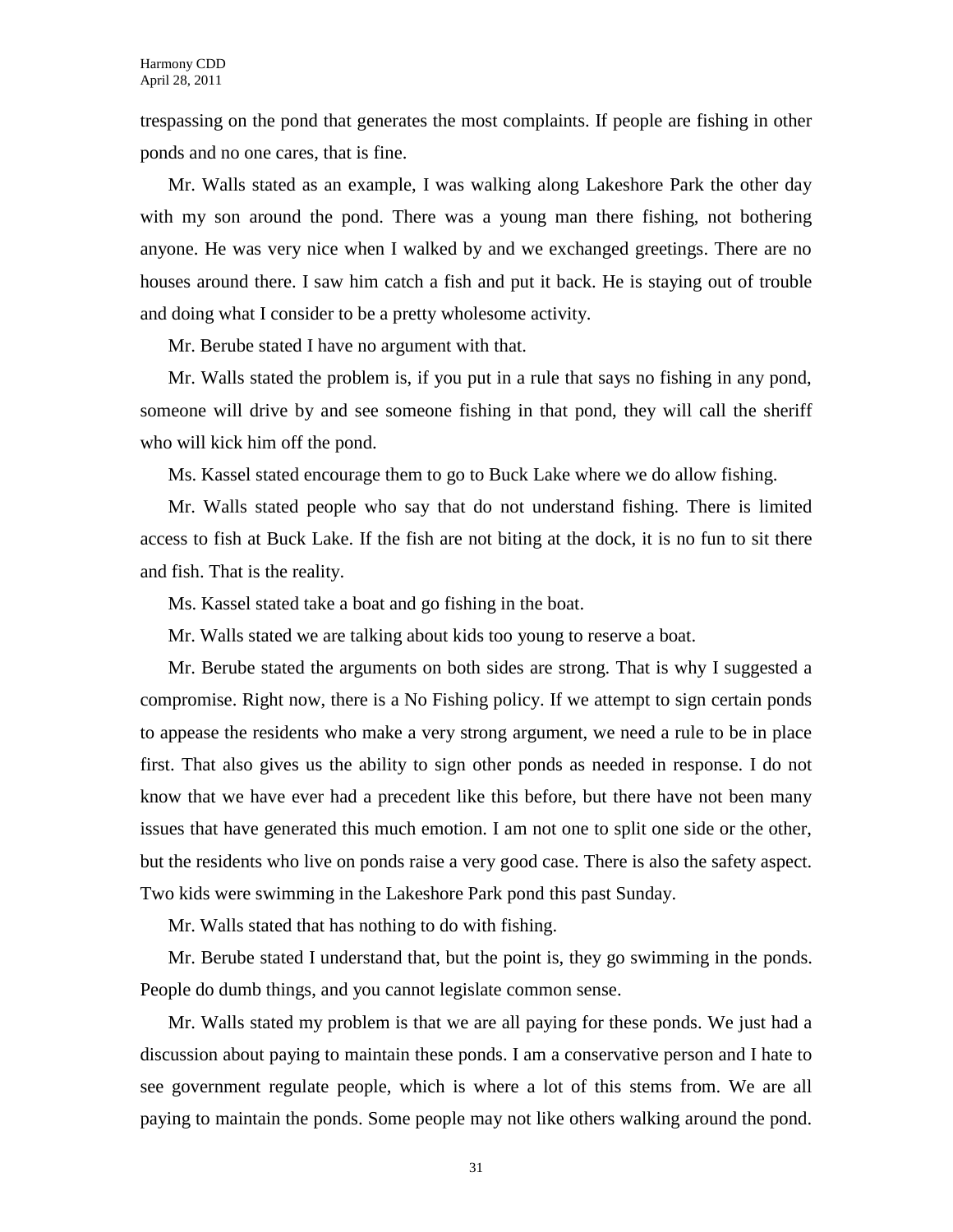trespassing on the pond that generates the most complaints. If people are fishing in other ponds and no one cares, that is fine.

Mr. Walls stated as an example, I was walking along Lakeshore Park the other day with my son around the pond. There was a young man there fishing, not bothering anyone. He was very nice when I walked by and we exchanged greetings. There are no houses around there. I saw him catch a fish and put it back. He is staying out of trouble and doing what I consider to be a pretty wholesome activity.

Mr. Berube stated I have no argument with that.

Mr. Walls stated the problem is, if you put in a rule that says no fishing in any pond, someone will drive by and see someone fishing in that pond, they will call the sheriff who will kick him off the pond.

Ms. Kassel stated encourage them to go to Buck Lake where we do allow fishing.

Mr. Walls stated people who say that do not understand fishing. There is limited access to fish at Buck Lake. If the fish are not biting at the dock, it is no fun to sit there and fish. That is the reality.

Ms. Kassel stated take a boat and go fishing in the boat.

Mr. Walls stated we are talking about kids too young to reserve a boat.

Mr. Berube stated the arguments on both sides are strong. That is why I suggested a compromise. Right now, there is a No Fishing policy. If we attempt to sign certain ponds to appease the residents who make a very strong argument, we need a rule to be in place first. That also gives us the ability to sign other ponds as needed in response. I do not know that we have ever had a precedent like this before, but there have not been many issues that have generated this much emotion. I am not one to split one side or the other, but the residents who live on ponds raise a very good case. There is also the safety aspect. Two kids were swimming in the Lakeshore Park pond this past Sunday.

Mr. Walls stated that has nothing to do with fishing.

Mr. Berube stated I understand that, but the point is, they go swimming in the ponds. People do dumb things, and you cannot legislate common sense.

Mr. Walls stated my problem is that we are all paying for these ponds. We just had a discussion about paying to maintain these ponds. I am a conservative person and I hate to see government regulate people, which is where a lot of this stems from. We are all paying to maintain the ponds. Some people may not like others walking around the pond.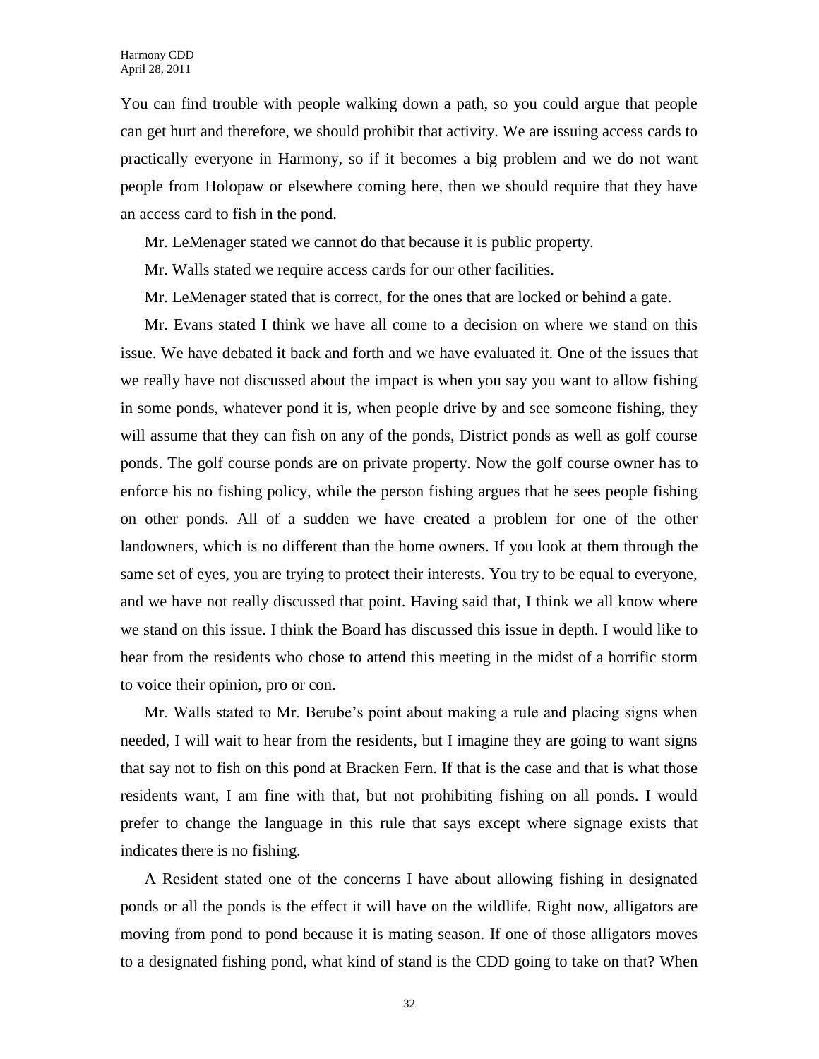You can find trouble with people walking down a path, so you could argue that people can get hurt and therefore, we should prohibit that activity. We are issuing access cards to practically everyone in Harmony, so if it becomes a big problem and we do not want people from Holopaw or elsewhere coming here, then we should require that they have an access card to fish in the pond.

Mr. LeMenager stated we cannot do that because it is public property.

Mr. Walls stated we require access cards for our other facilities.

Mr. LeMenager stated that is correct, for the ones that are locked or behind a gate.

Mr. Evans stated I think we have all come to a decision on where we stand on this issue. We have debated it back and forth and we have evaluated it. One of the issues that we really have not discussed about the impact is when you say you want to allow fishing in some ponds, whatever pond it is, when people drive by and see someone fishing, they will assume that they can fish on any of the ponds, District ponds as well as golf course ponds. The golf course ponds are on private property. Now the golf course owner has to enforce his no fishing policy, while the person fishing argues that he sees people fishing on other ponds. All of a sudden we have created a problem for one of the other landowners, which is no different than the home owners. If you look at them through the same set of eyes, you are trying to protect their interests. You try to be equal to everyone, and we have not really discussed that point. Having said that, I think we all know where we stand on this issue. I think the Board has discussed this issue in depth. I would like to hear from the residents who chose to attend this meeting in the midst of a horrific storm to voice their opinion, pro or con.

Mr. Walls stated to Mr. Berube's point about making a rule and placing signs when needed, I will wait to hear from the residents, but I imagine they are going to want signs that say not to fish on this pond at Bracken Fern. If that is the case and that is what those residents want, I am fine with that, but not prohibiting fishing on all ponds. I would prefer to change the language in this rule that says except where signage exists that indicates there is no fishing.

A Resident stated one of the concerns I have about allowing fishing in designated ponds or all the ponds is the effect it will have on the wildlife. Right now, alligators are moving from pond to pond because it is mating season. If one of those alligators moves to a designated fishing pond, what kind of stand is the CDD going to take on that? When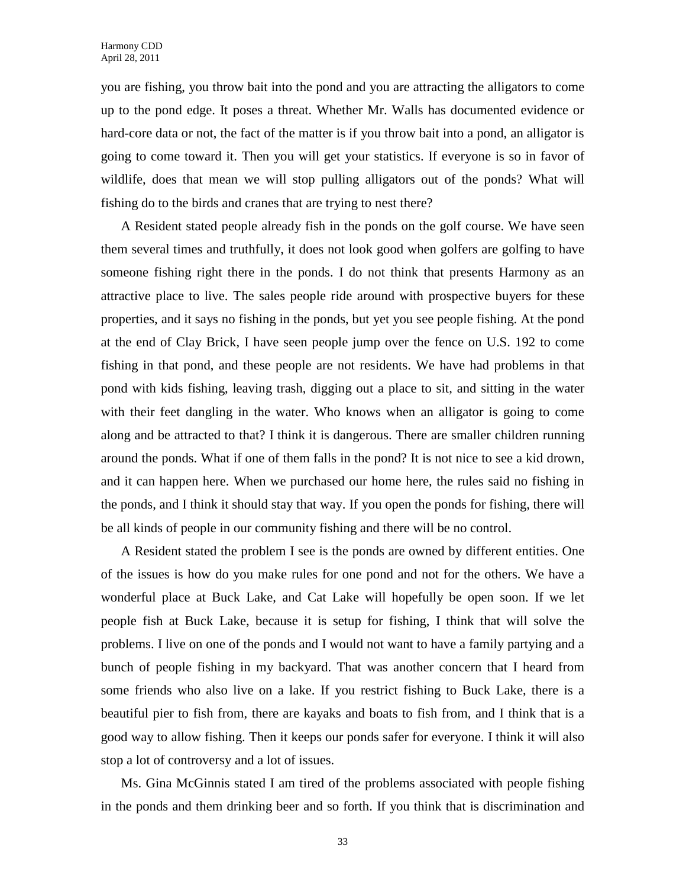you are fishing, you throw bait into the pond and you are attracting the alligators to come up to the pond edge. It poses a threat. Whether Mr. Walls has documented evidence or hard-core data or not, the fact of the matter is if you throw bait into a pond, an alligator is going to come toward it. Then you will get your statistics. If everyone is so in favor of wildlife, does that mean we will stop pulling alligators out of the ponds? What will fishing do to the birds and cranes that are trying to nest there?

A Resident stated people already fish in the ponds on the golf course. We have seen them several times and truthfully, it does not look good when golfers are golfing to have someone fishing right there in the ponds. I do not think that presents Harmony as an attractive place to live. The sales people ride around with prospective buyers for these properties, and it says no fishing in the ponds, but yet you see people fishing. At the pond at the end of Clay Brick, I have seen people jump over the fence on U.S. 192 to come fishing in that pond, and these people are not residents. We have had problems in that pond with kids fishing, leaving trash, digging out a place to sit, and sitting in the water with their feet dangling in the water. Who knows when an alligator is going to come along and be attracted to that? I think it is dangerous. There are smaller children running around the ponds. What if one of them falls in the pond? It is not nice to see a kid drown, and it can happen here. When we purchased our home here, the rules said no fishing in the ponds, and I think it should stay that way. If you open the ponds for fishing, there will be all kinds of people in our community fishing and there will be no control.

A Resident stated the problem I see is the ponds are owned by different entities. One of the issues is how do you make rules for one pond and not for the others. We have a wonderful place at Buck Lake, and Cat Lake will hopefully be open soon. If we let people fish at Buck Lake, because it is setup for fishing, I think that will solve the problems. I live on one of the ponds and I would not want to have a family partying and a bunch of people fishing in my backyard. That was another concern that I heard from some friends who also live on a lake. If you restrict fishing to Buck Lake, there is a beautiful pier to fish from, there are kayaks and boats to fish from, and I think that is a good way to allow fishing. Then it keeps our ponds safer for everyone. I think it will also stop a lot of controversy and a lot of issues.

Ms. Gina McGinnis stated I am tired of the problems associated with people fishing in the ponds and them drinking beer and so forth. If you think that is discrimination and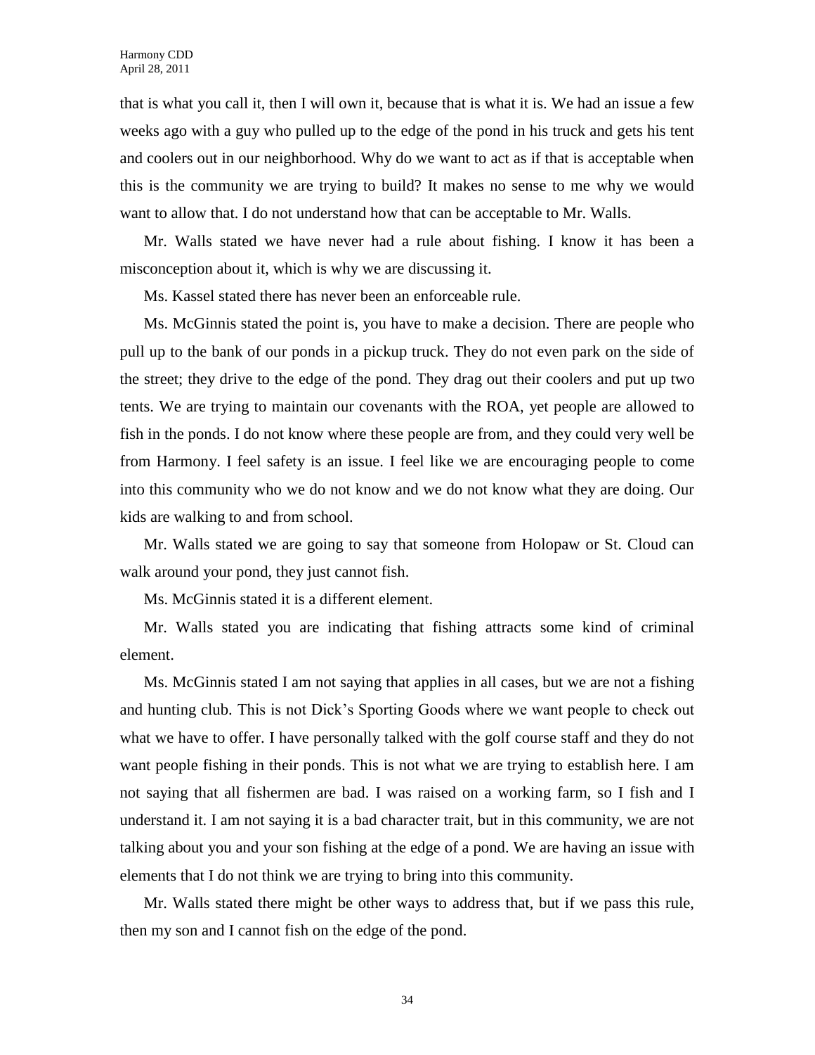that is what you call it, then I will own it, because that is what it is. We had an issue a few weeks ago with a guy who pulled up to the edge of the pond in his truck and gets his tent and coolers out in our neighborhood. Why do we want to act as if that is acceptable when this is the community we are trying to build? It makes no sense to me why we would want to allow that. I do not understand how that can be acceptable to Mr. Walls.

Mr. Walls stated we have never had a rule about fishing. I know it has been a misconception about it, which is why we are discussing it.

Ms. Kassel stated there has never been an enforceable rule.

Ms. McGinnis stated the point is, you have to make a decision. There are people who pull up to the bank of our ponds in a pickup truck. They do not even park on the side of the street; they drive to the edge of the pond. They drag out their coolers and put up two tents. We are trying to maintain our covenants with the ROA, yet people are allowed to fish in the ponds. I do not know where these people are from, and they could very well be from Harmony. I feel safety is an issue. I feel like we are encouraging people to come into this community who we do not know and we do not know what they are doing. Our kids are walking to and from school.

Mr. Walls stated we are going to say that someone from Holopaw or St. Cloud can walk around your pond, they just cannot fish.

Ms. McGinnis stated it is a different element.

Mr. Walls stated you are indicating that fishing attracts some kind of criminal element.

Ms. McGinnis stated I am not saying that applies in all cases, but we are not a fishing and hunting club. This is not Dick's Sporting Goods where we want people to check out what we have to offer. I have personally talked with the golf course staff and they do not want people fishing in their ponds. This is not what we are trying to establish here. I am not saying that all fishermen are bad. I was raised on a working farm, so I fish and I understand it. I am not saying it is a bad character trait, but in this community, we are not talking about you and your son fishing at the edge of a pond. We are having an issue with elements that I do not think we are trying to bring into this community.

Mr. Walls stated there might be other ways to address that, but if we pass this rule, then my son and I cannot fish on the edge of the pond.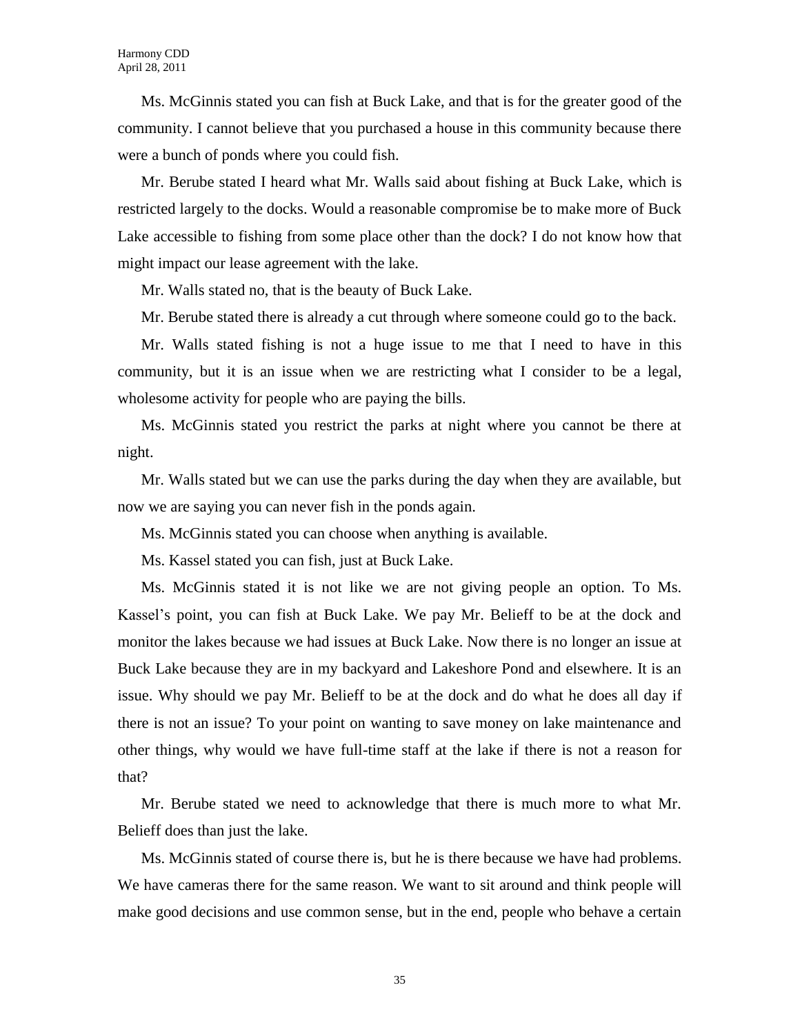Ms. McGinnis stated you can fish at Buck Lake, and that is for the greater good of the community. I cannot believe that you purchased a house in this community because there were a bunch of ponds where you could fish.

Mr. Berube stated I heard what Mr. Walls said about fishing at Buck Lake, which is restricted largely to the docks. Would a reasonable compromise be to make more of Buck Lake accessible to fishing from some place other than the dock? I do not know how that might impact our lease agreement with the lake.

Mr. Walls stated no, that is the beauty of Buck Lake.

Mr. Berube stated there is already a cut through where someone could go to the back.

Mr. Walls stated fishing is not a huge issue to me that I need to have in this community, but it is an issue when we are restricting what I consider to be a legal, wholesome activity for people who are paying the bills.

Ms. McGinnis stated you restrict the parks at night where you cannot be there at night.

Mr. Walls stated but we can use the parks during the day when they are available, but now we are saying you can never fish in the ponds again.

Ms. McGinnis stated you can choose when anything is available.

Ms. Kassel stated you can fish, just at Buck Lake.

Ms. McGinnis stated it is not like we are not giving people an option. To Ms. Kassel's point, you can fish at Buck Lake. We pay Mr. Belieff to be at the dock and monitor the lakes because we had issues at Buck Lake. Now there is no longer an issue at Buck Lake because they are in my backyard and Lakeshore Pond and elsewhere. It is an issue. Why should we pay Mr. Belieff to be at the dock and do what he does all day if there is not an issue? To your point on wanting to save money on lake maintenance and other things, why would we have full-time staff at the lake if there is not a reason for that?

Mr. Berube stated we need to acknowledge that there is much more to what Mr. Belieff does than just the lake.

Ms. McGinnis stated of course there is, but he is there because we have had problems. We have cameras there for the same reason. We want to sit around and think people will make good decisions and use common sense, but in the end, people who behave a certain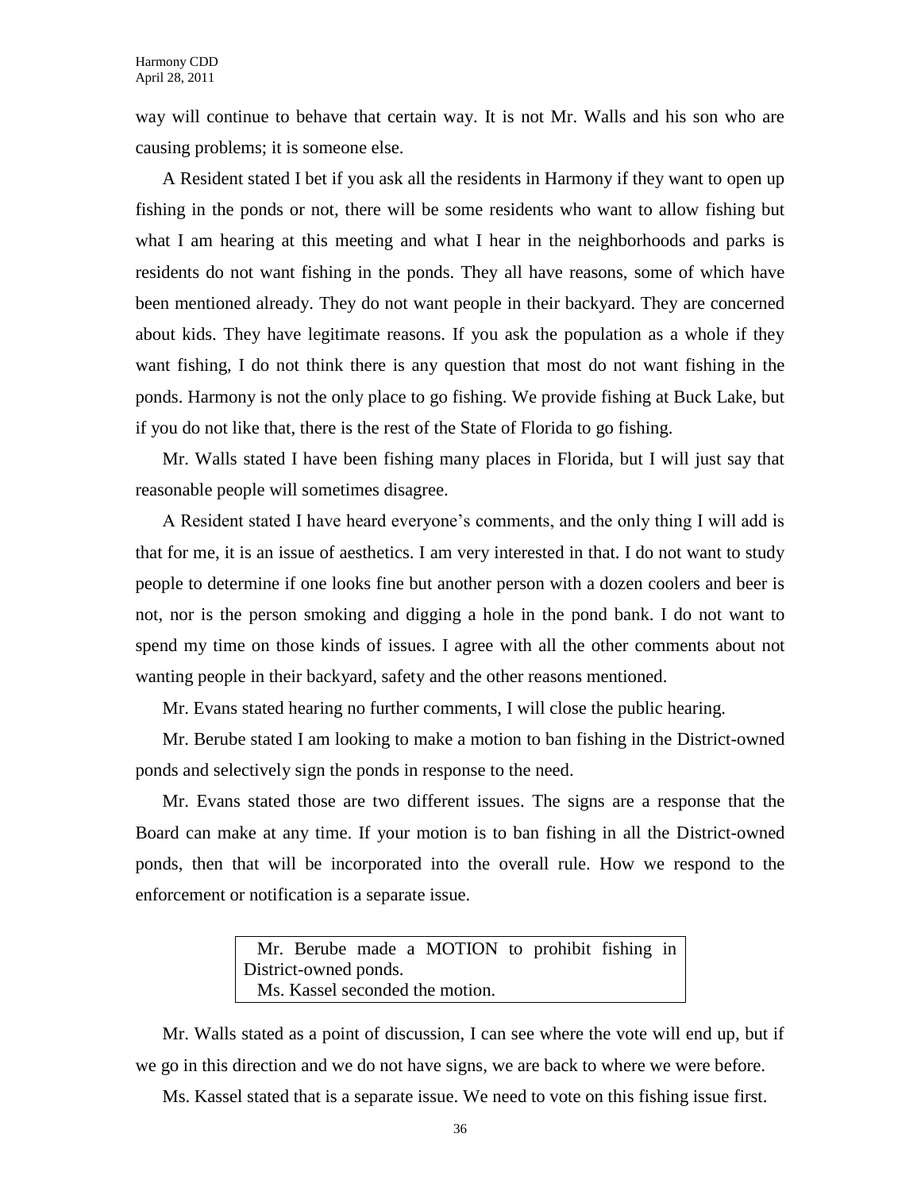way will continue to behave that certain way. It is not Mr. Walls and his son who are causing problems; it is someone else.

A Resident stated I bet if you ask all the residents in Harmony if they want to open up fishing in the ponds or not, there will be some residents who want to allow fishing but what I am hearing at this meeting and what I hear in the neighborhoods and parks is residents do not want fishing in the ponds. They all have reasons, some of which have been mentioned already. They do not want people in their backyard. They are concerned about kids. They have legitimate reasons. If you ask the population as a whole if they want fishing, I do not think there is any question that most do not want fishing in the ponds. Harmony is not the only place to go fishing. We provide fishing at Buck Lake, but if you do not like that, there is the rest of the State of Florida to go fishing.

Mr. Walls stated I have been fishing many places in Florida, but I will just say that reasonable people will sometimes disagree.

A Resident stated I have heard everyone's comments, and the only thing I will add is that for me, it is an issue of aesthetics. I am very interested in that. I do not want to study people to determine if one looks fine but another person with a dozen coolers and beer is not, nor is the person smoking and digging a hole in the pond bank. I do not want to spend my time on those kinds of issues. I agree with all the other comments about not wanting people in their backyard, safety and the other reasons mentioned.

Mr. Evans stated hearing no further comments, I will close the public hearing.

Mr. Berube stated I am looking to make a motion to ban fishing in the District-owned ponds and selectively sign the ponds in response to the need.

Mr. Evans stated those are two different issues. The signs are a response that the Board can make at any time. If your motion is to ban fishing in all the District-owned ponds, then that will be incorporated into the overall rule. How we respond to the enforcement or notification is a separate issue.

> Mr. Berube made a MOTION to prohibit fishing in District-owned ponds.
> Ms. Kassel seconded the motion.

Mr. Walls stated as a point of discussion, I can see where the vote will end up, but if we go in this direction and we do not have signs, we are back to where we were before.

Ms. Kassel stated that is a separate issue. We need to vote on this fishing issue first.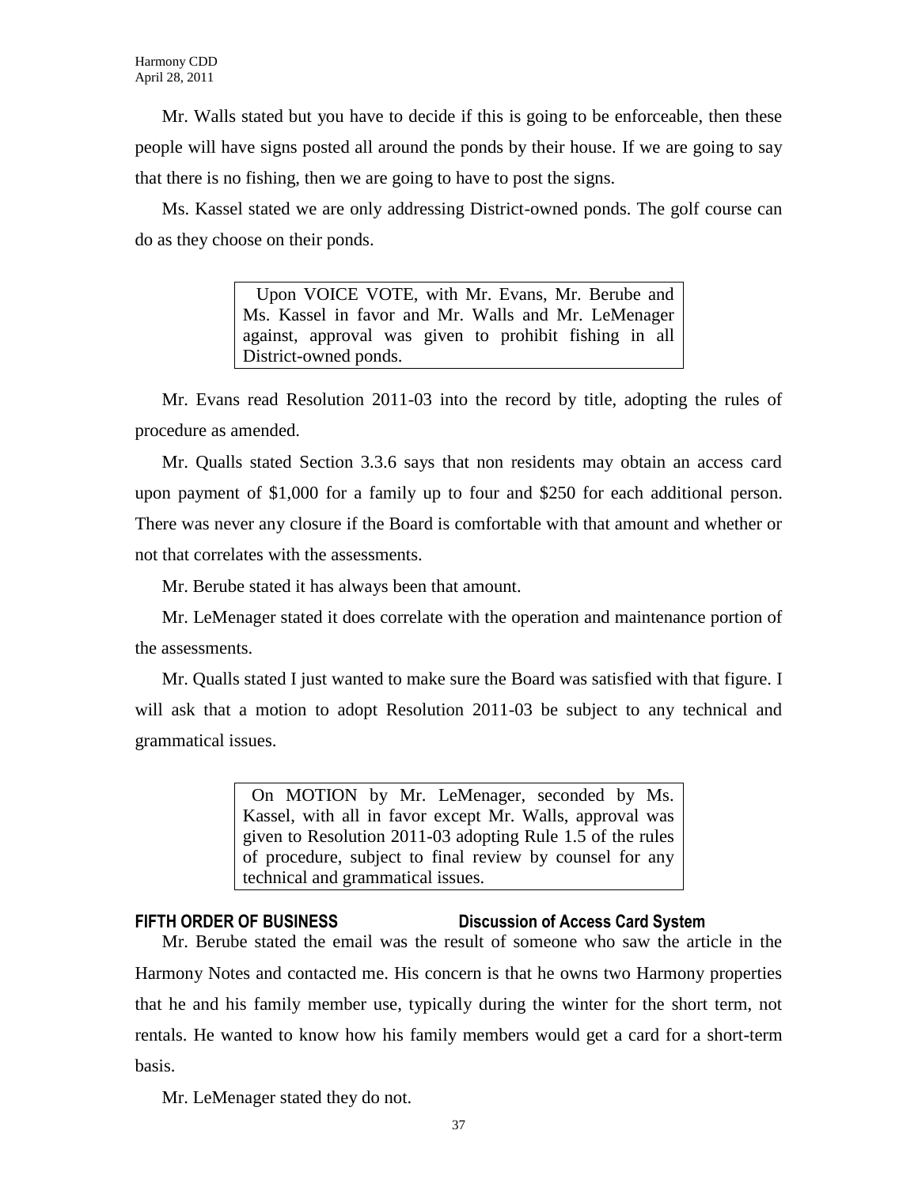Mr. Walls stated but you have to decide if this is going to be enforceable, then these people will have signs posted all around the ponds by their house. If we are going to say that there is no fishing, then we are going to have to post the signs.

Ms. Kassel stated we are only addressing District-owned ponds. The golf course can do as they choose on their ponds.

> Upon VOICE VOTE, with Mr. Evans, Mr. Berube and Ms. Kassel in favor and Mr. Walls and Mr. LeMenager against, approval was given to prohibit fishing in all District-owned ponds.

Mr. Evans read Resolution 2011-03 into the record by title, adopting the rules of procedure as amended.

Mr. Qualls stated Section 3.3.6 says that non residents may obtain an access card upon payment of $1,000 for a family up to four and $250 for each additional person. There was never any closure if the Board is comfortable with that amount and whether or not that correlates with the assessments.

Mr. Berube stated it has always been that amount.

Mr. LeMenager stated it does correlate with the operation and maintenance portion of the assessments.

Mr. Qualls stated I just wanted to make sure the Board was satisfied with that figure. I will ask that a motion to adopt Resolution 2011-03 be subject to any technical and grammatical issues.

> On MOTION by Mr. LeMenager, seconded by Ms. Kassel, with all in favor except Mr. Walls, approval was given to Resolution 2011-03 adopting Rule 1.5 of the rules of procedure, subject to final review by counsel for any technical and grammatical issues.

**FIFTH ORDER OF BUSINESS Discussion of Access Card System**

Mr. Berube stated the email was the result of someone who saw the article in the Harmony Notes and contacted me. His concern is that he owns two Harmony properties that he and his family member use, typically during the winter for the short term, not rentals. He wanted to know how his family members would get a card for a short-term basis.

Mr. LeMenager stated they do not.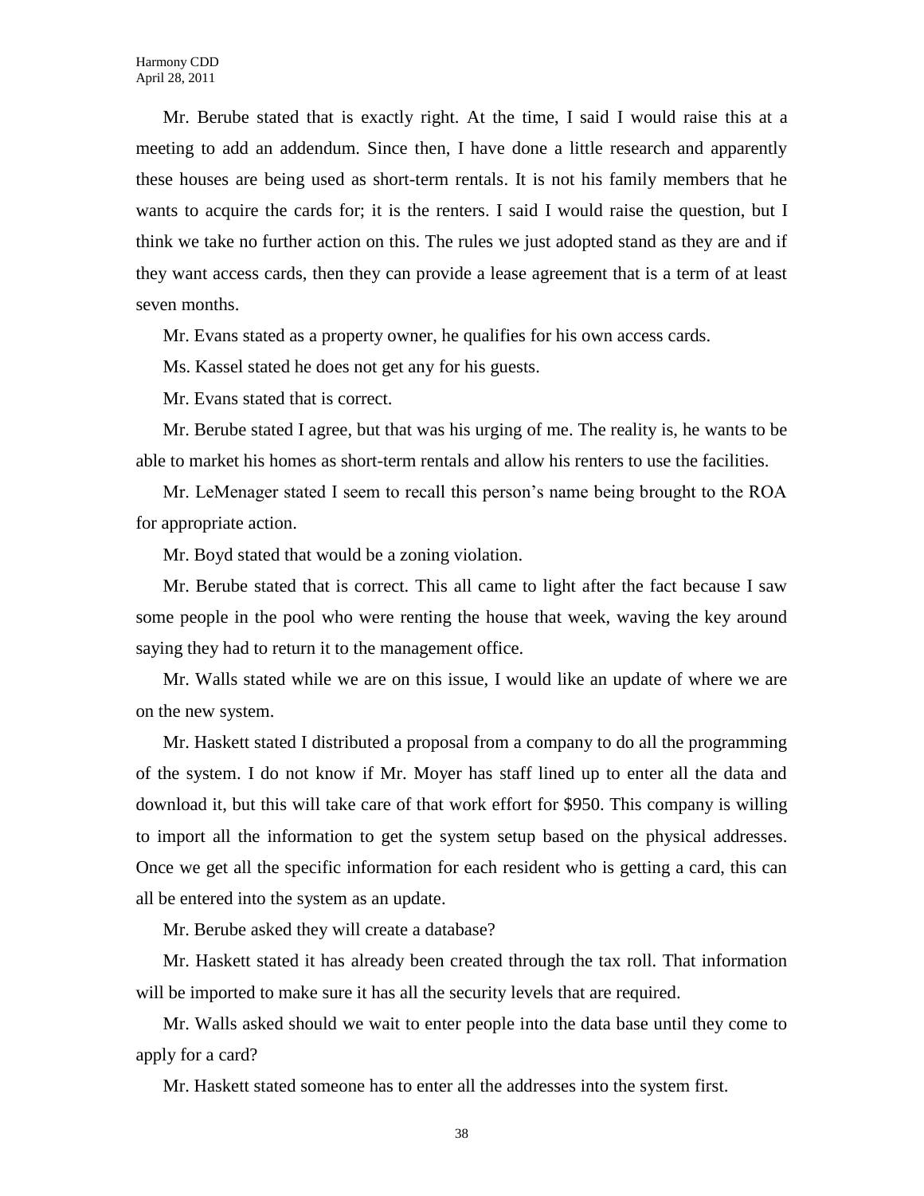Mr. Berube stated that is exactly right. At the time, I said I would raise this at a meeting to add an addendum. Since then, I have done a little research and apparently these houses are being used as short-term rentals. It is not his family members that he wants to acquire the cards for; it is the renters. I said I would raise the question, but I think we take no further action on this. The rules we just adopted stand as they are and if they want access cards, then they can provide a lease agreement that is a term of at least seven months.

Mr. Evans stated as a property owner, he qualifies for his own access cards.

Ms. Kassel stated he does not get any for his guests.

Mr. Evans stated that is correct.

Mr. Berube stated I agree, but that was his urging of me. The reality is, he wants to be able to market his homes as short-term rentals and allow his renters to use the facilities.

Mr. LeMenager stated I seem to recall this person's name being brought to the ROA for appropriate action.

Mr. Boyd stated that would be a zoning violation.

Mr. Berube stated that is correct. This all came to light after the fact because I saw some people in the pool who were renting the house that week, waving the key around saying they had to return it to the management office.

Mr. Walls stated while we are on this issue, I would like an update of where we are on the new system.

Mr. Haskett stated I distributed a proposal from a company to do all the programming of the system. I do not know if Mr. Moyer has staff lined up to enter all the data and download it, but this will take care of that work effort for $950. This company is willing to import all the information to get the system setup based on the physical addresses. Once we get all the specific information for each resident who is getting a card, this can all be entered into the system as an update.

Mr. Berube asked they will create a database?

Mr. Haskett stated it has already been created through the tax roll. That information will be imported to make sure it has all the security levels that are required.

Mr. Walls asked should we wait to enter people into the data base until they come to apply for a card?

Mr. Haskett stated someone has to enter all the addresses into the system first.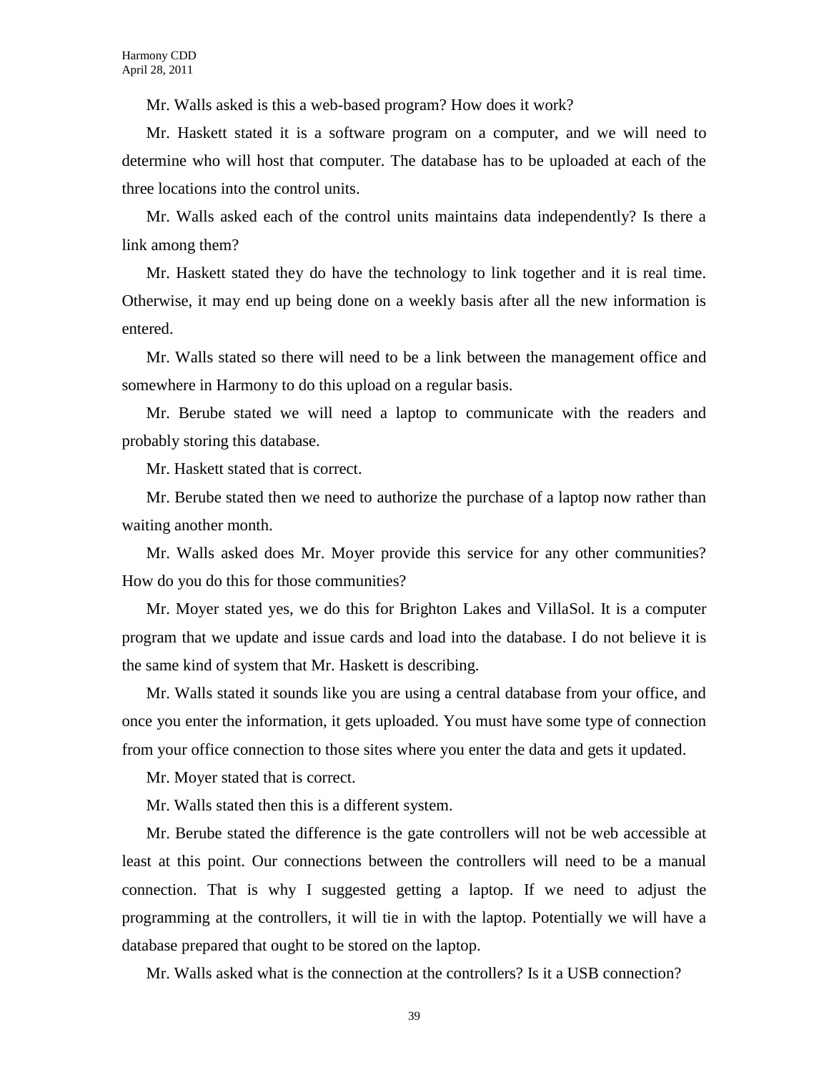Mr. Walls asked is this a web-based program? How does it work?

Mr. Haskett stated it is a software program on a computer, and we will need to determine who will host that computer. The database has to be uploaded at each of the three locations into the control units.

Mr. Walls asked each of the control units maintains data independently? Is there a link among them?

Mr. Haskett stated they do have the technology to link together and it is real time. Otherwise, it may end up being done on a weekly basis after all the new information is entered.

Mr. Walls stated so there will need to be a link between the management office and somewhere in Harmony to do this upload on a regular basis.

Mr. Berube stated we will need a laptop to communicate with the readers and probably storing this database.

Mr. Haskett stated that is correct.

Mr. Berube stated then we need to authorize the purchase of a laptop now rather than waiting another month.

Mr. Walls asked does Mr. Moyer provide this service for any other communities? How do you do this for those communities?

Mr. Moyer stated yes, we do this for Brighton Lakes and VillaSol. It is a computer program that we update and issue cards and load into the database. I do not believe it is the same kind of system that Mr. Haskett is describing.

Mr. Walls stated it sounds like you are using a central database from your office, and once you enter the information, it gets uploaded. You must have some type of connection from your office connection to those sites where you enter the data and gets it updated.

Mr. Moyer stated that is correct.

Mr. Walls stated then this is a different system.

Mr. Berube stated the difference is the gate controllers will not be web accessible at least at this point. Our connections between the controllers will need to be a manual connection. That is why I suggested getting a laptop. If we need to adjust the programming at the controllers, it will tie in with the laptop. Potentially we will have a database prepared that ought to be stored on the laptop.

Mr. Walls asked what is the connection at the controllers? Is it a USB connection?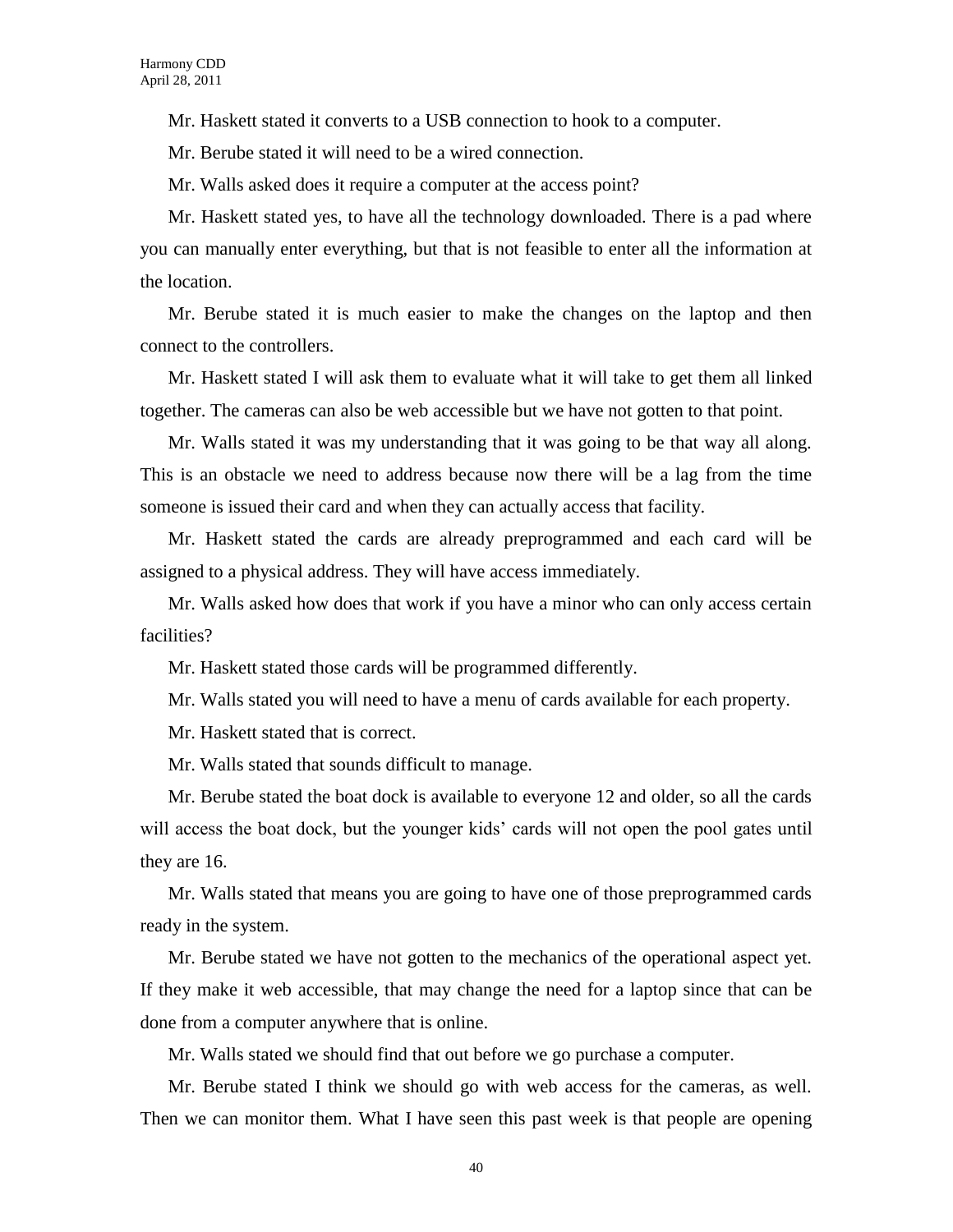Mr. Haskett stated it converts to a USB connection to hook to a computer.

Mr. Berube stated it will need to be a wired connection.

Mr. Walls asked does it require a computer at the access point?

Mr. Haskett stated yes, to have all the technology downloaded. There is a pad where you can manually enter everything, but that is not feasible to enter all the information at the location.

Mr. Berube stated it is much easier to make the changes on the laptop and then connect to the controllers.

Mr. Haskett stated I will ask them to evaluate what it will take to get them all linked together. The cameras can also be web accessible but we have not gotten to that point.

Mr. Walls stated it was my understanding that it was going to be that way all along. This is an obstacle we need to address because now there will be a lag from the time someone is issued their card and when they can actually access that facility.

Mr. Haskett stated the cards are already preprogrammed and each card will be assigned to a physical address. They will have access immediately.

Mr. Walls asked how does that work if you have a minor who can only access certain facilities?

Mr. Haskett stated those cards will be programmed differently.

Mr. Walls stated you will need to have a menu of cards available for each property.

Mr. Haskett stated that is correct.

Mr. Walls stated that sounds difficult to manage.

Mr. Berube stated the boat dock is available to everyone 12 and older, so all the cards will access the boat dock, but the younger kids' cards will not open the pool gates until they are 16.

Mr. Walls stated that means you are going to have one of those preprogrammed cards ready in the system.

Mr. Berube stated we have not gotten to the mechanics of the operational aspect yet. If they make it web accessible, that may change the need for a laptop since that can be done from a computer anywhere that is online.

Mr. Walls stated we should find that out before we go purchase a computer.

Mr. Berube stated I think we should go with web access for the cameras, as well. Then we can monitor them. What I have seen this past week is that people are opening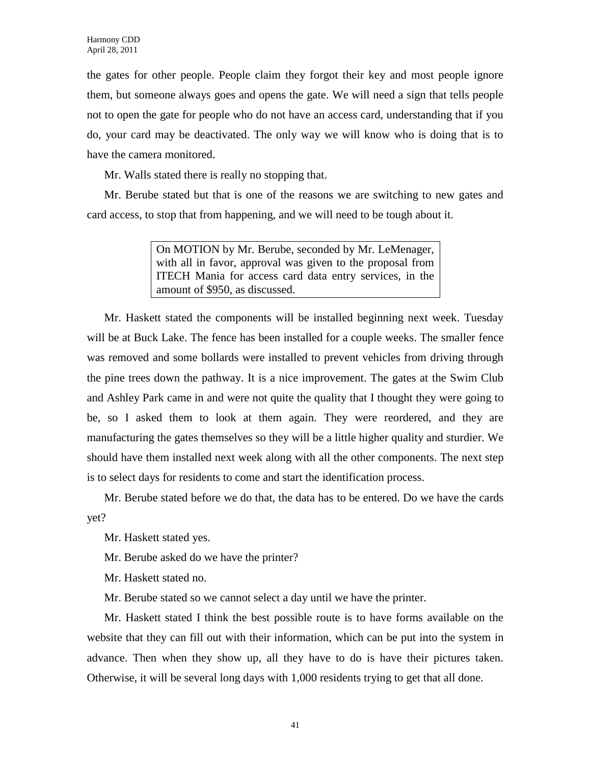the gates for other people. People claim they forgot their key and most people ignore them, but someone always goes and opens the gate. We will need a sign that tells people not to open the gate for people who do not have an access card, understanding that if you do, your card may be deactivated. The only way we will know who is doing that is to have the camera monitored.

Mr. Walls stated there is really no stopping that.

Mr. Berube stated but that is one of the reasons we are switching to new gates and card access, to stop that from happening, and we will need to be tough about it.

> On MOTION by Mr. Berube, seconded by Mr. LeMenager, with all in favor, approval was given to the proposal from ITECH Mania for access card data entry services, in the amount of $950, as discussed.

Mr. Haskett stated the components will be installed beginning next week. Tuesday will be at Buck Lake. The fence has been installed for a couple weeks. The smaller fence was removed and some bollards were installed to prevent vehicles from driving through the pine trees down the pathway. It is a nice improvement. The gates at the Swim Club and Ashley Park came in and were not quite the quality that I thought they were going to be, so I asked them to look at them again. They were reordered, and they are manufacturing the gates themselves so they will be a little higher quality and sturdier. We should have them installed next week along with all the other components. The next step is to select days for residents to come and start the identification process.

Mr. Berube stated before we do that, the data has to be entered. Do we have the cards yet?

Mr. Haskett stated yes.

Mr. Berube asked do we have the printer?

Mr. Haskett stated no.

Mr. Berube stated so we cannot select a day until we have the printer.

Mr. Haskett stated I think the best possible route is to have forms available on the website that they can fill out with their information, which can be put into the system in advance. Then when they show up, all they have to do is have their pictures taken. Otherwise, it will be several long days with 1,000 residents trying to get that all done.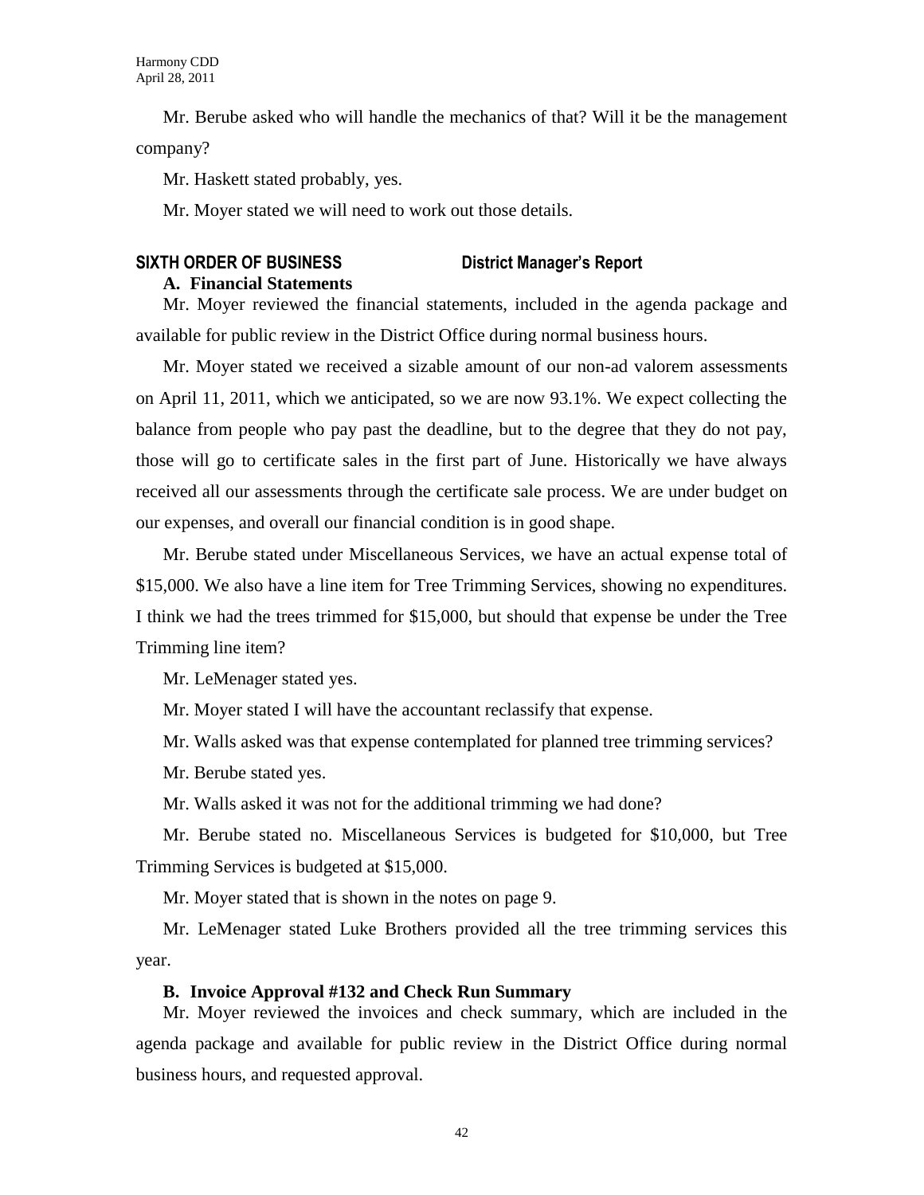Mr. Berube asked who will handle the mechanics of that? Will it be the management company?

Mr. Haskett stated probably, yes.

Mr. Moyer stated we will need to work out those details.

## SIXTH ORDER OF BUSINESS — District Manager's Report

### A. Financial Statements

Mr. Moyer reviewed the financial statements, included in the agenda package and available for public review in the District Office during normal business hours.

Mr. Moyer stated we received a sizable amount of our non-ad valorem assessments on April 11, 2011, which we anticipated, so we are now 93.1%. We expect collecting the balance from people who pay past the deadline, but to the degree that they do not pay, those will go to certificate sales in the first part of June. Historically we have always received all our assessments through the certificate sale process. We are under budget on our expenses, and overall our financial condition is in good shape.

Mr. Berube stated under Miscellaneous Services, we have an actual expense total of $15,000. We also have a line item for Tree Trimming Services, showing no expenditures. I think we had the trees trimmed for $15,000, but should that expense be under the Tree Trimming line item?

Mr. LeMenager stated yes.

Mr. Moyer stated I will have the accountant reclassify that expense.

Mr. Walls asked was that expense contemplated for planned tree trimming services?

Mr. Berube stated yes.

Mr. Walls asked it was not for the additional trimming we had done?

Mr. Berube stated no. Miscellaneous Services is budgeted for $10,000, but Tree Trimming Services is budgeted at $15,000.

Mr. Moyer stated that is shown in the notes on page 9.

Mr. LeMenager stated Luke Brothers provided all the tree trimming services this year.

### B. Invoice Approval #132 and Check Run Summary

Mr. Moyer reviewed the invoices and check summary, which are included in the agenda package and available for public review in the District Office during normal business hours, and requested approval.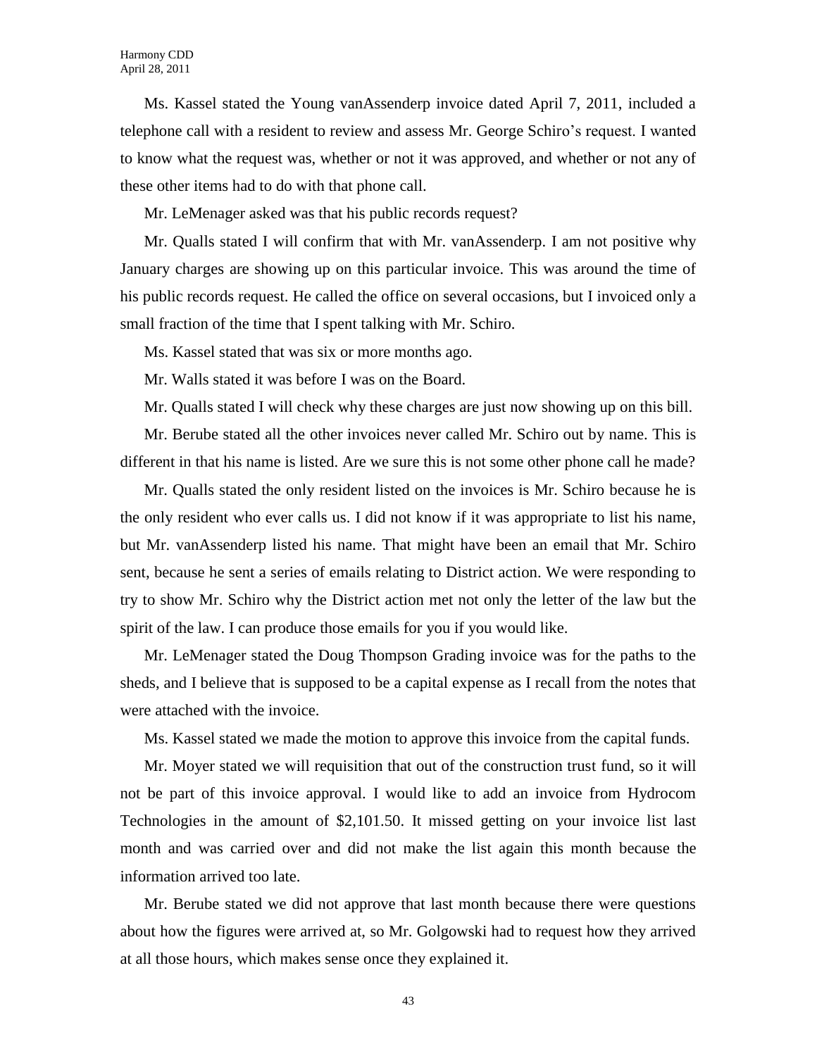Ms. Kassel stated the Young vanAssenderp invoice dated April 7, 2011, included a telephone call with a resident to review and assess Mr. George Schiro's request. I wanted to know what the request was, whether or not it was approved, and whether or not any of these other items had to do with that phone call.

Mr. LeMenager asked was that his public records request?

Mr. Qualls stated I will confirm that with Mr. vanAssenderp. I am not positive why January charges are showing up on this particular invoice. This was around the time of his public records request. He called the office on several occasions, but I invoiced only a small fraction of the time that I spent talking with Mr. Schiro.

Ms. Kassel stated that was six or more months ago.

Mr. Walls stated it was before I was on the Board.

Mr. Qualls stated I will check why these charges are just now showing up on this bill.

Mr. Berube stated all the other invoices never called Mr. Schiro out by name. This is different in that his name is listed. Are we sure this is not some other phone call he made?

Mr. Qualls stated the only resident listed on the invoices is Mr. Schiro because he is the only resident who ever calls us. I did not know if it was appropriate to list his name, but Mr. vanAssenderp listed his name. That might have been an email that Mr. Schiro sent, because he sent a series of emails relating to District action. We were responding to try to show Mr. Schiro why the District action met not only the letter of the law but the spirit of the law. I can produce those emails for you if you would like.

Mr. LeMenager stated the Doug Thompson Grading invoice was for the paths to the sheds, and I believe that is supposed to be a capital expense as I recall from the notes that were attached with the invoice.

Ms. Kassel stated we made the motion to approve this invoice from the capital funds.

Mr. Moyer stated we will requisition that out of the construction trust fund, so it will not be part of this invoice approval. I would like to add an invoice from Hydrocom Technologies in the amount of $2,101.50. It missed getting on your invoice list last month and was carried over and did not make the list again this month because the information arrived too late.

Mr. Berube stated we did not approve that last month because there were questions about how the figures were arrived at, so Mr. Golgowski had to request how they arrived at all those hours, which makes sense once they explained it.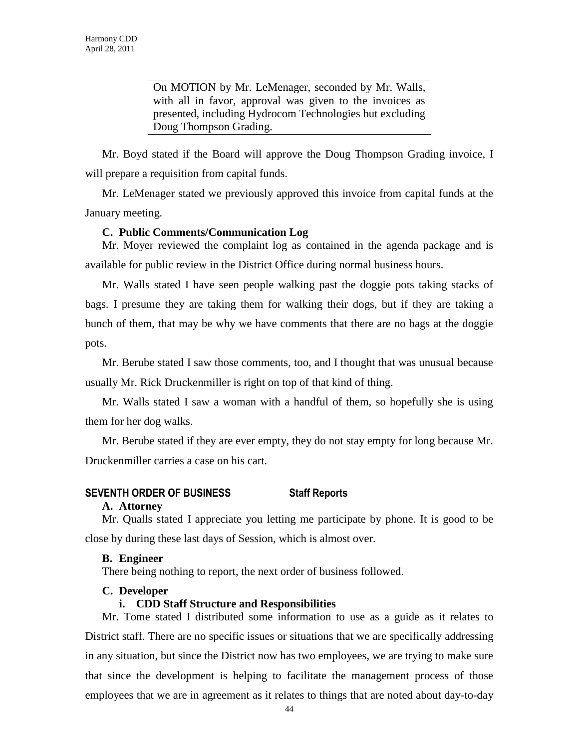> On MOTION by Mr. LeMenager, seconded by Mr. Walls, with all in favor, approval was given to the invoices as presented, including Hydrocom Technologies but excluding Doug Thompson Grading.

Mr. Boyd stated if the Board will approve the Doug Thompson Grading invoice, I will prepare a requisition from capital funds.

Mr. LeMenager stated we previously approved this invoice from capital funds at the January meeting.

**C. Public Comments/Communication Log**

Mr. Moyer reviewed the complaint log as contained in the agenda package and is available for public review in the District Office during normal business hours.

Mr. Walls stated I have seen people walking past the doggie pots taking stacks of bags. I presume they are taking them for walking their dogs, but if they are taking a bunch of them, that may be why we have comments that there are no bags at the doggie pots.

Mr. Berube stated I saw those comments, too, and I thought that was unusual because usually Mr. Rick Druckenmiller is right on top of that kind of thing.

Mr. Walls stated I saw a woman with a handful of them, so hopefully she is using them for her dog walks.

Mr. Berube stated if they are ever empty, they do not stay empty for long because Mr. Druckenmiller carries a case on his cart.

## SEVENTH ORDER OF BUSINESS Staff Reports

**A. Attorney**

Mr. Qualls stated I appreciate you letting me participate by phone. It is good to be close by during these last days of Session, which is almost over.

**B. Engineer**

There being nothing to report, the next order of business followed.

**C. Developer**

**i. CDD Staff Structure and Responsibilities**

Mr. Tome stated I distributed some information to use as a guide as it relates to District staff. There are no specific issues or situations that we are specifically addressing in any situation, but since the District now has two employees, we are trying to make sure that since the development is helping to facilitate the management process of those employees that we are in agreement as it relates to things that are noted about day-to-day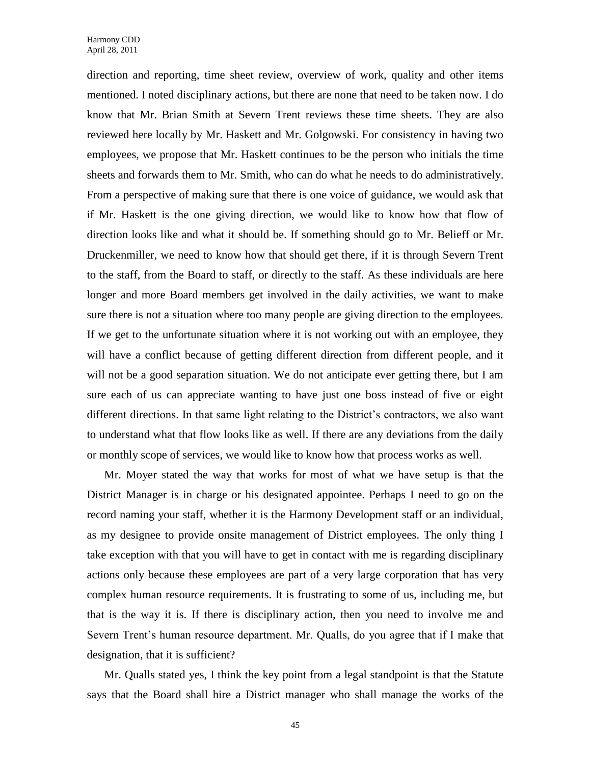direction and reporting, time sheet review, overview of work, quality and other items mentioned. I noted disciplinary actions, but there are none that need to be taken now. I do know that Mr. Brian Smith at Severn Trent reviews these time sheets. They are also reviewed here locally by Mr. Haskett and Mr. Golgowski. For consistency in having two employees, we propose that Mr. Haskett continues to be the person who initials the time sheets and forwards them to Mr. Smith, who can do what he needs to do administratively. From a perspective of making sure that there is one voice of guidance, we would ask that if Mr. Haskett is the one giving direction, we would like to know how that flow of direction looks like and what it should be. If something should go to Mr. Belieff or Mr. Druckenmiller, we need to know how that should get there, if it is through Severn Trent to the staff, from the Board to staff, or directly to the staff. As these individuals are here longer and more Board members get involved in the daily activities, we want to make sure there is not a situation where too many people are giving direction to the employees. If we get to the unfortunate situation where it is not working out with an employee, they will have a conflict because of getting different direction from different people, and it will not be a good separation situation. We do not anticipate ever getting there, but I am sure each of us can appreciate wanting to have just one boss instead of five or eight different directions. In that same light relating to the District's contractors, we also want to understand what that flow looks like as well. If there are any deviations from the daily or monthly scope of services, we would like to know how that process works as well.

Mr. Moyer stated the way that works for most of what we have setup is that the District Manager is in charge or his designated appointee. Perhaps I need to go on the record naming your staff, whether it is the Harmony Development staff or an individual, as my designee to provide onsite management of District employees. The only thing I take exception with that you will have to get in contact with me is regarding disciplinary actions only because these employees are part of a very large corporation that has very complex human resource requirements. It is frustrating to some of us, including me, but that is the way it is. If there is disciplinary action, then you need to involve me and Severn Trent's human resource department. Mr. Qualls, do you agree that if I make that designation, that it is sufficient?

Mr. Qualls stated yes, I think the key point from a legal standpoint is that the Statute says that the Board shall hire a District manager who shall manage the works of the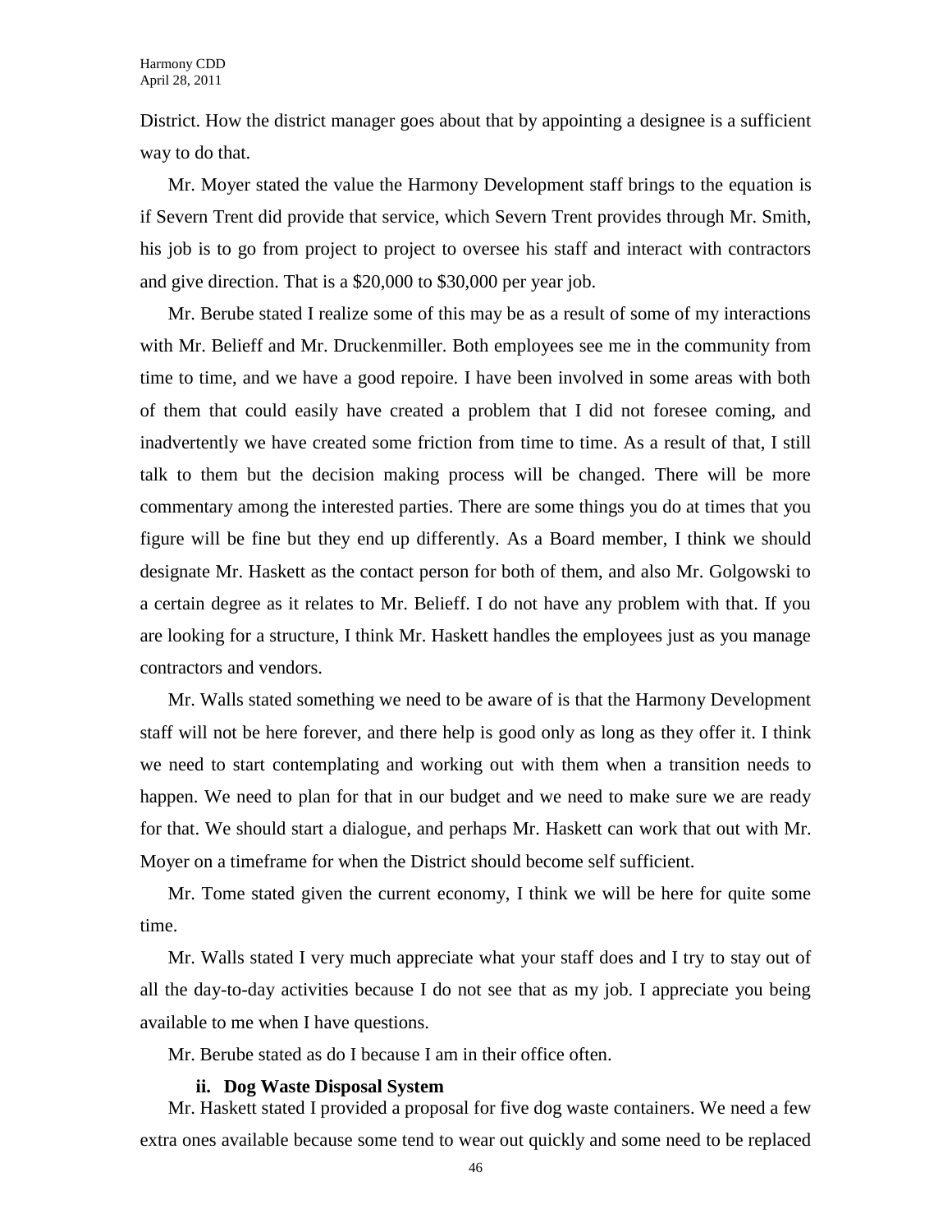District. How the district manager goes about that by appointing a designee is a sufficient way to do that.

Mr. Moyer stated the value the Harmony Development staff brings to the equation is if Severn Trent did provide that service, which Severn Trent provides through Mr. Smith, his job is to go from project to project to oversee his staff and interact with contractors and give direction. That is a $20,000 to $30,000 per year job.

Mr. Berube stated I realize some of this may be as a result of some of my interactions with Mr. Belieff and Mr. Druckenmiller. Both employees see me in the community from time to time, and we have a good repoire. I have been involved in some areas with both of them that could easily have created a problem that I did not foresee coming, and inadvertently we have created some friction from time to time. As a result of that, I still talk to them but the decision making process will be changed. There will be more commentary among the interested parties. There are some things you do at times that you figure will be fine but they end up differently. As a Board member, I think we should designate Mr. Haskett as the contact person for both of them, and also Mr. Golgowski to a certain degree as it relates to Mr. Belieff. I do not have any problem with that. If you are looking for a structure, I think Mr. Haskett handles the employees just as you manage contractors and vendors.

Mr. Walls stated something we need to be aware of is that the Harmony Development staff will not be here forever, and there help is good only as long as they offer it. I think we need to start contemplating and working out with them when a transition needs to happen. We need to plan for that in our budget and we need to make sure we are ready for that. We should start a dialogue, and perhaps Mr. Haskett can work that out with Mr. Moyer on a timeframe for when the District should become self sufficient.

Mr. Tome stated given the current economy, I think we will be here for quite some time.

Mr. Walls stated I very much appreciate what your staff does and I try to stay out of all the day-to-day activities because I do not see that as my job. I appreciate you being available to me when I have questions.

Mr. Berube stated as do I because I am in their office often.

**ii. Dog Waste Disposal System**

Mr. Haskett stated I provided a proposal for five dog waste containers. We need a few extra ones available because some tend to wear out quickly and some need to be replaced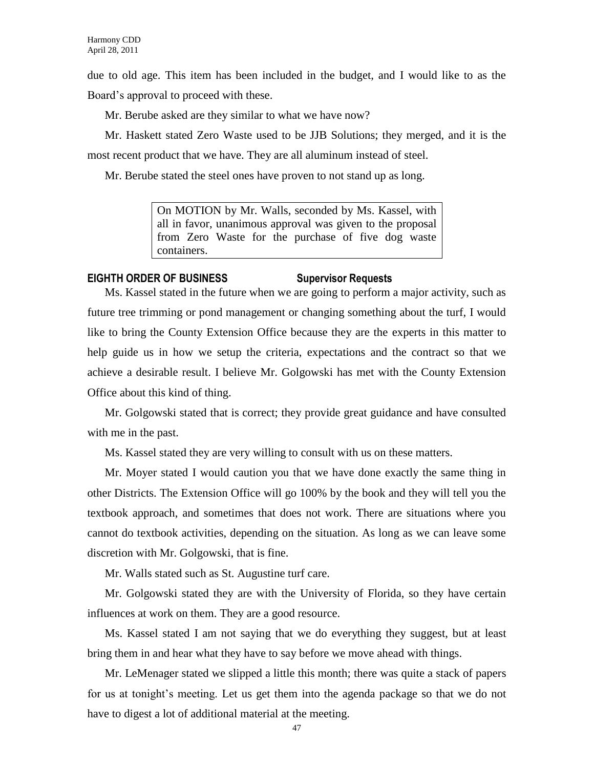due to old age. This item has been included in the budget, and I would like to as the Board's approval to proceed with these.

Mr. Berube asked are they similar to what we have now?

Mr. Haskett stated Zero Waste used to be JJB Solutions; they merged, and it is the most recent product that we have. They are all aluminum instead of steel.

Mr. Berube stated the steel ones have proven to not stand up as long.

> On MOTION by Mr. Walls, seconded by Ms. Kassel, with all in favor, unanimous approval was given to the proposal from Zero Waste for the purchase of five dog waste containers.

**EIGHTH ORDER OF BUSINESS Supervisor Requests**

Ms. Kassel stated in the future when we are going to perform a major activity, such as future tree trimming or pond management or changing something about the turf, I would like to bring the County Extension Office because they are the experts in this matter to help guide us in how we setup the criteria, expectations and the contract so that we achieve a desirable result. I believe Mr. Golgowski has met with the County Extension Office about this kind of thing.

Mr. Golgowski stated that is correct; they provide great guidance and have consulted with me in the past.

Ms. Kassel stated they are very willing to consult with us on these matters.

Mr. Moyer stated I would caution you that we have done exactly the same thing in other Districts. The Extension Office will go 100% by the book and they will tell you the textbook approach, and sometimes that does not work. There are situations where you cannot do textbook activities, depending on the situation. As long as we can leave some discretion with Mr. Golgowski, that is fine.

Mr. Walls stated such as St. Augustine turf care.

Mr. Golgowski stated they are with the University of Florida, so they have certain influences at work on them. They are a good resource.

Ms. Kassel stated I am not saying that we do everything they suggest, but at least bring them in and hear what they have to say before we move ahead with things.

Mr. LeMenager stated we slipped a little this month; there was quite a stack of papers for us at tonight's meeting. Let us get them into the agenda package so that we do not have to digest a lot of additional material at the meeting.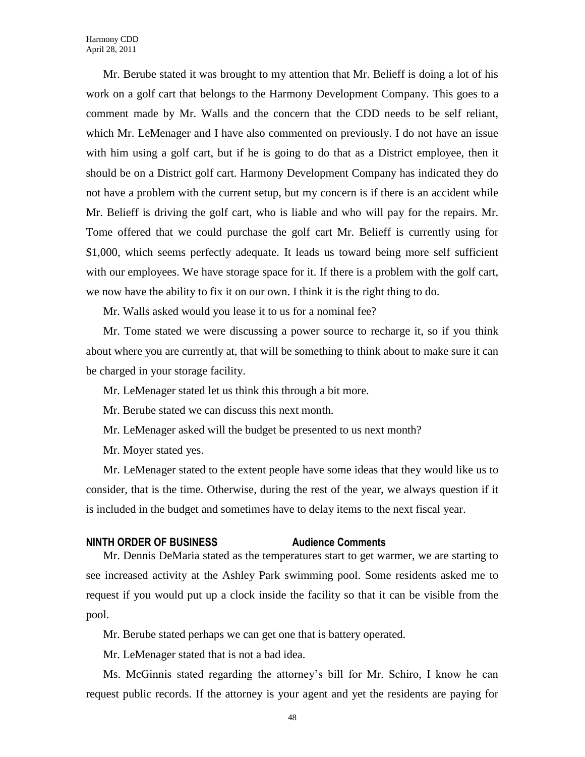Mr. Berube stated it was brought to my attention that Mr. Belieff is doing a lot of his work on a golf cart that belongs to the Harmony Development Company. This goes to a comment made by Mr. Walls and the concern that the CDD needs to be self reliant, which Mr. LeMenager and I have also commented on previously. I do not have an issue with him using a golf cart, but if he is going to do that as a District employee, then it should be on a District golf cart. Harmony Development Company has indicated they do not have a problem with the current setup, but my concern is if there is an accident while Mr. Belieff is driving the golf cart, who is liable and who will pay for the repairs. Mr. Tome offered that we could purchase the golf cart Mr. Belieff is currently using for $1,000, which seems perfectly adequate. It leads us toward being more self sufficient with our employees. We have storage space for it. If there is a problem with the golf cart, we now have the ability to fix it on our own. I think it is the right thing to do.

Mr. Walls asked would you lease it to us for a nominal fee?

Mr. Tome stated we were discussing a power source to recharge it, so if you think about where you are currently at, that will be something to think about to make sure it can be charged in your storage facility.

Mr. LeMenager stated let us think this through a bit more.

Mr. Berube stated we can discuss this next month.

Mr. LeMenager asked will the budget be presented to us next month?

Mr. Moyer stated yes.

Mr. LeMenager stated to the extent people have some ideas that they would like us to consider, that is the time. Otherwise, during the rest of the year, we always question if it is included in the budget and sometimes have to delay items to the next fiscal year.

**NINTH ORDER OF BUSINESS** **Audience Comments**

Mr. Dennis DeMaria stated as the temperatures start to get warmer, we are starting to see increased activity at the Ashley Park swimming pool. Some residents asked me to request if you would put up a clock inside the facility so that it can be visible from the pool.

Mr. Berube stated perhaps we can get one that is battery operated.

Mr. LeMenager stated that is not a bad idea.

Ms. McGinnis stated regarding the attorney's bill for Mr. Schiro, I know he can request public records. If the attorney is your agent and yet the residents are paying for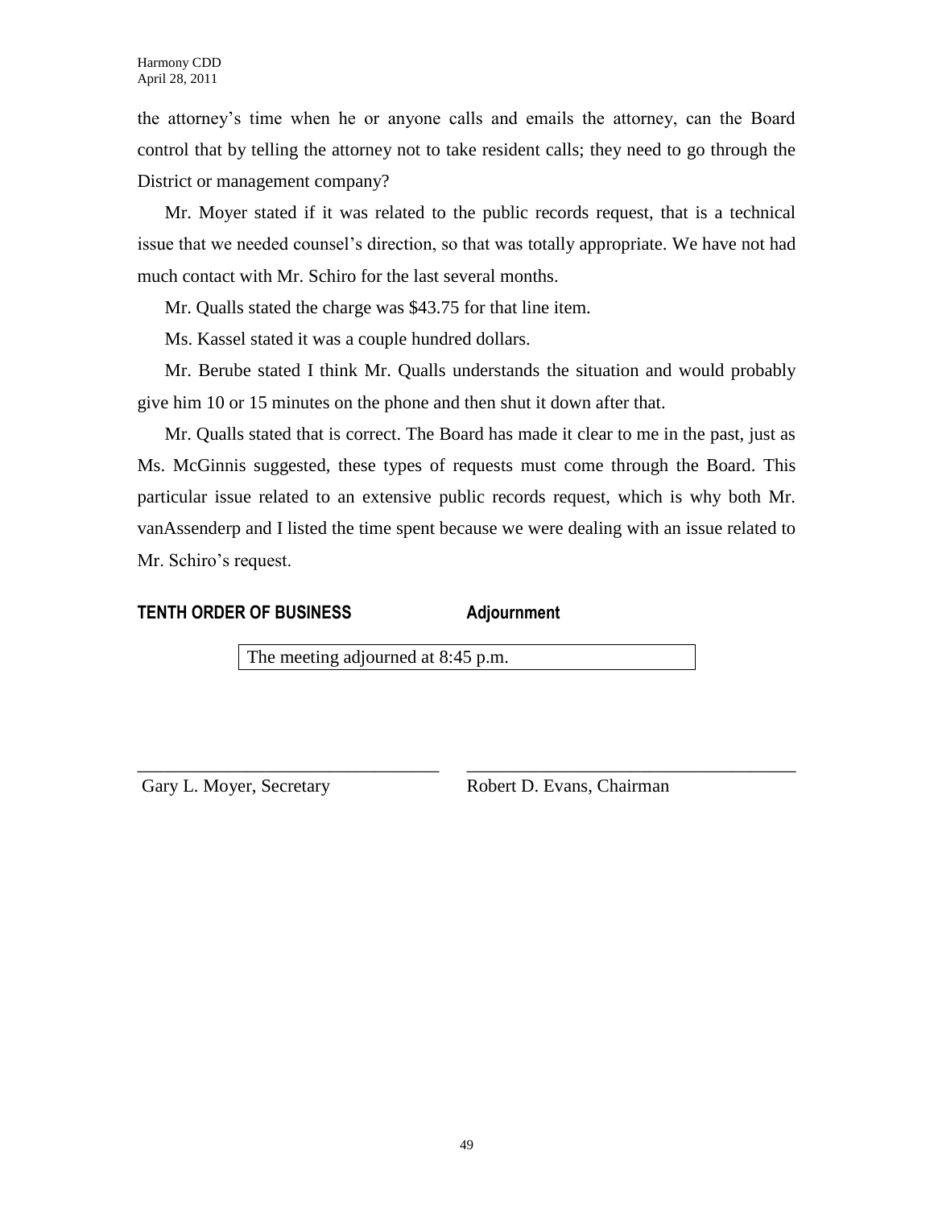the attorney's time when he or anyone calls and emails the attorney, can the Board control that by telling the attorney not to take resident calls; they need to go through the District or management company?

Mr. Moyer stated if it was related to the public records request, that is a technical issue that we needed counsel's direction, so that was totally appropriate. We have not had much contact with Mr. Schiro for the last several months.

Mr. Qualls stated the charge was $43.75 for that line item.

Ms. Kassel stated it was a couple hundred dollars.

Mr. Berube stated I think Mr. Qualls understands the situation and would probably give him 10 or 15 minutes on the phone and then shut it down after that.

Mr. Qualls stated that is correct. The Board has made it clear to me in the past, just as Ms. McGinnis suggested, these types of requests must come through the Board. This particular issue related to an extensive public records request, which is why both Mr. vanAssenderp and I listed the time spent because we were dealing with an issue related to Mr. Schiro's request.

## TENTH ORDER OF BUSINESS Adjournment

The meeting adjourned at 8:45 p.m.

\_\_\_\_\_\_\_\_\_\_\_\_\_\_\_\_\_\_\_\_\_\_\_\_\_\_\_\_\_\_\_\_\_\_ \_\_\_\_\_\_\_\_\_\_\_\_\_\_\_\_\_\_\_\_\_\_\_\_\_\_\_\_\_\_\_\_\_\_\_\_\_\_

Gary L. Moyer, Secretary Robert D. Evans, Chairman